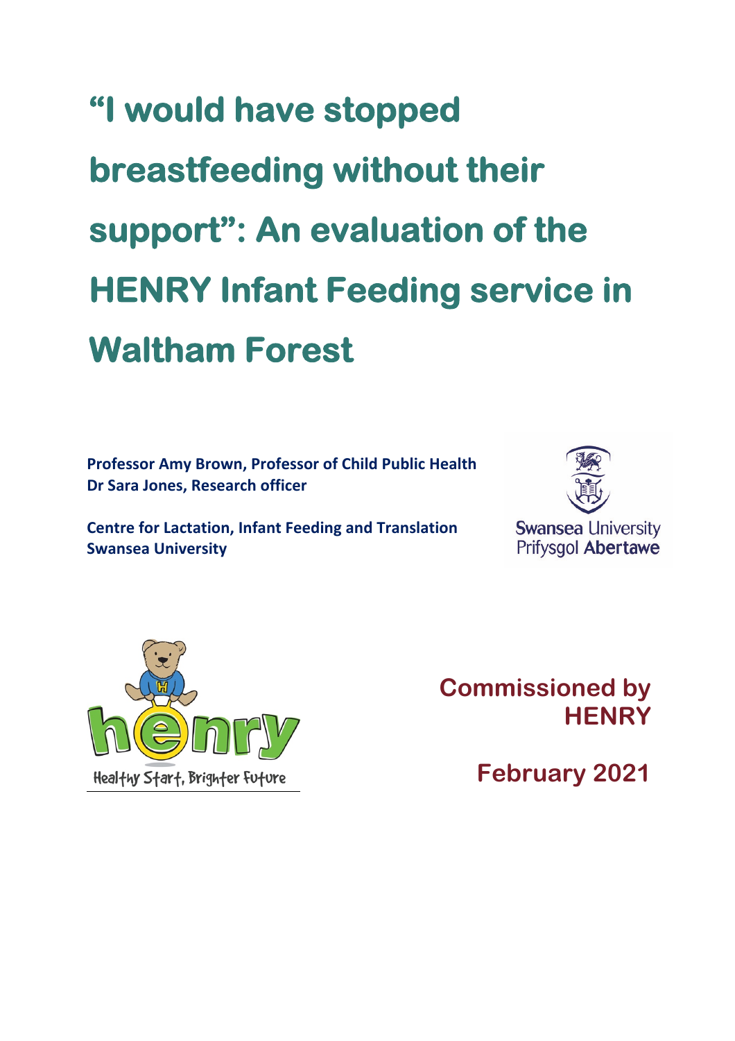# "I would have stopped breastfeeding without their support": An evaluation of the HENRY Infant Feeding service in Waltham Forest

**Professor Amy Brown, Professor of Child Public Health**
**Dr Sara Jones, Research officer**

**Centre for Lactation, Infant Feeding and Translation**
**Swansea University**

Swansea University
Prifysgol Abertawe

henry
Healthy Start, Brighter Future

**Commissioned by HENRY**

**February 2021**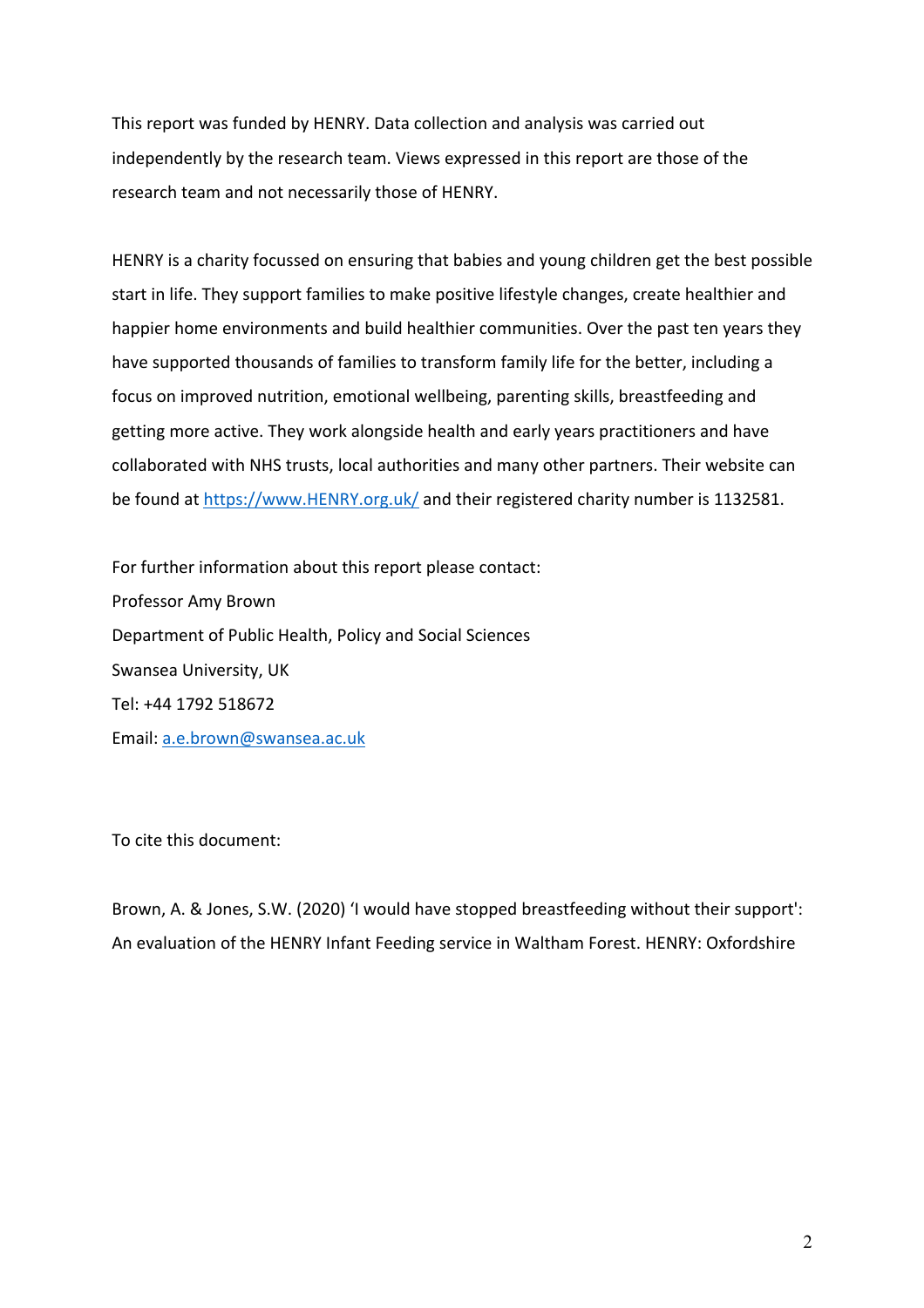This report was funded by HENRY. Data collection and analysis was carried out independently by the research team. Views expressed in this report are those of the research team and not necessarily those of HENRY.

HENRY is a charity focussed on ensuring that babies and young children get the best possible start in life. They support families to make positive lifestyle changes, create healthier and happier home environments and build healthier communities. Over the past ten years they have supported thousands of families to transform family life for the better, including a focus on improved nutrition, emotional wellbeing, parenting skills, breastfeeding and getting more active. They work alongside health and early years practitioners and have collaborated with NHS trusts, local authorities and many other partners. Their website can be found at [https://www.HENRY.org.uk/](https://www.HENRY.org.uk/) and their registered charity number is 1132581.

For further information about this report please contact:
Professor Amy Brown
Department of Public Health, Policy and Social Sciences
Swansea University, UK
Tel: +44 1792 518672
Email: [a.e.brown@swansea.ac.uk](mailto:a.e.brown@swansea.ac.uk)

To cite this document:

Brown, A. & Jones, S.W. (2020) 'I would have stopped breastfeeding without their support': An evaluation of the HENRY Infant Feeding service in Waltham Forest. HENRY: Oxfordshire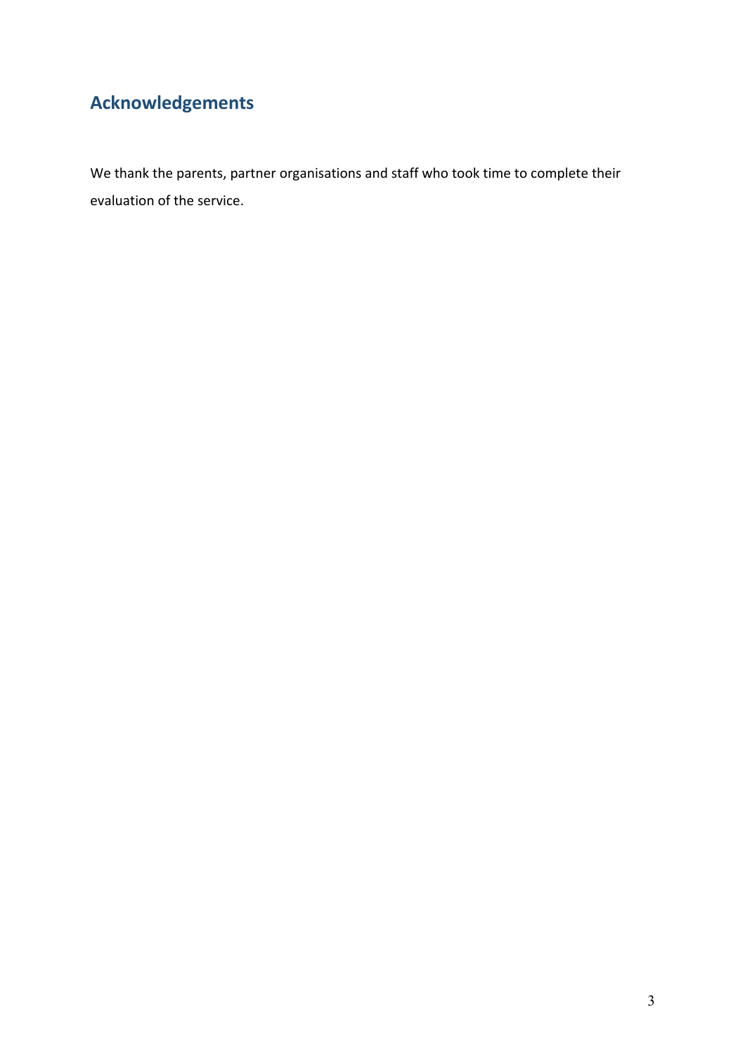## Acknowledgements

We thank the parents, partner organisations and staff who took time to complete their evaluation of the service.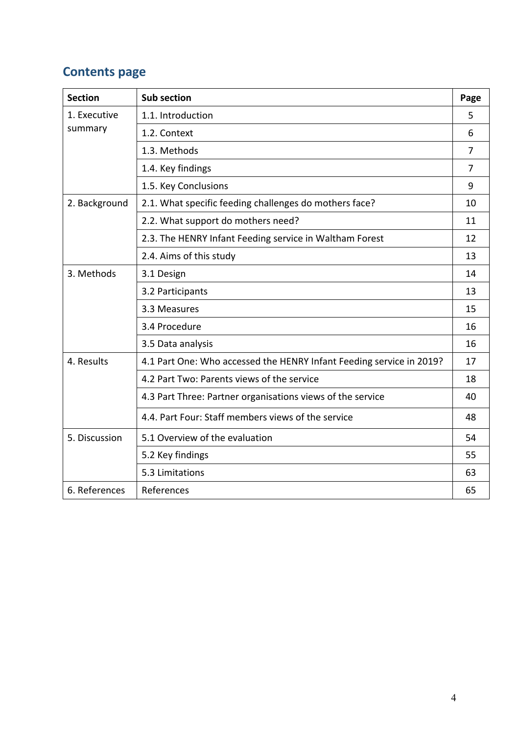## Contents page

| Section | Sub section | Page |
|---|---|---|
| 1. Executive summary | 1.1. Introduction | 5 |
| | 1.2. Context | 6 |
| | 1.3. Methods | 7 |
| | 1.4. Key findings | 7 |
| | 1.5. Key Conclusions | 9 |
| 2. Background | 2.1. What specific feeding challenges do mothers face? | 10 |
| | 2.2. What support do mothers need? | 11 |
| | 2.3. The HENRY Infant Feeding service in Waltham Forest | 12 |
| | 2.4. Aims of this study | 13 |
| 3. Methods | 3.1 Design | 14 |
| | 3.2 Participants | 13 |
| | 3.3 Measures | 15 |
| | 3.4 Procedure | 16 |
| | 3.5 Data analysis | 16 |
| 4. Results | 4.1 Part One: Who accessed the HENRY Infant Feeding service in 2019? | 17 |
| | 4.2 Part Two: Parents views of the service | 18 |
| | 4.3 Part Three: Partner organisations views of the service | 40 |
| | 4.4. Part Four: Staff members views of the service | 48 |
| 5. Discussion | 5.1 Overview of the evaluation | 54 |
| | 5.2 Key findings | 55 |
| | 5.3 Limitations | 63 |
| 6. References | References | 65 |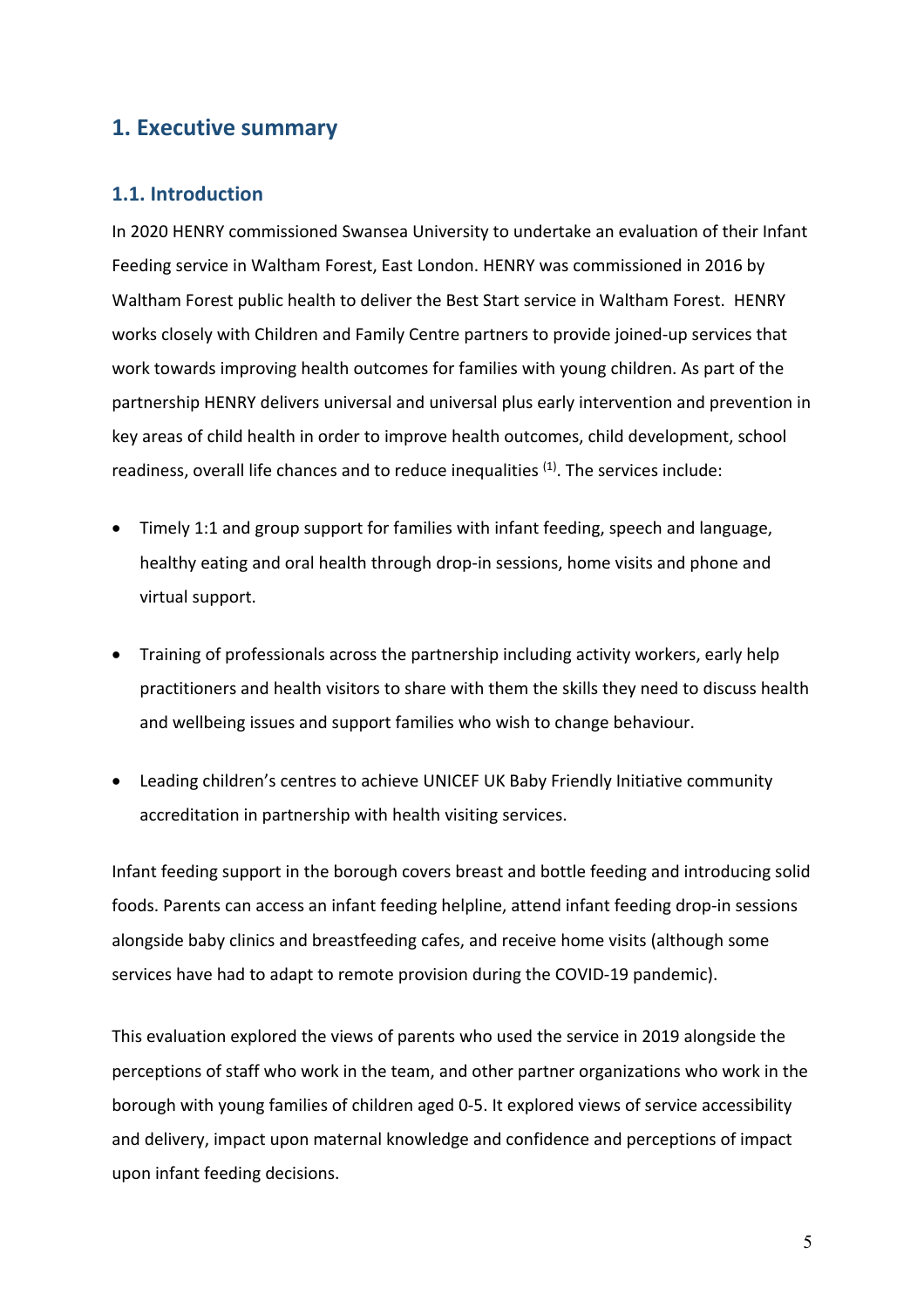# 1. Executive summary

## 1.1. Introduction

In 2020 HENRY commissioned Swansea University to undertake an evaluation of their Infant Feeding service in Waltham Forest, East London. HENRY was commissioned in 2016 by Waltham Forest public health to deliver the Best Start service in Waltham Forest. HENRY works closely with Children and Family Centre partners to provide joined-up services that work towards improving health outcomes for families with young children. As part of the partnership HENRY delivers universal and universal plus early intervention and prevention in key areas of child health in order to improve health outcomes, child development, school readiness, overall life chances and to reduce inequalities [(1)]. The services include:

- Timely 1:1 and group support for families with infant feeding, speech and language, healthy eating and oral health through drop-in sessions, home visits and phone and virtual support.
- Training of professionals across the partnership including activity workers, early help practitioners and health visitors to share with them the skills they need to discuss health and wellbeing issues and support families who wish to change behaviour.
- Leading children's centres to achieve UNICEF UK Baby Friendly Initiative community accreditation in partnership with health visiting services.

Infant feeding support in the borough covers breast and bottle feeding and introducing solid foods. Parents can access an infant feeding helpline, attend infant feeding drop-in sessions alongside baby clinics and breastfeeding cafes, and receive home visits (although some services have had to adapt to remote provision during the COVID-19 pandemic).

This evaluation explored the views of parents who used the service in 2019 alongside the perceptions of staff who work in the team, and other partner organizations who work in the borough with young families of children aged 0-5. It explored views of service accessibility and delivery, impact upon maternal knowledge and confidence and perceptions of impact upon infant feeding decisions.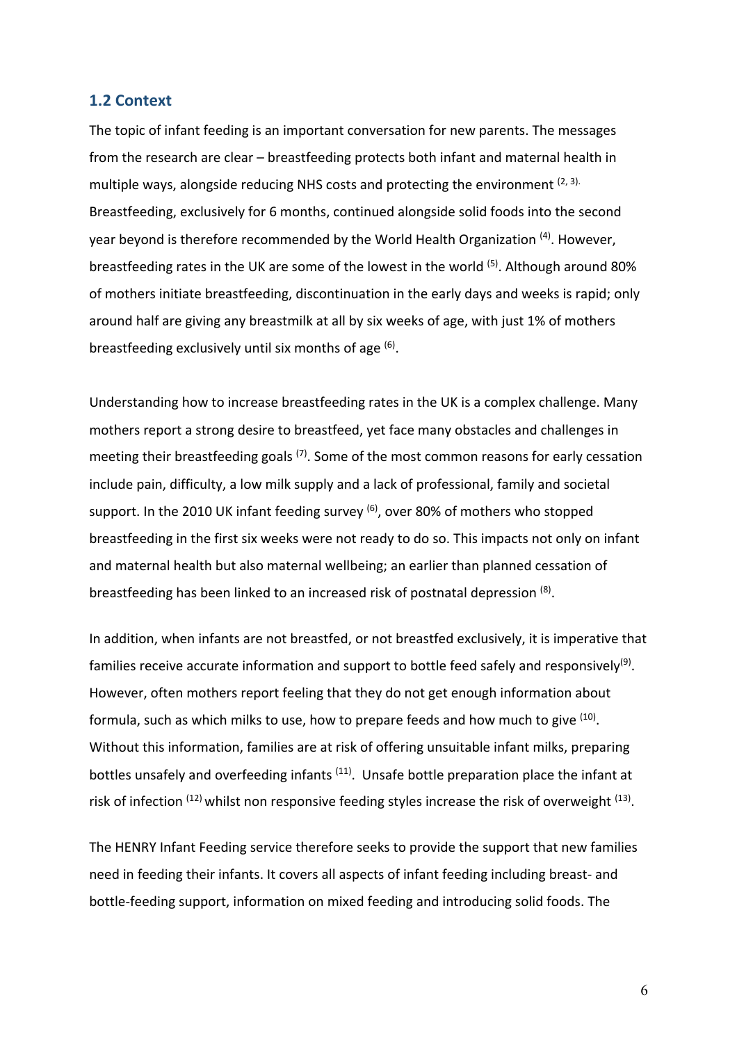## 1.2 Context

The topic of infant feeding is an important conversation for new parents. The messages from the research are clear – breastfeeding protects both infant and maternal health in multiple ways, alongside reducing NHS costs and protecting the environment [2, 3]. Breastfeeding, exclusively for 6 months, continued alongside solid foods into the second year beyond is therefore recommended by the World Health Organization [4]. However, breastfeeding rates in the UK are some of the lowest in the world [5]. Although around 80% of mothers initiate breastfeeding, discontinuation in the early days and weeks is rapid; only around half are giving any breastmilk at all by six weeks of age, with just 1% of mothers breastfeeding exclusively until six months of age [6].

Understanding how to increase breastfeeding rates in the UK is a complex challenge. Many mothers report a strong desire to breastfeed, yet face many obstacles and challenges in meeting their breastfeeding goals [7]. Some of the most common reasons for early cessation include pain, difficulty, a low milk supply and a lack of professional, family and societal support. In the 2010 UK infant feeding survey [6], over 80% of mothers who stopped breastfeeding in the first six weeks were not ready to do so. This impacts not only on infant and maternal health but also maternal wellbeing; an earlier than planned cessation of breastfeeding has been linked to an increased risk of postnatal depression [8].

In addition, when infants are not breastfed, or not breastfed exclusively, it is imperative that families receive accurate information and support to bottle feed safely and responsively[9]. However, often mothers report feeling that they do not get enough information about formula, such as which milks to use, how to prepare feeds and how much to give [10]. Without this information, families are at risk of offering unsuitable infant milks, preparing bottles unsafely and overfeeding infants [11]. Unsafe bottle preparation place the infant at risk of infection [12] whilst non responsive feeding styles increase the risk of overweight [13].

The HENRY Infant Feeding service therefore seeks to provide the support that new families need in feeding their infants. It covers all aspects of infant feeding including breast- and bottle-feeding support, information on mixed feeding and introducing solid foods. The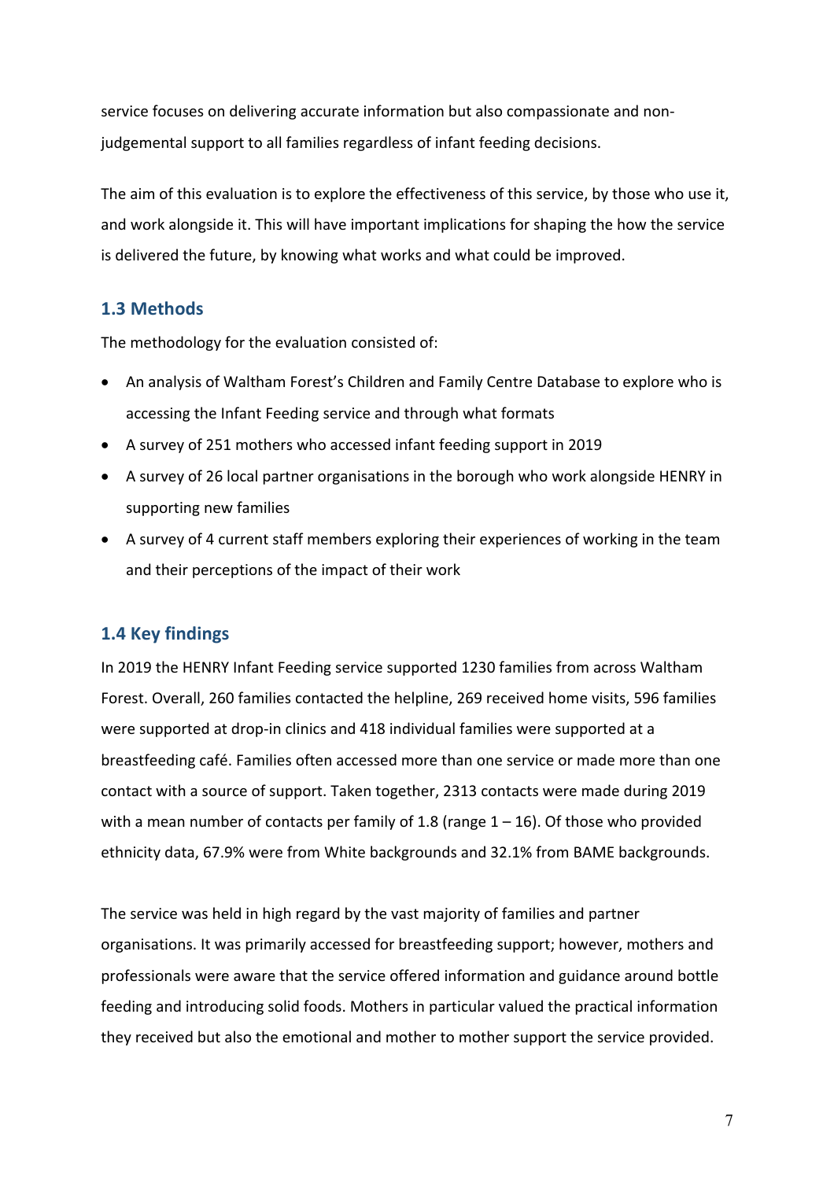service focuses on delivering accurate information but also compassionate and non-judgemental support to all families regardless of infant feeding decisions.

The aim of this evaluation is to explore the effectiveness of this service, by those who use it, and work alongside it. This will have important implications for shaping the how the service is delivered the future, by knowing what works and what could be improved.

### 1.3 Methods

The methodology for the evaluation consisted of:

- An analysis of Waltham Forest's Children and Family Centre Database to explore who is accessing the Infant Feeding service and through what formats
- A survey of 251 mothers who accessed infant feeding support in 2019
- A survey of 26 local partner organisations in the borough who work alongside HENRY in supporting new families
- A survey of 4 current staff members exploring their experiences of working in the team and their perceptions of the impact of their work

### 1.4 Key findings

In 2019 the HENRY Infant Feeding service supported 1230 families from across Waltham Forest. Overall, 260 families contacted the helpline, 269 received home visits, 596 families were supported at drop-in clinics and 418 individual families were supported at a breastfeeding café. Families often accessed more than one service or made more than one contact with a source of support. Taken together, 2313 contacts were made during 2019 with a mean number of contacts per family of 1.8 (range 1 – 16). Of those who provided ethnicity data, 67.9% were from White backgrounds and 32.1% from BAME backgrounds.

The service was held in high regard by the vast majority of families and partner organisations. It was primarily accessed for breastfeeding support; however, mothers and professionals were aware that the service offered information and guidance around bottle feeding and introducing solid foods. Mothers in particular valued the practical information they received but also the emotional and mother to mother support the service provided.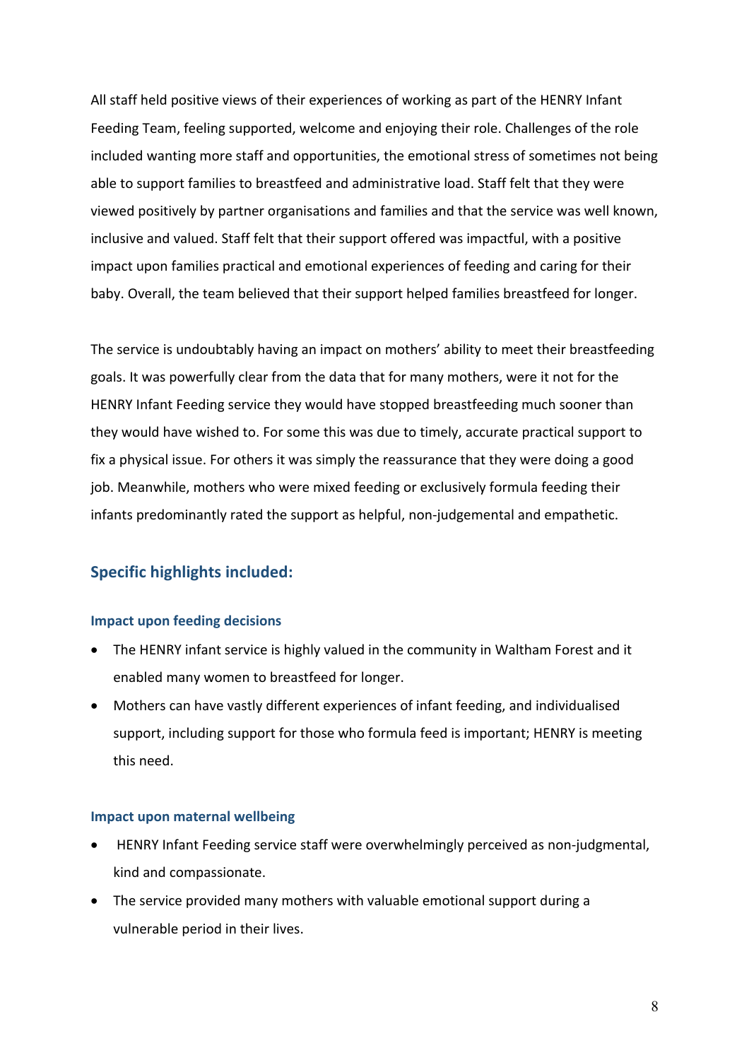All staff held positive views of their experiences of working as part of the HENRY Infant Feeding Team, feeling supported, welcome and enjoying their role. Challenges of the role included wanting more staff and opportunities, the emotional stress of sometimes not being able to support families to breastfeed and administrative load. Staff felt that they were viewed positively by partner organisations and families and that the service was well known, inclusive and valued. Staff felt that their support offered was impactful, with a positive impact upon families practical and emotional experiences of feeding and caring for their baby. Overall, the team believed that their support helped families breastfeed for longer.

The service is undoubtably having an impact on mothers' ability to meet their breastfeeding goals. It was powerfully clear from the data that for many mothers, were it not for the HENRY Infant Feeding service they would have stopped breastfeeding much sooner than they would have wished to. For some this was due to timely, accurate practical support to fix a physical issue. For others it was simply the reassurance that they were doing a good job. Meanwhile, mothers who were mixed feeding or exclusively formula feeding their infants predominantly rated the support as helpful, non-judgemental and empathetic.

## Specific highlights included:

### Impact upon feeding decisions

- The HENRY infant service is highly valued in the community in Waltham Forest and it enabled many women to breastfeed for longer.
- Mothers can have vastly different experiences of infant feeding, and individualised support, including support for those who formula feed is important; HENRY is meeting this need.

### Impact upon maternal wellbeing

- HENRY Infant Feeding service staff were overwhelmingly perceived as non-judgmental, kind and compassionate.
- The service provided many mothers with valuable emotional support during a vulnerable period in their lives.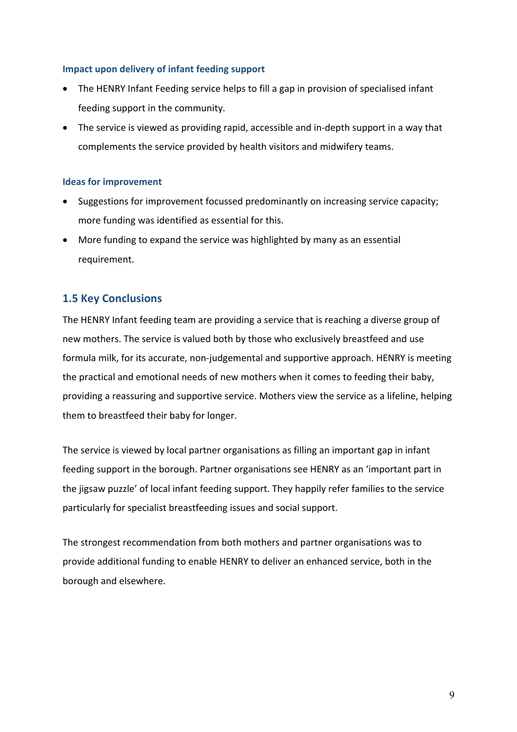### Impact upon delivery of infant feeding support

- The HENRY Infant Feeding service helps to fill a gap in provision of specialised infant feeding support in the community.
- The service is viewed as providing rapid, accessible and in-depth support in a way that complements the service provided by health visitors and midwifery teams.

### Ideas for improvement

- Suggestions for improvement focussed predominantly on increasing service capacity; more funding was identified as essential for this.
- More funding to expand the service was highlighted by many as an essential requirement.

## 1.5 Key Conclusions

The HENRY Infant feeding team are providing a service that is reaching a diverse group of new mothers. The service is valued both by those who exclusively breastfeed and use formula milk, for its accurate, non-judgemental and supportive approach. HENRY is meeting the practical and emotional needs of new mothers when it comes to feeding their baby, providing a reassuring and supportive service. Mothers view the service as a lifeline, helping them to breastfeed their baby for longer.

The service is viewed by local partner organisations as filling an important gap in infant feeding support in the borough. Partner organisations see HENRY as an 'important part in the jigsaw puzzle' of local infant feeding support. They happily refer families to the service particularly for specialist breastfeeding issues and social support.

The strongest recommendation from both mothers and partner organisations was to provide additional funding to enable HENRY to deliver an enhanced service, both in the borough and elsewhere.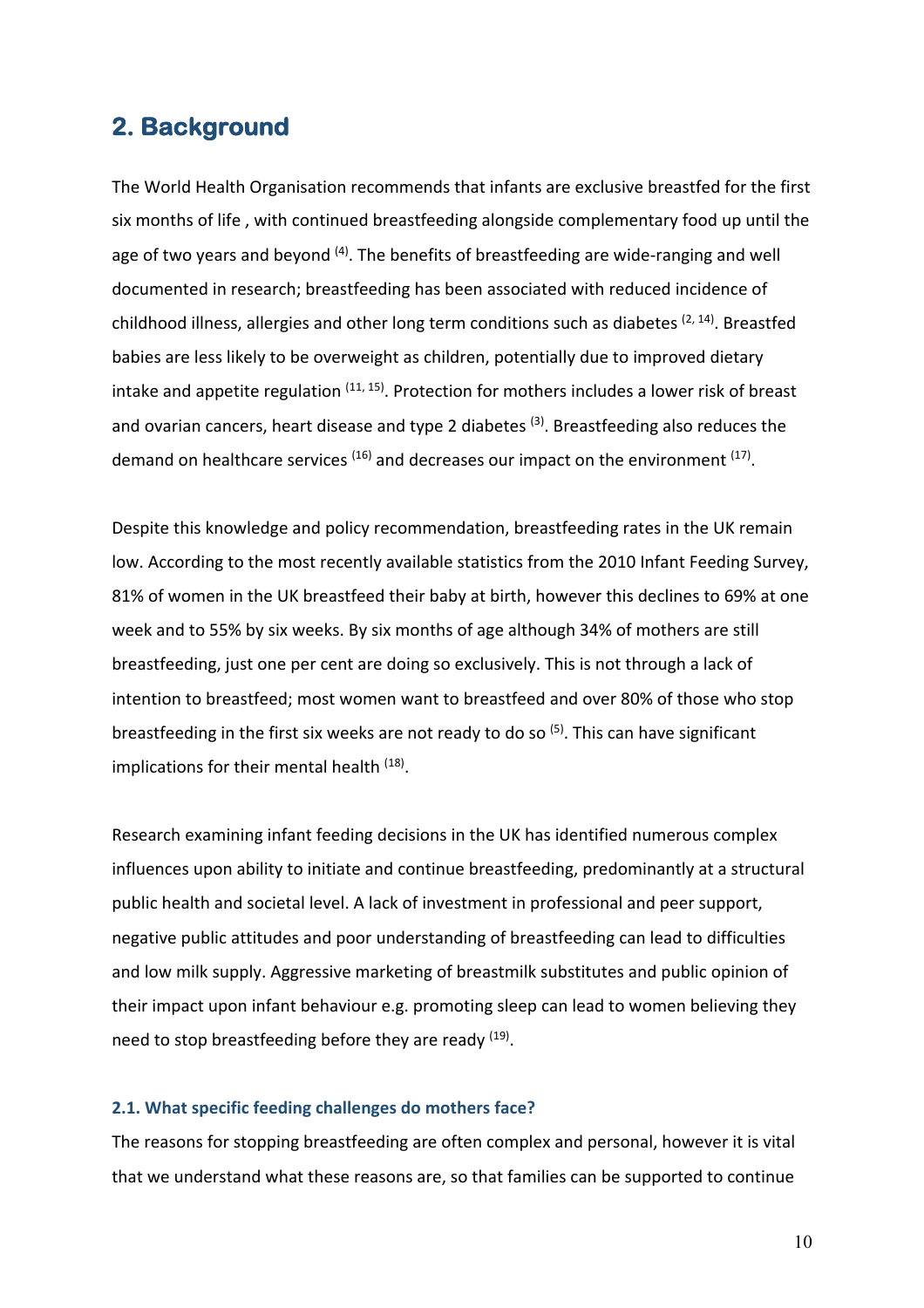## 2. Background

The World Health Organisation recommends that infants are exclusive breastfed for the first six months of life , with continued breastfeeding alongside complementary food up until the age of two years and beyond [4]. The benefits of breastfeeding are wide-ranging and well documented in research; breastfeeding has been associated with reduced incidence of childhood illness, allergies and other long term conditions such as diabetes [2, 14]. Breastfed babies are less likely to be overweight as children, potentially due to improved dietary intake and appetite regulation [11, 15]. Protection for mothers includes a lower risk of breast and ovarian cancers, heart disease and type 2 diabetes [3]. Breastfeeding also reduces the demand on healthcare services [16] and decreases our impact on the environment [17].

Despite this knowledge and policy recommendation, breastfeeding rates in the UK remain low. According to the most recently available statistics from the 2010 Infant Feeding Survey, 81% of women in the UK breastfeed their baby at birth, however this declines to 69% at one week and to 55% by six weeks. By six months of age although 34% of mothers are still breastfeeding, just one per cent are doing so exclusively. This is not through a lack of intention to breastfeed; most women want to breastfeed and over 80% of those who stop breastfeeding in the first six weeks are not ready to do so [5]. This can have significant implications for their mental health [18].

Research examining infant feeding decisions in the UK has identified numerous complex influences upon ability to initiate and continue breastfeeding, predominantly at a structural public health and societal level. A lack of investment in professional and peer support, negative public attitudes and poor understanding of breastfeeding can lead to difficulties and low milk supply. Aggressive marketing of breastmilk substitutes and public opinion of their impact upon infant behaviour e.g. promoting sleep can lead to women believing they need to stop breastfeeding before they are ready [19].

### 2.1. What specific feeding challenges do mothers face?

The reasons for stopping breastfeeding are often complex and personal, however it is vital that we understand what these reasons are, so that families can be supported to continue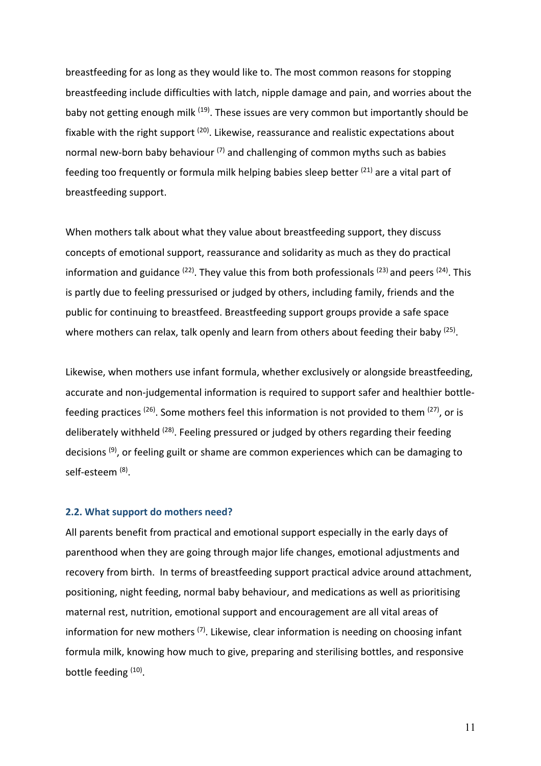breastfeeding for as long as they would like to. The most common reasons for stopping breastfeeding include difficulties with latch, nipple damage and pain, and worries about the baby not getting enough milk [19]. These issues are very common but importantly should be fixable with the right support [20]. Likewise, reassurance and realistic expectations about normal new-born baby behaviour [7] and challenging of common myths such as babies feeding too frequently or formula milk helping babies sleep better [21] are a vital part of breastfeeding support.

When mothers talk about what they value about breastfeeding support, they discuss concepts of emotional support, reassurance and solidarity as much as they do practical information and guidance [22]. They value this from both professionals [23] and peers [24]. This is partly due to feeling pressurised or judged by others, including family, friends and the public for continuing to breastfeed. Breastfeeding support groups provide a safe space where mothers can relax, talk openly and learn from others about feeding their baby [25].

Likewise, when mothers use infant formula, whether exclusively or alongside breastfeeding, accurate and non-judgemental information is required to support safer and healthier bottle-feeding practices [26]. Some mothers feel this information is not provided to them [27], or is deliberately withheld [28]. Feeling pressured or judged by others regarding their feeding decisions [9], or feeling guilt or shame are common experiences which can be damaging to self-esteem [8].

### 2.2. What support do mothers need?

All parents benefit from practical and emotional support especially in the early days of parenthood when they are going through major life changes, emotional adjustments and recovery from birth. In terms of breastfeeding support practical advice around attachment, positioning, night feeding, normal baby behaviour, and medications as well as prioritising maternal rest, nutrition, emotional support and encouragement are all vital areas of information for new mothers [7]. Likewise, clear information is needing on choosing infant formula milk, knowing how much to give, preparing and sterilising bottles, and responsive bottle feeding [10].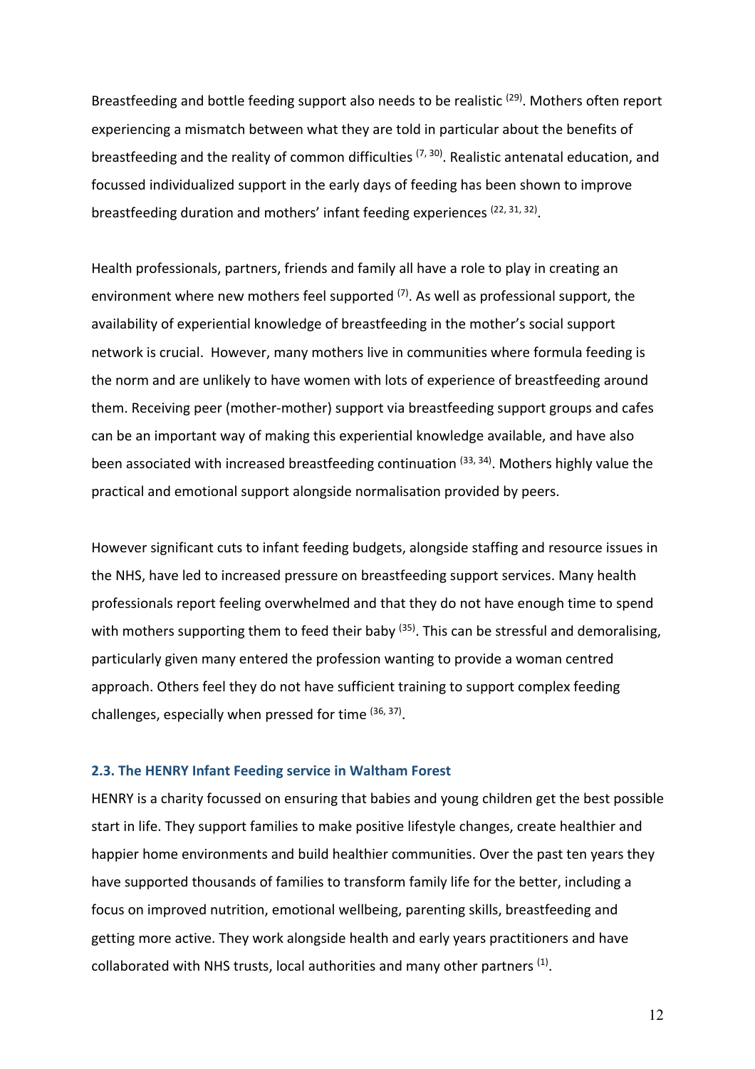Breastfeeding and bottle feeding support also needs to be realistic [29]. Mothers often report experiencing a mismatch between what they are told in particular about the benefits of breastfeeding and the reality of common difficulties [7, 30]. Realistic antenatal education, and focussed individualized support in the early days of feeding has been shown to improve breastfeeding duration and mothers' infant feeding experiences [22, 31, 32].

Health professionals, partners, friends and family all have a role to play in creating an environment where new mothers feel supported [7]. As well as professional support, the availability of experiential knowledge of breastfeeding in the mother's social support network is crucial. However, many mothers live in communities where formula feeding is the norm and are unlikely to have women with lots of experience of breastfeeding around them. Receiving peer (mother-mother) support via breastfeeding support groups and cafes can be an important way of making this experiential knowledge available, and have also been associated with increased breastfeeding continuation [33, 34]. Mothers highly value the practical and emotional support alongside normalisation provided by peers.

However significant cuts to infant feeding budgets, alongside staffing and resource issues in the NHS, have led to increased pressure on breastfeeding support services. Many health professionals report feeling overwhelmed and that they do not have enough time to spend with mothers supporting them to feed their baby [35]. This can be stressful and demoralising, particularly given many entered the profession wanting to provide a woman centred approach. Others feel they do not have sufficient training to support complex feeding challenges, especially when pressed for time [36, 37].

### 2.3. The HENRY Infant Feeding service in Waltham Forest

HENRY is a charity focussed on ensuring that babies and young children get the best possible start in life. They support families to make positive lifestyle changes, create healthier and happier home environments and build healthier communities. Over the past ten years they have supported thousands of families to transform family life for the better, including a focus on improved nutrition, emotional wellbeing, parenting skills, breastfeeding and getting more active. They work alongside health and early years practitioners and have collaborated with NHS trusts, local authorities and many other partners [1].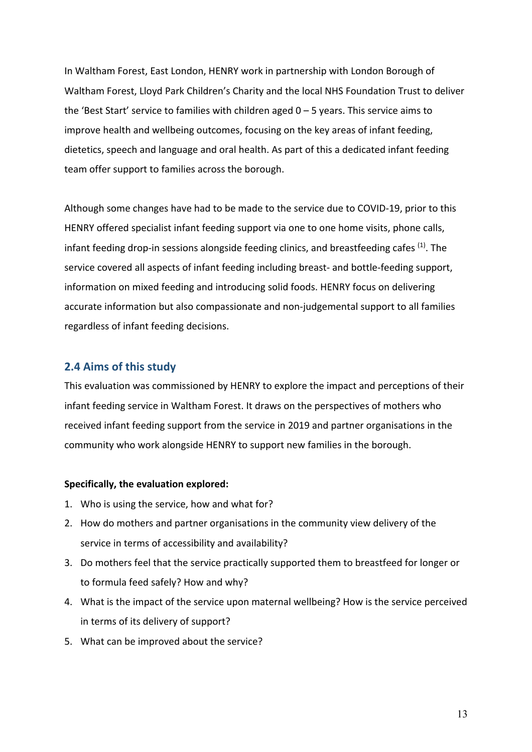In Waltham Forest, East London, HENRY work in partnership with London Borough of Waltham Forest, Lloyd Park Children's Charity and the local NHS Foundation Trust to deliver the 'Best Start' service to families with children aged 0 – 5 years. This service aims to improve health and wellbeing outcomes, focusing on the key areas of infant feeding, dietetics, speech and language and oral health. As part of this a dedicated infant feeding team offer support to families across the borough.

Although some changes have had to be made to the service due to COVID-19, prior to this HENRY offered specialist infant feeding support via one to one home visits, phone calls, infant feeding drop-in sessions alongside feeding clinics, and breastfeeding cafes [(1)]. The service covered all aspects of infant feeding including breast- and bottle-feeding support, information on mixed feeding and introducing solid foods. HENRY focus on delivering accurate information but also compassionate and non-judgemental support to all families regardless of infant feeding decisions.

## 2.4 Aims of this study

This evaluation was commissioned by HENRY to explore the impact and perceptions of their infant feeding service in Waltham Forest. It draws on the perspectives of mothers who received infant feeding support from the service in 2019 and partner organisations in the community who work alongside HENRY to support new families in the borough.

**Specifically, the evaluation explored:**

1. Who is using the service, how and what for?
2. How do mothers and partner organisations in the community view delivery of the service in terms of accessibility and availability?
3. Do mothers feel that the service practically supported them to breastfeed for longer or to formula feed safely? How and why?
4. What is the impact of the service upon maternal wellbeing? How is the service perceived in terms of its delivery of support?
5. What can be improved about the service?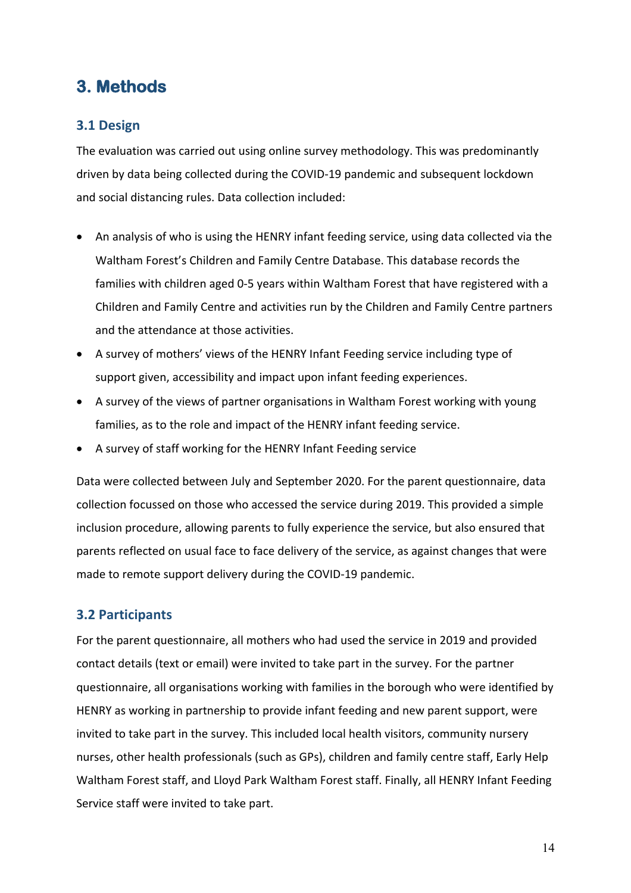# 3. Methods

## 3.1 Design

The evaluation was carried out using online survey methodology. This was predominantly driven by data being collected during the COVID-19 pandemic and subsequent lockdown and social distancing rules. Data collection included:

- An analysis of who is using the HENRY infant feeding service, using data collected via the Waltham Forest's Children and Family Centre Database. This database records the families with children aged 0-5 years within Waltham Forest that have registered with a Children and Family Centre and activities run by the Children and Family Centre partners and the attendance at those activities.
- A survey of mothers' views of the HENRY Infant Feeding service including type of support given, accessibility and impact upon infant feeding experiences.
- A survey of the views of partner organisations in Waltham Forest working with young families, as to the role and impact of the HENRY infant feeding service.
- A survey of staff working for the HENRY Infant Feeding service

Data were collected between July and September 2020. For the parent questionnaire, data collection focussed on those who accessed the service during 2019. This provided a simple inclusion procedure, allowing parents to fully experience the service, but also ensured that parents reflected on usual face to face delivery of the service, as against changes that were made to remote support delivery during the COVID-19 pandemic.

## 3.2 Participants

For the parent questionnaire, all mothers who had used the service in 2019 and provided contact details (text or email) were invited to take part in the survey. For the partner questionnaire, all organisations working with families in the borough who were identified by HENRY as working in partnership to provide infant feeding and new parent support, were invited to take part in the survey. This included local health visitors, community nursery nurses, other health professionals (such as GPs), children and family centre staff, Early Help Waltham Forest staff, and Lloyd Park Waltham Forest staff. Finally, all HENRY Infant Feeding Service staff were invited to take part.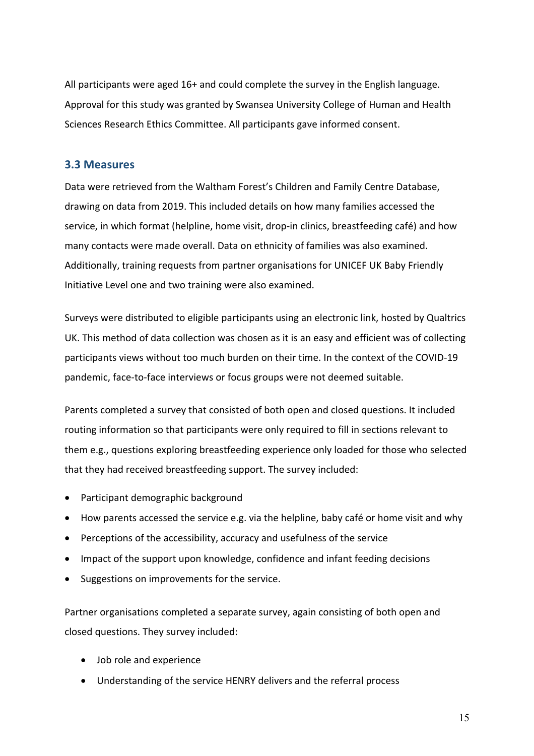All participants were aged 16+ and could complete the survey in the English language. Approval for this study was granted by Swansea University College of Human and Health Sciences Research Ethics Committee. All participants gave informed consent.

### 3.3 Measures

Data were retrieved from the Waltham Forest's Children and Family Centre Database, drawing on data from 2019. This included details on how many families accessed the service, in which format (helpline, home visit, drop-in clinics, breastfeeding café) and how many contacts were made overall. Data on ethnicity of families was also examined. Additionally, training requests from partner organisations for UNICEF UK Baby Friendly Initiative Level one and two training were also examined.

Surveys were distributed to eligible participants using an electronic link, hosted by Qualtrics UK. This method of data collection was chosen as it is an easy and efficient was of collecting participants views without too much burden on their time. In the context of the COVID-19 pandemic, face-to-face interviews or focus groups were not deemed suitable.

Parents completed a survey that consisted of both open and closed questions. It included routing information so that participants were only required to fill in sections relevant to them e.g., questions exploring breastfeeding experience only loaded for those who selected that they had received breastfeeding support. The survey included:

- Participant demographic background
- How parents accessed the service e.g. via the helpline, baby café or home visit and why
- Perceptions of the accessibility, accuracy and usefulness of the service
- Impact of the support upon knowledge, confidence and infant feeding decisions
- Suggestions on improvements for the service.

Partner organisations completed a separate survey, again consisting of both open and closed questions. They survey included:

- Job role and experience
- Understanding of the service HENRY delivers and the referral process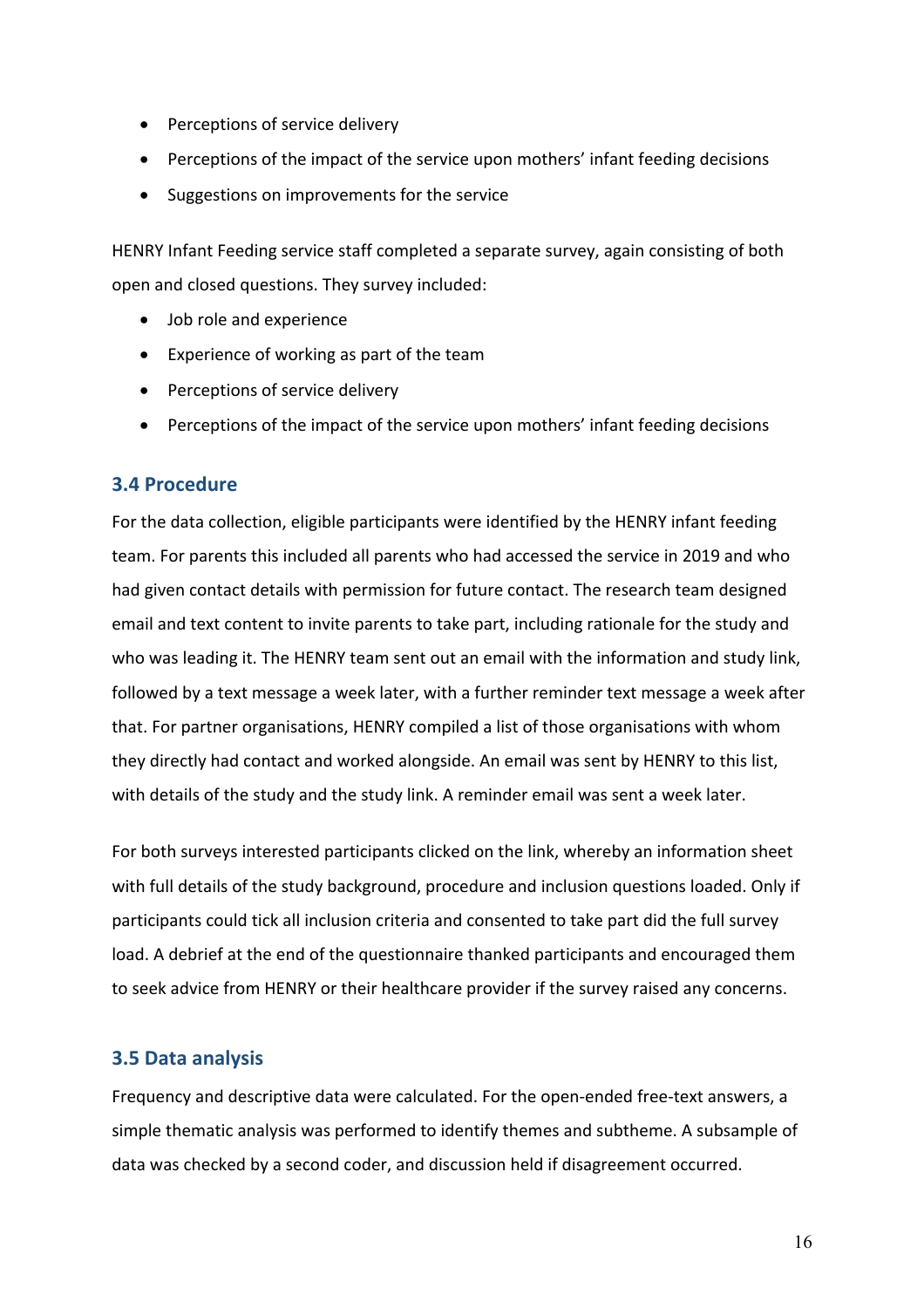- Perceptions of service delivery
- Perceptions of the impact of the service upon mothers' infant feeding decisions
- Suggestions on improvements for the service

HENRY Infant Feeding service staff completed a separate survey, again consisting of both open and closed questions. They survey included:

- Job role and experience
- Experience of working as part of the team
- Perceptions of service delivery
- Perceptions of the impact of the service upon mothers' infant feeding decisions

### 3.4 Procedure

For the data collection, eligible participants were identified by the HENRY infant feeding team. For parents this included all parents who had accessed the service in 2019 and who had given contact details with permission for future contact. The research team designed email and text content to invite parents to take part, including rationale for the study and who was leading it. The HENRY team sent out an email with the information and study link, followed by a text message a week later, with a further reminder text message a week after that. For partner organisations, HENRY compiled a list of those organisations with whom they directly had contact and worked alongside. An email was sent by HENRY to this list, with details of the study and the study link. A reminder email was sent a week later.

For both surveys interested participants clicked on the link, whereby an information sheet with full details of the study background, procedure and inclusion questions loaded. Only if participants could tick all inclusion criteria and consented to take part did the full survey load. A debrief at the end of the questionnaire thanked participants and encouraged them to seek advice from HENRY or their healthcare provider if the survey raised any concerns.

### 3.5 Data analysis

Frequency and descriptive data were calculated. For the open-ended free-text answers, a simple thematic analysis was performed to identify themes and subtheme. A subsample of data was checked by a second coder, and discussion held if disagreement occurred.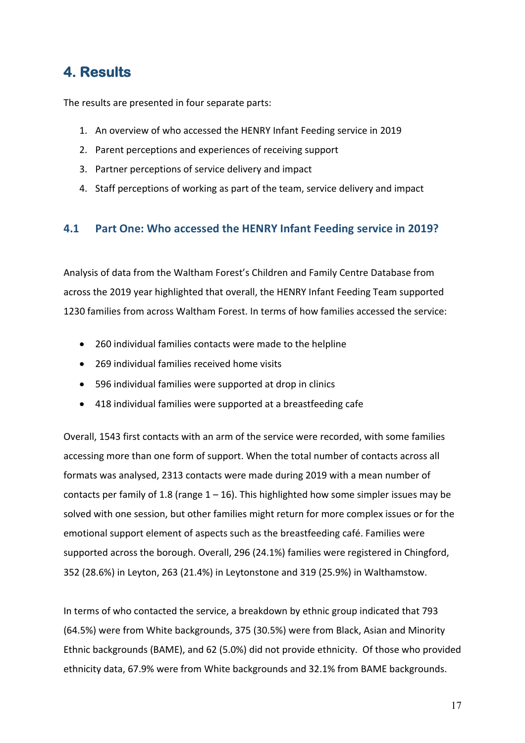# 4. Results

The results are presented in four separate parts:

1. An overview of who accessed the HENRY Infant Feeding service in 2019
2. Parent perceptions and experiences of receiving support
3. Partner perceptions of service delivery and impact
4. Staff perceptions of working as part of the team, service delivery and impact

## 4.1 Part One: Who accessed the HENRY Infant Feeding service in 2019?

Analysis of data from the Waltham Forest's Children and Family Centre Database from across the 2019 year highlighted that overall, the HENRY Infant Feeding Team supported 1230 families from across Waltham Forest. In terms of how families accessed the service:

- 260 individual families contacts were made to the helpline
- 269 individual families received home visits
- 596 individual families were supported at drop in clinics
- 418 individual families were supported at a breastfeeding cafe

Overall, 1543 first contacts with an arm of the service were recorded, with some families accessing more than one form of support. When the total number of contacts across all formats was analysed, 2313 contacts were made during 2019 with a mean number of contacts per family of 1.8 (range 1 – 16). This highlighted how some simpler issues may be solved with one session, but other families might return for more complex issues or for the emotional support element of aspects such as the breastfeeding café. Families were supported across the borough. Overall, 296 (24.1%) families were registered in Chingford, 352 (28.6%) in Leyton, 263 (21.4%) in Leytonstone and 319 (25.9%) in Walthamstow.

In terms of who contacted the service, a breakdown by ethnic group indicated that 793 (64.5%) were from White backgrounds, 375 (30.5%) were from Black, Asian and Minority Ethnic backgrounds (BAME), and 62 (5.0%) did not provide ethnicity. Of those who provided ethnicity data, 67.9% were from White backgrounds and 32.1% from BAME backgrounds.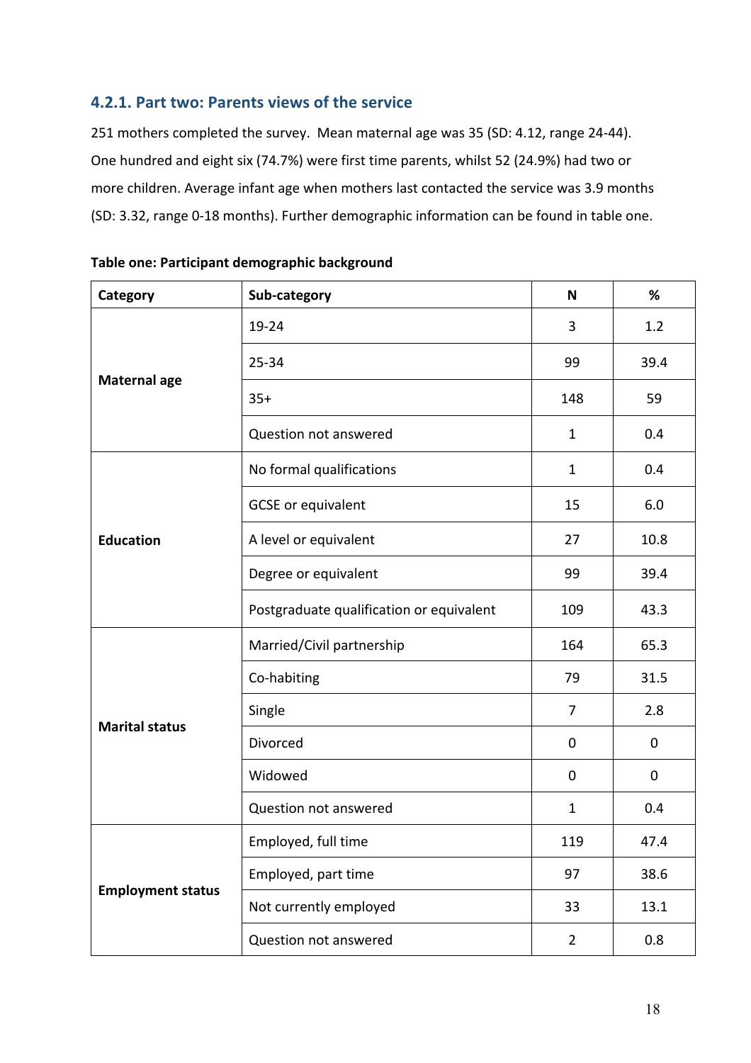### 4.2.1. Part two: Parents views of the service

251 mothers completed the survey. Mean maternal age was 35 (SD: 4.12, range 24-44). One hundred and eight six (74.7%) were first time parents, whilst 52 (24.9%) had two or more children. Average infant age when mothers last contacted the service was 3.9 months (SD: 3.32, range 0-18 months). Further demographic information can be found in table one.

**Table one: Participant demographic background**

| Category | Sub-category | N | % |
|---|---|---|---|
| **Maternal age** | 19-24 | 3 | 1.2 |
| | 25-34 | 99 | 39.4 |
| | 35+ | 148 | 59 |
| | Question not answered | 1 | 0.4 |
| **Education** | No formal qualifications | 1 | 0.4 |
| | GCSE or equivalent | 15 | 6.0 |
| | A level or equivalent | 27 | 10.8 |
| | Degree or equivalent | 99 | 39.4 |
| | Postgraduate qualification or equivalent | 109 | 43.3 |
| **Marital status** | Married/Civil partnership | 164 | 65.3 |
| | Co-habiting | 79 | 31.5 |
| | Single | 7 | 2.8 |
| | Divorced | 0 | 0 |
| | Widowed | 0 | 0 |
| | Question not answered | 1 | 0.4 |
| **Employment status** | Employed, full time | 119 | 47.4 |
| | Employed, part time | 97 | 38.6 |
| | Not currently employed | 33 | 13.1 |
| | Question not answered | 2 | 0.8 |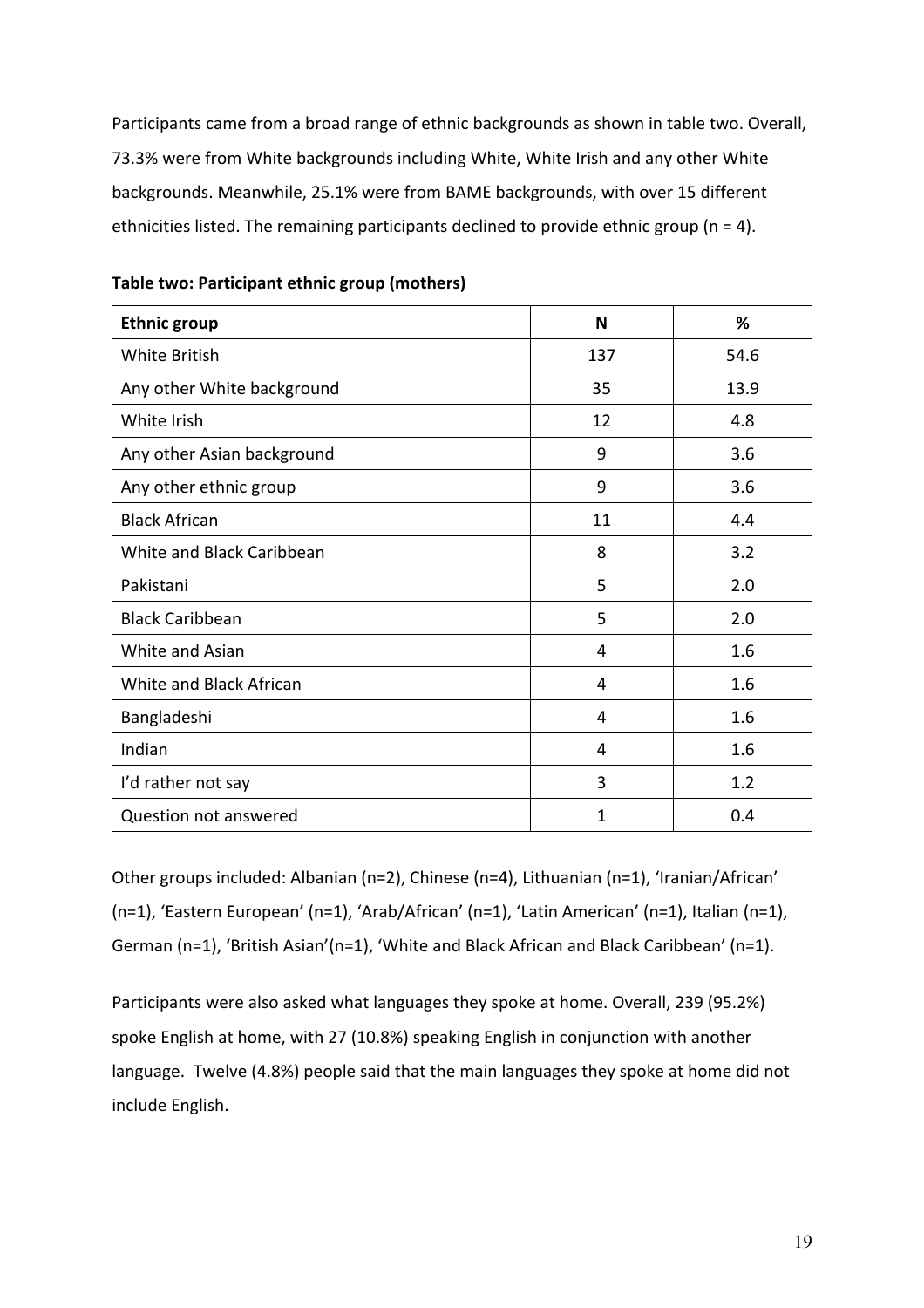Participants came from a broad range of ethnic backgrounds as shown in table two. Overall, 73.3% were from White backgrounds including White, White Irish and any other White backgrounds. Meanwhile, 25.1% were from BAME backgrounds, with over 15 different ethnicities listed. The remaining participants declined to provide ethnic group (n = 4).

**Table two: Participant ethnic group (mothers)**

| Ethnic group | N | % |
|---|---|---|
| White British | 137 | 54.6 |
| Any other White background | 35 | 13.9 |
| White Irish | 12 | 4.8 |
| Any other Asian background | 9 | 3.6 |
| Any other ethnic group | 9 | 3.6 |
| Black African | 11 | 4.4 |
| White and Black Caribbean | 8 | 3.2 |
| Pakistani | 5 | 2.0 |
| Black Caribbean | 5 | 2.0 |
| White and Asian | 4 | 1.6 |
| White and Black African | 4 | 1.6 |
| Bangladeshi | 4 | 1.6 |
| Indian | 4 | 1.6 |
| I'd rather not say | 3 | 1.2 |
| Question not answered | 1 | 0.4 |

Other groups included: Albanian (n=2), Chinese (n=4), Lithuanian (n=1), 'Iranian/African' (n=1), 'Eastern European' (n=1), 'Arab/African' (n=1), 'Latin American' (n=1), Italian (n=1), German (n=1), 'British Asian'(n=1), 'White and Black African and Black Caribbean' (n=1).

Participants were also asked what languages they spoke at home. Overall, 239 (95.2%) spoke English at home, with 27 (10.8%) speaking English in conjunction with another language. Twelve (4.8%) people said that the main languages they spoke at home did not include English.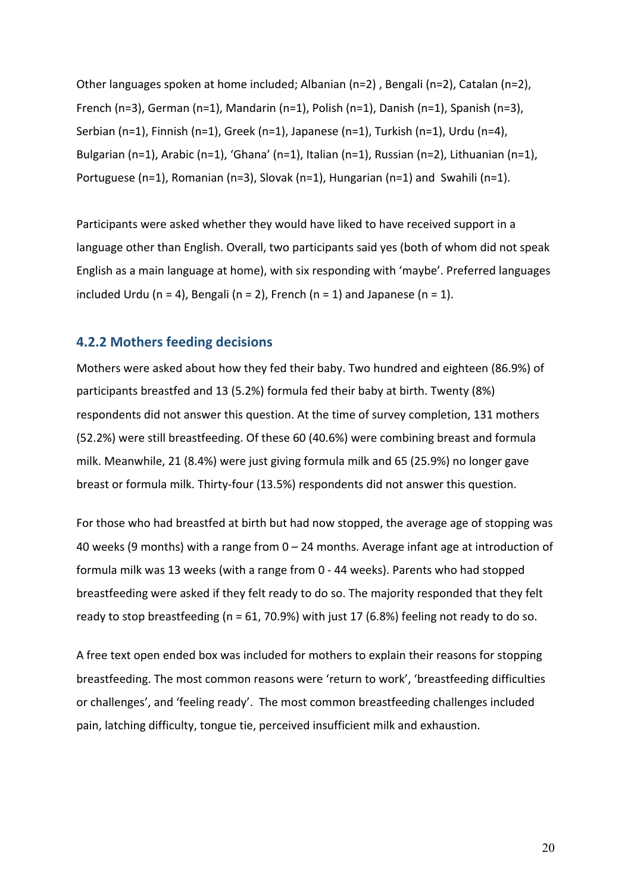Other languages spoken at home included; Albanian (n=2) , Bengali (n=2), Catalan (n=2), French (n=3), German (n=1), Mandarin (n=1), Polish (n=1), Danish (n=1), Spanish (n=3), Serbian (n=1), Finnish (n=1), Greek (n=1), Japanese (n=1), Turkish (n=1), Urdu (n=4), Bulgarian (n=1), Arabic (n=1), 'Ghana' (n=1), Italian (n=1), Russian (n=2), Lithuanian (n=1), Portuguese (n=1), Romanian (n=3), Slovak (n=1), Hungarian (n=1) and Swahili (n=1).

Participants were asked whether they would have liked to have received support in a language other than English. Overall, two participants said yes (both of whom did not speak English as a main language at home), with six responding with 'maybe'. Preferred languages included Urdu (n = 4), Bengali (n = 2), French (n = 1) and Japanese (n = 1).

### 4.2.2 Mothers feeding decisions

Mothers were asked about how they fed their baby. Two hundred and eighteen (86.9%) of participants breastfed and 13 (5.2%) formula fed their baby at birth. Twenty (8%) respondents did not answer this question. At the time of survey completion, 131 mothers (52.2%) were still breastfeeding. Of these 60 (40.6%) were combining breast and formula milk. Meanwhile, 21 (8.4%) were just giving formula milk and 65 (25.9%) no longer gave breast or formula milk. Thirty-four (13.5%) respondents did not answer this question.

For those who had breastfed at birth but had now stopped, the average age of stopping was 40 weeks (9 months) with a range from 0 – 24 months. Average infant age at introduction of formula milk was 13 weeks (with a range from 0 - 44 weeks). Parents who had stopped breastfeeding were asked if they felt ready to do so. The majority responded that they felt ready to stop breastfeeding (n = 61, 70.9%) with just 17 (6.8%) feeling not ready to do so.

A free text open ended box was included for mothers to explain their reasons for stopping breastfeeding. The most common reasons were 'return to work', 'breastfeeding difficulties or challenges', and 'feeling ready'. The most common breastfeeding challenges included pain, latching difficulty, tongue tie, perceived insufficient milk and exhaustion.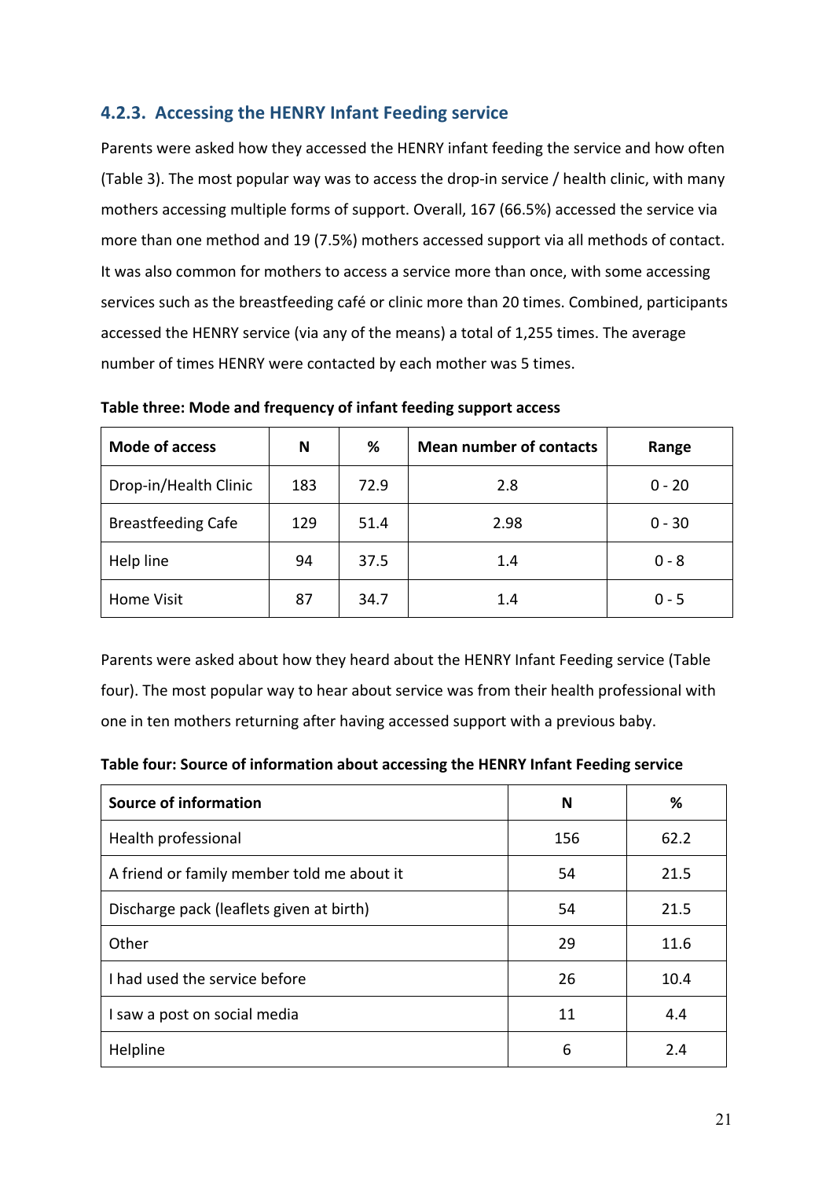### 4.2.3. Accessing the HENRY Infant Feeding service

Parents were asked how they accessed the HENRY infant feeding the service and how often (Table 3). The most popular way was to access the drop-in service / health clinic, with many mothers accessing multiple forms of support. Overall, 167 (66.5%) accessed the service via more than one method and 19 (7.5%) mothers accessed support via all methods of contact. It was also common for mothers to access a service more than once, with some accessing services such as the breastfeeding café or clinic more than 20 times. Combined, participants accessed the HENRY service (via any of the means) a total of 1,255 times. The average number of times HENRY were contacted by each mother was 5 times.

**Table three: Mode and frequency of infant feeding support access**

| Mode of access | N | % | Mean number of contacts | Range |
|---|---|---|---|---|
| Drop-in/Health Clinic | 183 | 72.9 | 2.8 | 0 - 20 |
| Breastfeeding Cafe | 129 | 51.4 | 2.98 | 0 - 30 |
| Help line | 94 | 37.5 | 1.4 | 0 - 8 |
| Home Visit | 87 | 34.7 | 1.4 | 0 - 5 |

Parents were asked about how they heard about the HENRY Infant Feeding service (Table four). The most popular way to hear about service was from their health professional with one in ten mothers returning after having accessed support with a previous baby.

**Table four: Source of information about accessing the HENRY Infant Feeding service**

| Source of information | N | % |
|---|---|---|
| Health professional | 156 | 62.2 |
| A friend or family member told me about it | 54 | 21.5 |
| Discharge pack (leaflets given at birth) | 54 | 21.5 |
| Other | 29 | 11.6 |
| I had used the service before | 26 | 10.4 |
| I saw a post on social media | 11 | 4.4 |
| Helpline | 6 | 2.4 |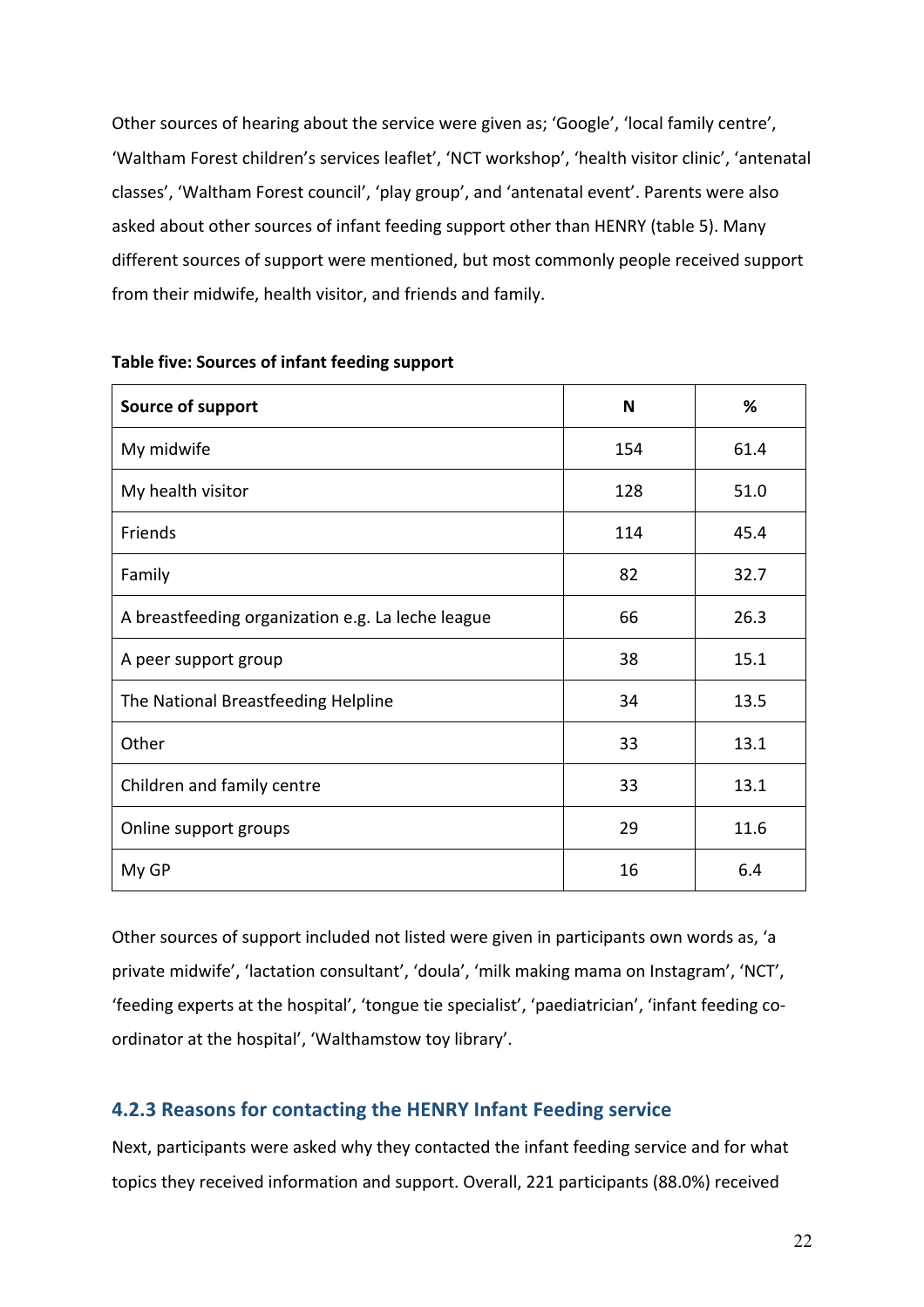Other sources of hearing about the service were given as; 'Google', 'local family centre', 'Waltham Forest children's services leaflet', 'NCT workshop', 'health visitor clinic', 'antenatal classes', 'Waltham Forest council', 'play group', and 'antenatal event'. Parents were also asked about other sources of infant feeding support other than HENRY (table 5). Many different sources of support were mentioned, but most commonly people received support from their midwife, health visitor, and friends and family.

**Table five: Sources of infant feeding support**

| Source of support | N | % |
|---|---|---|
| My midwife | 154 | 61.4 |
| My health visitor | 128 | 51.0 |
| Friends | 114 | 45.4 |
| Family | 82 | 32.7 |
| A breastfeeding organization e.g. La leche league | 66 | 26.3 |
| A peer support group | 38 | 15.1 |
| The National Breastfeeding Helpline | 34 | 13.5 |
| Other | 33 | 13.1 |
| Children and family centre | 33 | 13.1 |
| Online support groups | 29 | 11.6 |
| My GP | 16 | 6.4 |

Other sources of support included not listed were given in participants own words as, 'a private midwife', 'lactation consultant', 'doula', 'milk making mama on Instagram', 'NCT', 'feeding experts at the hospital', 'tongue tie specialist', 'paediatrician', 'infant feeding co-ordinator at the hospital', 'Walthamstow toy library'.

### 4.2.3 Reasons for contacting the HENRY Infant Feeding service

Next, participants were asked why they contacted the infant feeding service and for what topics they received information and support. Overall, 221 participants (88.0%) received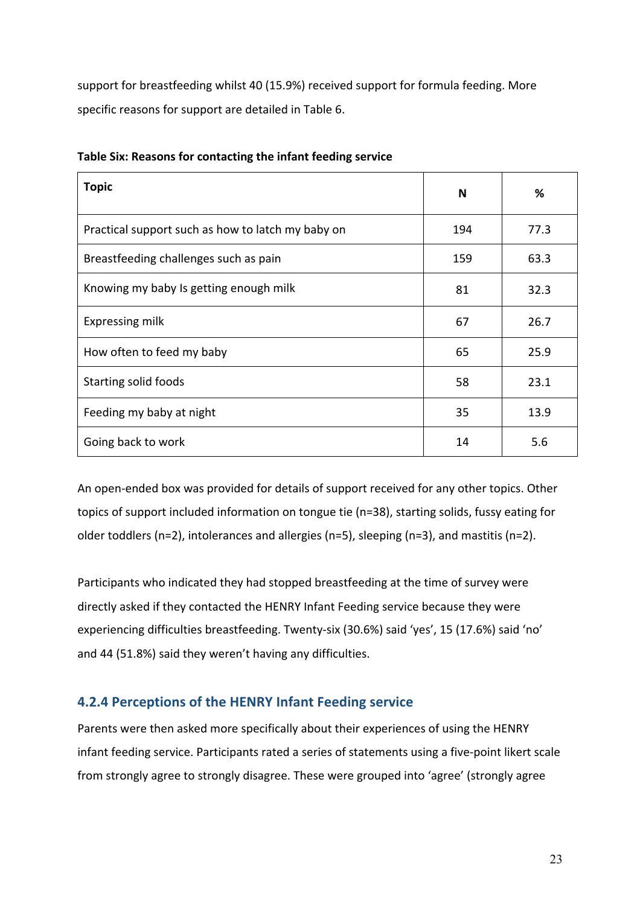support for breastfeeding whilst 40 (15.9%) received support for formula feeding. More specific reasons for support are detailed in Table 6.

**Table Six: Reasons for contacting the infant feeding service**

| Topic | N | % |
|---|---|---|
| Practical support such as how to latch my baby on | 194 | 77.3 |
| Breastfeeding challenges such as pain | 159 | 63.3 |
| Knowing my baby Is getting enough milk | 81 | 32.3 |
| Expressing milk | 67 | 26.7 |
| How often to feed my baby | 65 | 25.9 |
| Starting solid foods | 58 | 23.1 |
| Feeding my baby at night | 35 | 13.9 |
| Going back to work | 14 | 5.6 |

An open-ended box was provided for details of support received for any other topics. Other topics of support included information on tongue tie (n=38), starting solids, fussy eating for older toddlers (n=2), intolerances and allergies (n=5), sleeping (n=3), and mastitis (n=2).

Participants who indicated they had stopped breastfeeding at the time of survey were directly asked if they contacted the HENRY Infant Feeding service because they were experiencing difficulties breastfeeding. Twenty-six (30.6%) said 'yes', 15 (17.6%) said 'no' and 44 (51.8%) said they weren't having any difficulties.

### 4.2.4 Perceptions of the HENRY Infant Feeding service

Parents were then asked more specifically about their experiences of using the HENRY infant feeding service. Participants rated a series of statements using a five-point likert scale from strongly agree to strongly disagree. These were grouped into 'agree' (strongly agree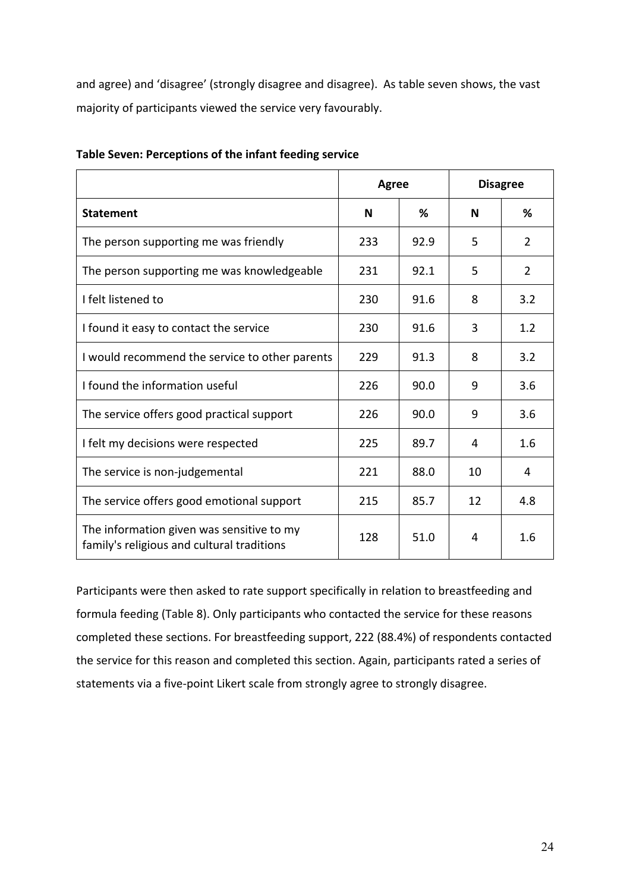and agree) and 'disagree' (strongly disagree and disagree). As table seven shows, the vast majority of participants viewed the service very favourably.

**Table Seven: Perceptions of the infant feeding service**

| | Agree | | Disagree | |
|---|---|---|---|---|
| **Statement** | **N** | **%** | **N** | **%** |
| The person supporting me was friendly | 233 | 92.9 | 5 | 2 |
| The person supporting me was knowledgeable | 231 | 92.1 | 5 | 2 |
| I felt listened to | 230 | 91.6 | 8 | 3.2 |
| I found it easy to contact the service | 230 | 91.6 | 3 | 1.2 |
| I would recommend the service to other parents | 229 | 91.3 | 8 | 3.2 |
| I found the information useful | 226 | 90.0 | 9 | 3.6 |
| The service offers good practical support | 226 | 90.0 | 9 | 3.6 |
| I felt my decisions were respected | 225 | 89.7 | 4 | 1.6 |
| The service is non-judgemental | 221 | 88.0 | 10 | 4 |
| The service offers good emotional support | 215 | 85.7 | 12 | 4.8 |
| The information given was sensitive to my family's religious and cultural traditions | 128 | 51.0 | 4 | 1.6 |

Participants were then asked to rate support specifically in relation to breastfeeding and formula feeding (Table 8). Only participants who contacted the service for these reasons completed these sections. For breastfeeding support, 222 (88.4%) of respondents contacted the service for this reason and completed this section. Again, participants rated a series of statements via a five-point Likert scale from strongly agree to strongly disagree.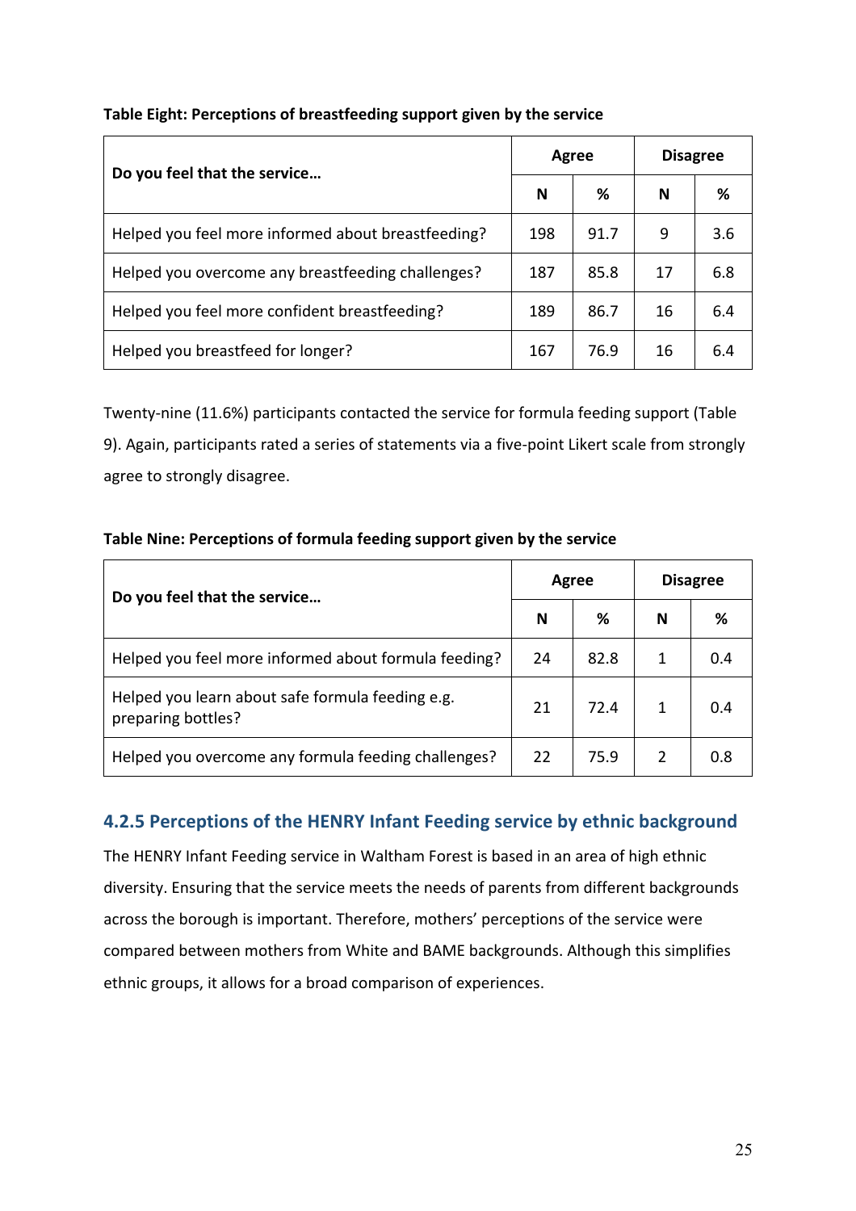**Table Eight: Perceptions of breastfeeding support given by the service**

| Do you feel that the service… | Agree | | Disagree | |
|---|---|---|---|---|
| | N | % | N | % |
| Helped you feel more informed about breastfeeding? | 198 | 91.7 | 9 | 3.6 |
| Helped you overcome any breastfeeding challenges? | 187 | 85.8 | 17 | 6.8 |
| Helped you feel more confident breastfeeding? | 189 | 86.7 | 16 | 6.4 |
| Helped you breastfeed for longer? | 167 | 76.9 | 16 | 6.4 |

Twenty-nine (11.6%) participants contacted the service for formula feeding support (Table 9). Again, participants rated a series of statements via a five-point Likert scale from strongly agree to strongly disagree.

**Table Nine: Perceptions of formula feeding support given by the service**

| Do you feel that the service… | Agree | | Disagree | |
|---|---|---|---|---|
| | N | % | N | % |
| Helped you feel more informed about formula feeding? | 24 | 82.8 | 1 | 0.4 |
| Helped you learn about safe formula feeding e.g. preparing bottles? | 21 | 72.4 | 1 | 0.4 |
| Helped you overcome any formula feeding challenges? | 22 | 75.9 | 2 | 0.8 |

### 4.2.5 Perceptions of the HENRY Infant Feeding service by ethnic background

The HENRY Infant Feeding service in Waltham Forest is based in an area of high ethnic diversity. Ensuring that the service meets the needs of parents from different backgrounds across the borough is important. Therefore, mothers' perceptions of the service were compared between mothers from White and BAME backgrounds. Although this simplifies ethnic groups, it allows for a broad comparison of experiences.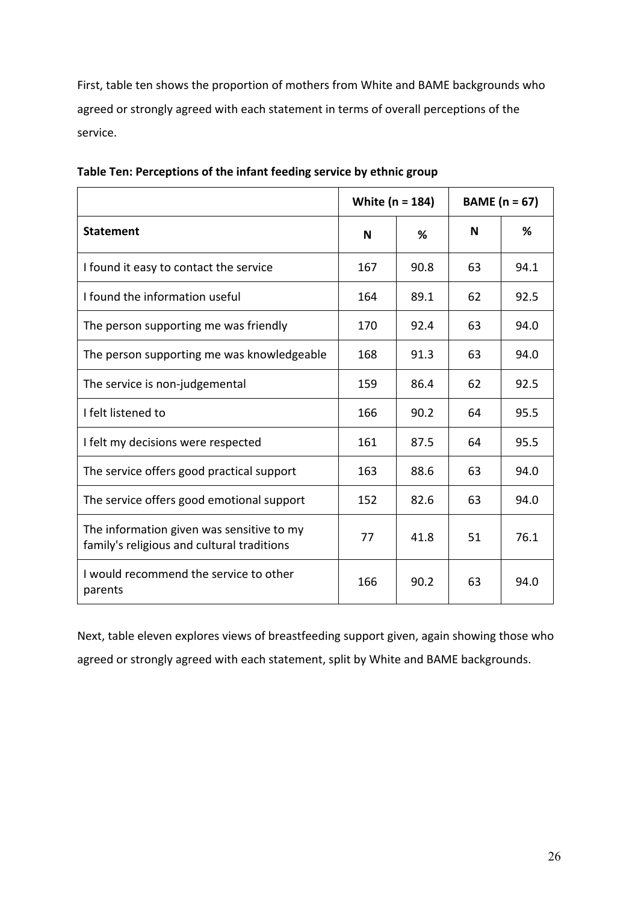First, table ten shows the proportion of mothers from White and BAME backgrounds who agreed or strongly agreed with each statement in terms of overall perceptions of the service.

**Table Ten: Perceptions of the infant feeding service by ethnic group**

| | White (n = 184) | | BAME (n = 67) | |
|---|---|---|---|---|
| **Statement** | **N** | **%** | **N** | **%** |
| I found it easy to contact the service | 167 | 90.8 | 63 | 94.1 |
| I found the information useful | 164 | 89.1 | 62 | 92.5 |
| The person supporting me was friendly | 170 | 92.4 | 63 | 94.0 |
| The person supporting me was knowledgeable | 168 | 91.3 | 63 | 94.0 |
| The service is non-judgemental | 159 | 86.4 | 62 | 92.5 |
| I felt listened to | 166 | 90.2 | 64 | 95.5 |
| I felt my decisions were respected | 161 | 87.5 | 64 | 95.5 |
| The service offers good practical support | 163 | 88.6 | 63 | 94.0 |
| The service offers good emotional support | 152 | 82.6 | 63 | 94.0 |
| The information given was sensitive to my family's religious and cultural traditions | 77 | 41.8 | 51 | 76.1 |
| I would recommend the service to other parents | 166 | 90.2 | 63 | 94.0 |

Next, table eleven explores views of breastfeeding support given, again showing those who agreed or strongly agreed with each statement, split by White and BAME backgrounds.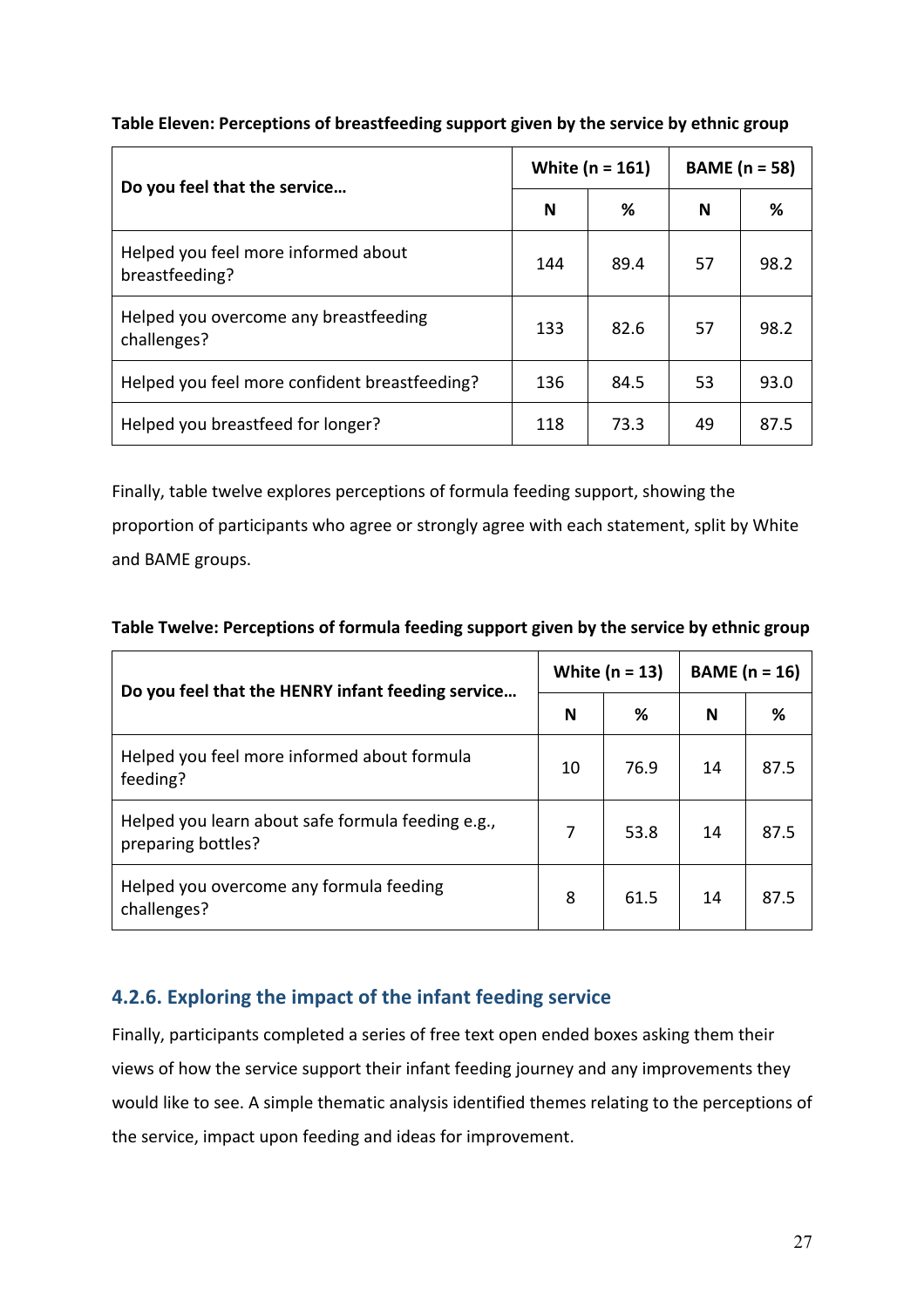**Table Eleven: Perceptions of breastfeeding support given by the service by ethnic group**

| Do you feel that the service… | White (n = 161) | | BAME (n = 58) | |
|---|---|---|---|---|
| | N | % | N | % |
| Helped you feel more informed about breastfeeding? | 144 | 89.4 | 57 | 98.2 |
| Helped you overcome any breastfeeding challenges? | 133 | 82.6 | 57 | 98.2 |
| Helped you feel more confident breastfeeding? | 136 | 84.5 | 53 | 93.0 |
| Helped you breastfeed for longer? | 118 | 73.3 | 49 | 87.5 |

Finally, table twelve explores perceptions of formula feeding support, showing the proportion of participants who agree or strongly agree with each statement, split by White and BAME groups.

**Table Twelve: Perceptions of formula feeding support given by the service by ethnic group**

| Do you feel that the HENRY infant feeding service… | White (n = 13) | | BAME (n = 16) | |
|---|---|---|---|---|
| | N | % | N | % |
| Helped you feel more informed about formula feeding? | 10 | 76.9 | 14 | 87.5 |
| Helped you learn about safe formula feeding e.g., preparing bottles? | 7 | 53.8 | 14 | 87.5 |
| Helped you overcome any formula feeding challenges? | 8 | 61.5 | 14 | 87.5 |

### 4.2.6. Exploring the impact of the infant feeding service

Finally, participants completed a series of free text open ended boxes asking them their views of how the service support their infant feeding journey and any improvements they would like to see. A simple thematic analysis identified themes relating to the perceptions of the service, impact upon feeding and ideas for improvement.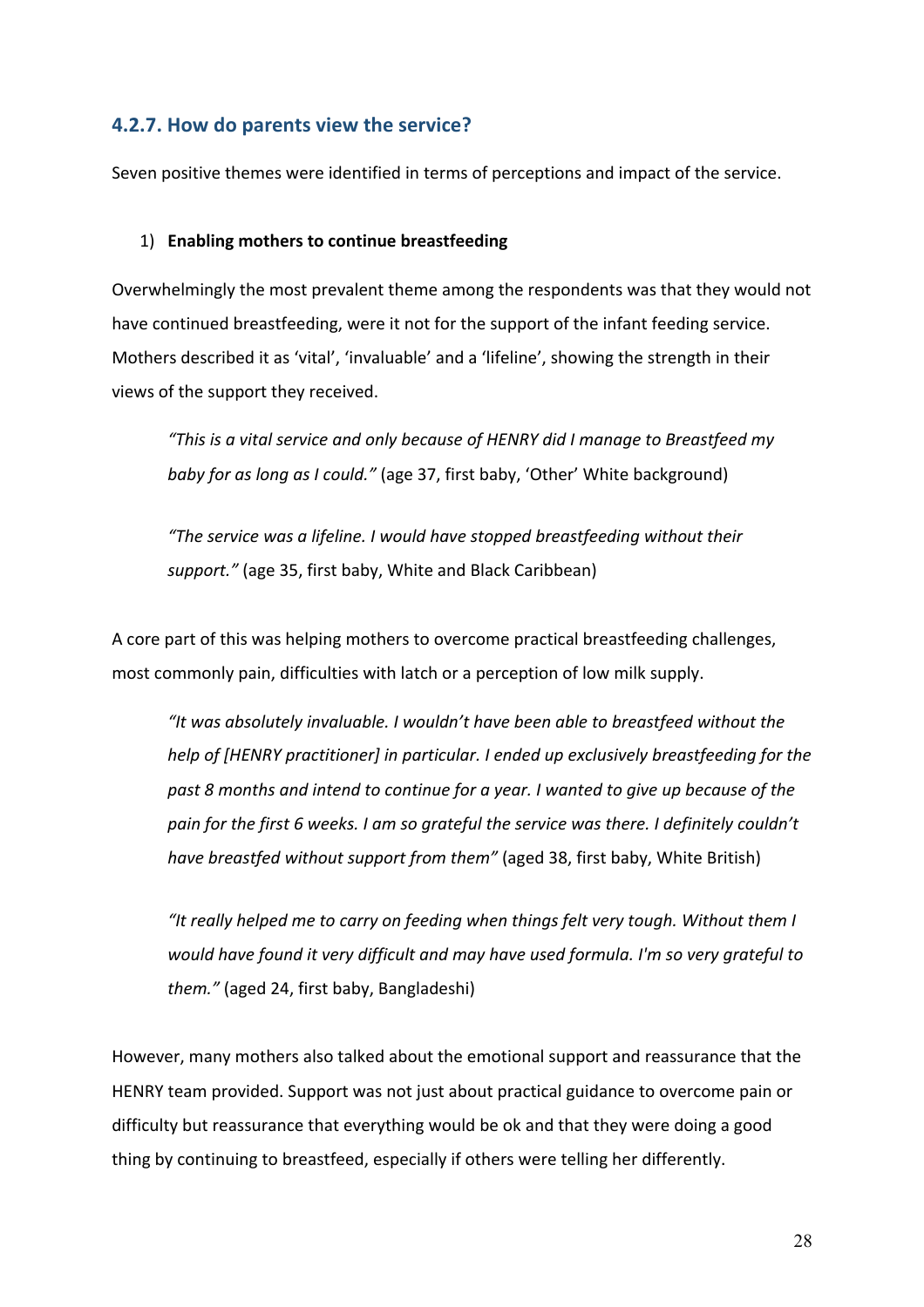### 4.2.7. How do parents view the service?

Seven positive themes were identified in terms of perceptions and impact of the service.

1) **Enabling mothers to continue breastfeeding**

Overwhelmingly the most prevalent theme among the respondents was that they would not have continued breastfeeding, were it not for the support of the infant feeding service. Mothers described it as 'vital', 'invaluable' and a 'lifeline', showing the strength in their views of the support they received.

> *"This is a vital service and only because of HENRY did I manage to Breastfeed my baby for as long as I could."* (age 37, first baby, 'Other' White background)

> *"The service was a lifeline. I would have stopped breastfeeding without their support."* (age 35, first baby, White and Black Caribbean)

A core part of this was helping mothers to overcome practical breastfeeding challenges, most commonly pain, difficulties with latch or a perception of low milk supply.

> *"It was absolutely invaluable. I wouldn't have been able to breastfeed without the help of [HENRY practitioner] in particular. I ended up exclusively breastfeeding for the past 8 months and intend to continue for a year. I wanted to give up because of the pain for the first 6 weeks. I am so grateful the service was there. I definitely couldn't have breastfed without support from them"* (aged 38, first baby, White British)

> *"It really helped me to carry on feeding when things felt very tough. Without them I would have found it very difficult and may have used formula. I'm so very grateful to them."* (aged 24, first baby, Bangladeshi)

However, many mothers also talked about the emotional support and reassurance that the HENRY team provided. Support was not just about practical guidance to overcome pain or difficulty but reassurance that everything would be ok and that they were doing a good thing by continuing to breastfeed, especially if others were telling her differently.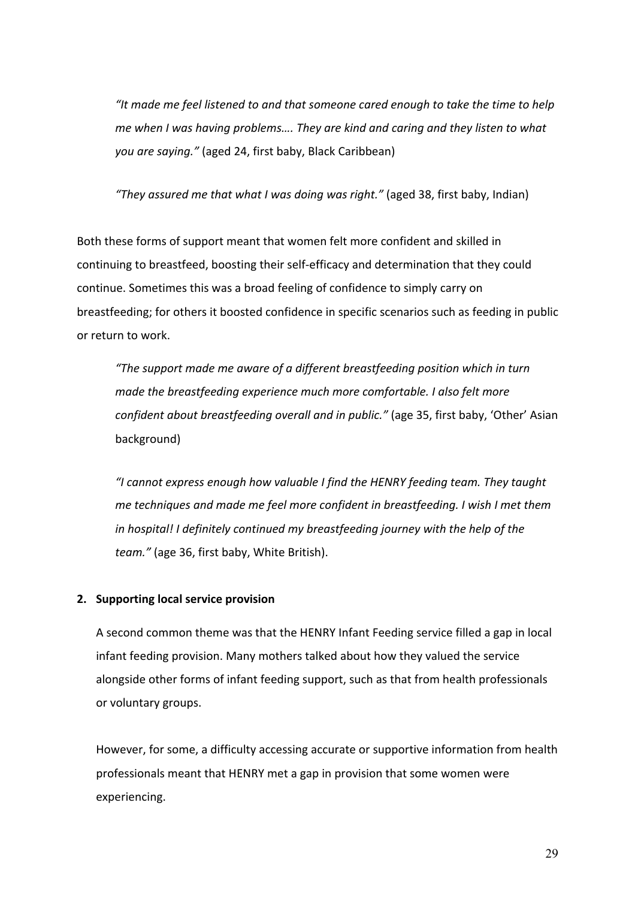> *"It made me feel listened to and that someone cared enough to take the time to help me when I was having problems…. They are kind and caring and they listen to what you are saying."* (aged 24, first baby, Black Caribbean)

> *"They assured me that what I was doing was right."* (aged 38, first baby, Indian)

Both these forms of support meant that women felt more confident and skilled in continuing to breastfeed, boosting their self-efficacy and determination that they could continue. Sometimes this was a broad feeling of confidence to simply carry on breastfeeding; for others it boosted confidence in specific scenarios such as feeding in public or return to work.

> *"The support made me aware of a different breastfeeding position which in turn made the breastfeeding experience much more comfortable. I also felt more confident about breastfeeding overall and in public."* (age 35, first baby, 'Other' Asian background)

> *"I cannot express enough how valuable I find the HENRY feeding team. They taught me techniques and made me feel more confident in breastfeeding. I wish I met them in hospital! I definitely continued my breastfeeding journey with the help of the team."* (age 36, first baby, White British).

**2. Supporting local service provision**

A second common theme was that the HENRY Infant Feeding service filled a gap in local infant feeding provision. Many mothers talked about how they valued the service alongside other forms of infant feeding support, such as that from health professionals or voluntary groups.

However, for some, a difficulty accessing accurate or supportive information from health professionals meant that HENRY met a gap in provision that some women were experiencing.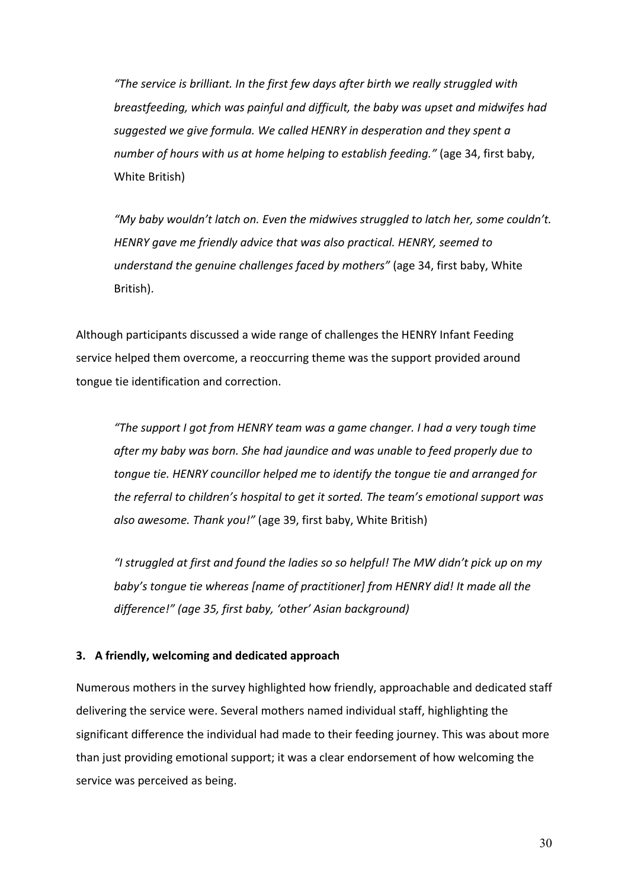> *"The service is brilliant. In the first few days after birth we really struggled with breastfeeding, which was painful and difficult, the baby was upset and midwifes had suggested we give formula. We called HENRY in desperation and they spent a number of hours with us at home helping to establish feeding."* (age 34, first baby, White British)

> *"My baby wouldn't latch on. Even the midwives struggled to latch her, some couldn't. HENRY gave me friendly advice that was also practical. HENRY, seemed to understand the genuine challenges faced by mothers"* (age 34, first baby, White British).

Although participants discussed a wide range of challenges the HENRY Infant Feeding service helped them overcome, a reoccurring theme was the support provided around tongue tie identification and correction.

> *"The support I got from HENRY team was a game changer. I had a very tough time after my baby was born. She had jaundice and was unable to feed properly due to tongue tie. HENRY councillor helped me to identify the tongue tie and arranged for the referral to children's hospital to get it sorted. The team's emotional support was also awesome. Thank you!"* (age 39, first baby, White British)

> *"I struggled at first and found the ladies so so helpful! The MW didn't pick up on my baby's tongue tie whereas [name of practitioner] from HENRY did! It made all the difference!" (age 35, first baby, 'other' Asian background)*

### 3. A friendly, welcoming and dedicated approach

Numerous mothers in the survey highlighted how friendly, approachable and dedicated staff delivering the service were. Several mothers named individual staff, highlighting the significant difference the individual had made to their feeding journey. This was about more than just providing emotional support; it was a clear endorsement of how welcoming the service was perceived as being.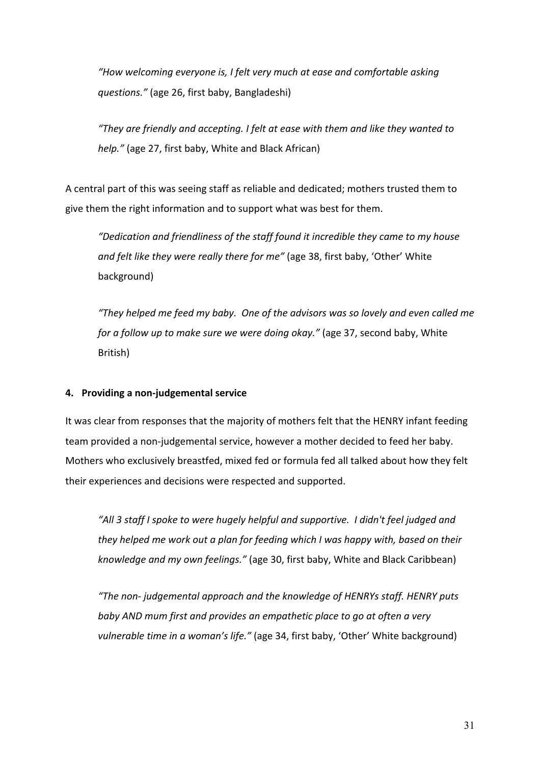> *"How welcoming everyone is, I felt very much at ease and comfortable asking questions."* (age 26, first baby, Bangladeshi)

> *"They are friendly and accepting. I felt at ease with them and like they wanted to help."* (age 27, first baby, White and Black African)

A central part of this was seeing staff as reliable and dedicated; mothers trusted them to give them the right information and to support what was best for them.

> *"Dedication and friendliness of the staff found it incredible they came to my house and felt like they were really there for me"* (age 38, first baby, 'Other' White background)

> *"They helped me feed my baby. One of the advisors was so lovely and even called me for a follow up to make sure we were doing okay."* (age 37, second baby, White British)

**4. Providing a non-judgemental service**

It was clear from responses that the majority of mothers felt that the HENRY infant feeding team provided a non-judgemental service, however a mother decided to feed her baby. Mothers who exclusively breastfed, mixed fed or formula fed all talked about how they felt their experiences and decisions were respected and supported.

> *"All 3 staff I spoke to were hugely helpful and supportive. I didn't feel judged and they helped me work out a plan for feeding which I was happy with, based on their knowledge and my own feelings."* (age 30, first baby, White and Black Caribbean)

> *"The non- judgemental approach and the knowledge of HENRYs staff. HENRY puts baby AND mum first and provides an empathetic place to go at often a very vulnerable time in a woman's life."* (age 34, first baby, 'Other' White background)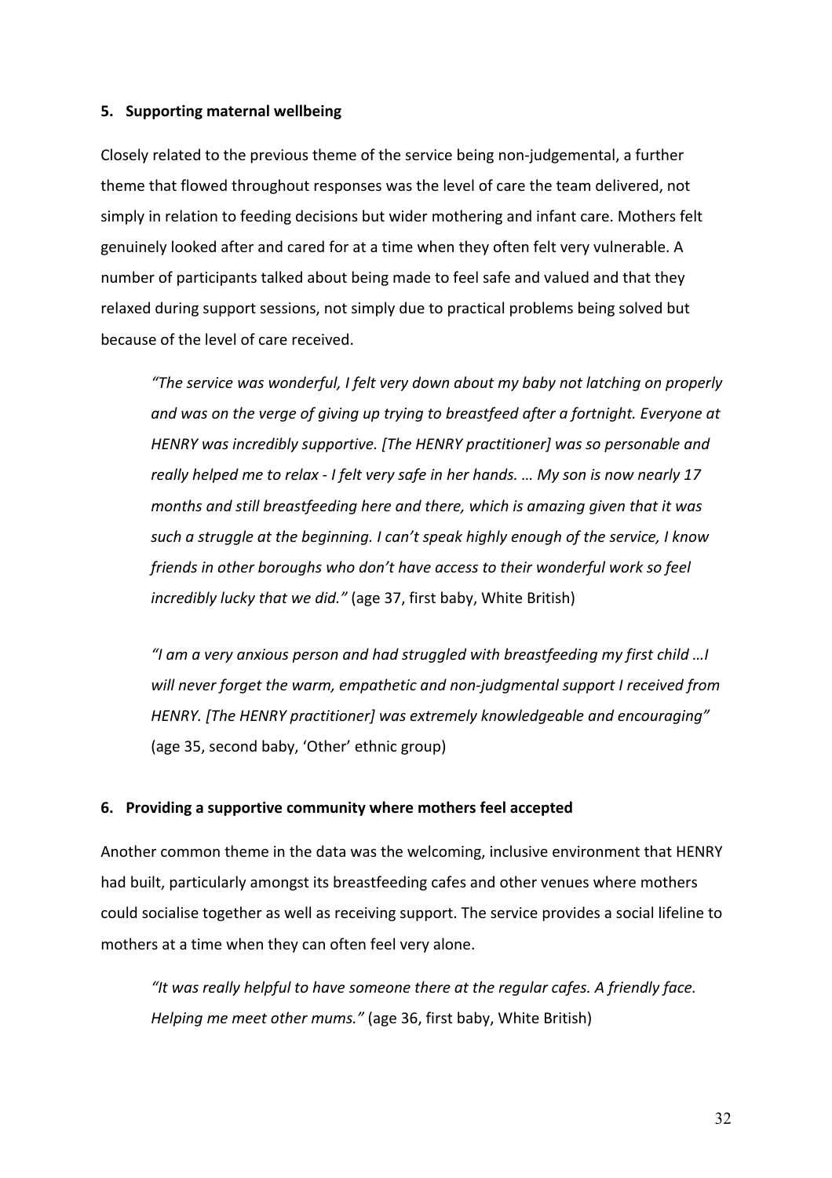### 5. Supporting maternal wellbeing

Closely related to the previous theme of the service being non-judgemental, a further theme that flowed throughout responses was the level of care the team delivered, not simply in relation to feeding decisions but wider mothering and infant care. Mothers felt genuinely looked after and cared for at a time when they often felt very vulnerable. A number of participants talked about being made to feel safe and valued and that they relaxed during support sessions, not simply due to practical problems being solved but because of the level of care received.

> *"The service was wonderful, I felt very down about my baby not latching on properly and was on the verge of giving up trying to breastfeed after a fortnight. Everyone at HENRY was incredibly supportive. [The HENRY practitioner] was so personable and really helped me to relax - I felt very safe in her hands. … My son is now nearly 17 months and still breastfeeding here and there, which is amazing given that it was such a struggle at the beginning. I can't speak highly enough of the service, I know friends in other boroughs who don't have access to their wonderful work so feel incredibly lucky that we did."* (age 37, first baby, White British)

> *"I am a very anxious person and had struggled with breastfeeding my first child …I will never forget the warm, empathetic and non-judgmental support I received from HENRY. [The HENRY practitioner] was extremely knowledgeable and encouraging"* (age 35, second baby, 'Other' ethnic group)

### 6. Providing a supportive community where mothers feel accepted

Another common theme in the data was the welcoming, inclusive environment that HENRY had built, particularly amongst its breastfeeding cafes and other venues where mothers could socialise together as well as receiving support. The service provides a social lifeline to mothers at a time when they can often feel very alone.

> *"It was really helpful to have someone there at the regular cafes. A friendly face. Helping me meet other mums."* (age 36, first baby, White British)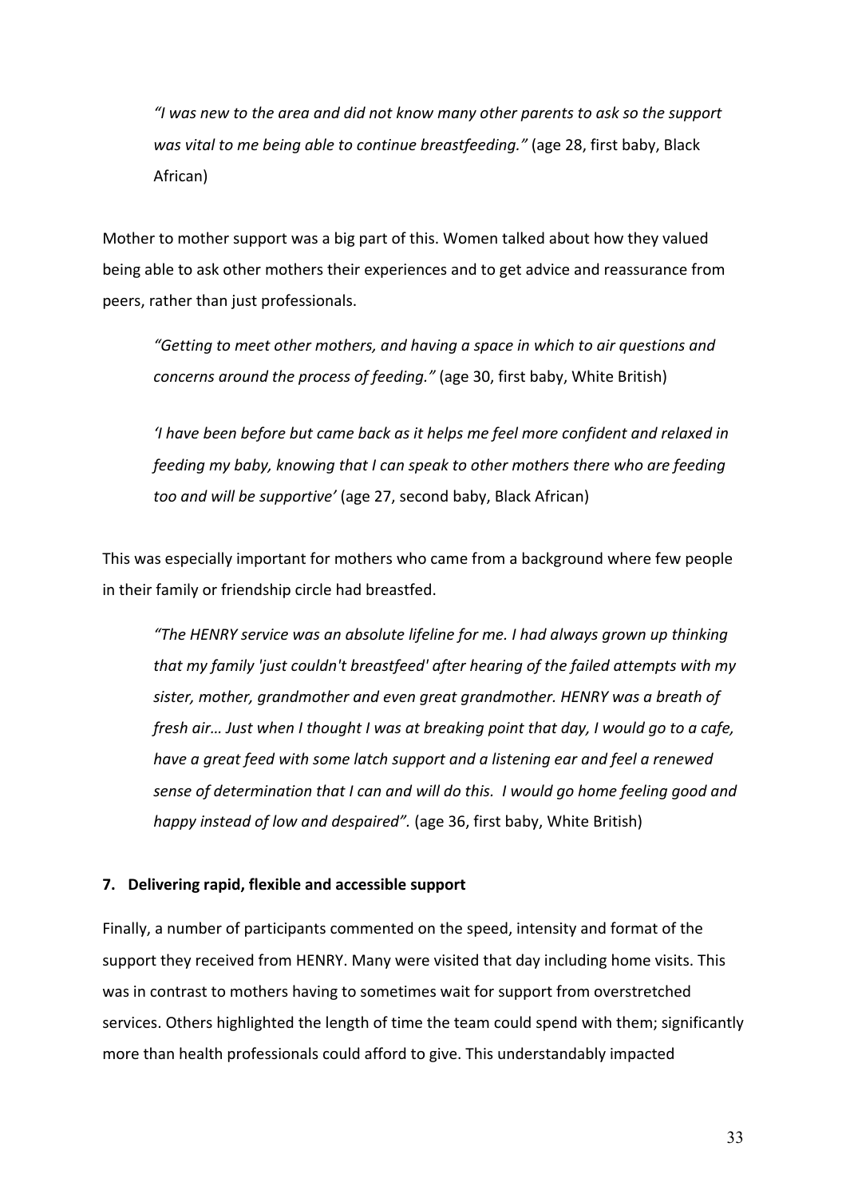> *"I was new to the area and did not know many other parents to ask so the support was vital to me being able to continue breastfeeding."* (age 28, first baby, Black African)

Mother to mother support was a big part of this. Women talked about how they valued being able to ask other mothers their experiences and to get advice and reassurance from peers, rather than just professionals.

> *"Getting to meet other mothers, and having a space in which to air questions and concerns around the process of feeding."* (age 30, first baby, White British)

> *'I have been before but came back as it helps me feel more confident and relaxed in feeding my baby, knowing that I can speak to other mothers there who are feeding too and will be supportive'* (age 27, second baby, Black African)

This was especially important for mothers who came from a background where few people in their family or friendship circle had breastfed.

> *"The HENRY service was an absolute lifeline for me. I had always grown up thinking that my family 'just couldn't breastfeed' after hearing of the failed attempts with my sister, mother, grandmother and even great grandmother. HENRY was a breath of fresh air… Just when I thought I was at breaking point that day, I would go to a cafe, have a great feed with some latch support and a listening ear and feel a renewed sense of determination that I can and will do this. I would go home feeling good and happy instead of low and despaired".* (age 36, first baby, White British)

**7. Delivering rapid, flexible and accessible support**

Finally, a number of participants commented on the speed, intensity and format of the support they received from HENRY. Many were visited that day including home visits. This was in contrast to mothers having to sometimes wait for support from overstretched services. Others highlighted the length of time the team could spend with them; significantly more than health professionals could afford to give. This understandably impacted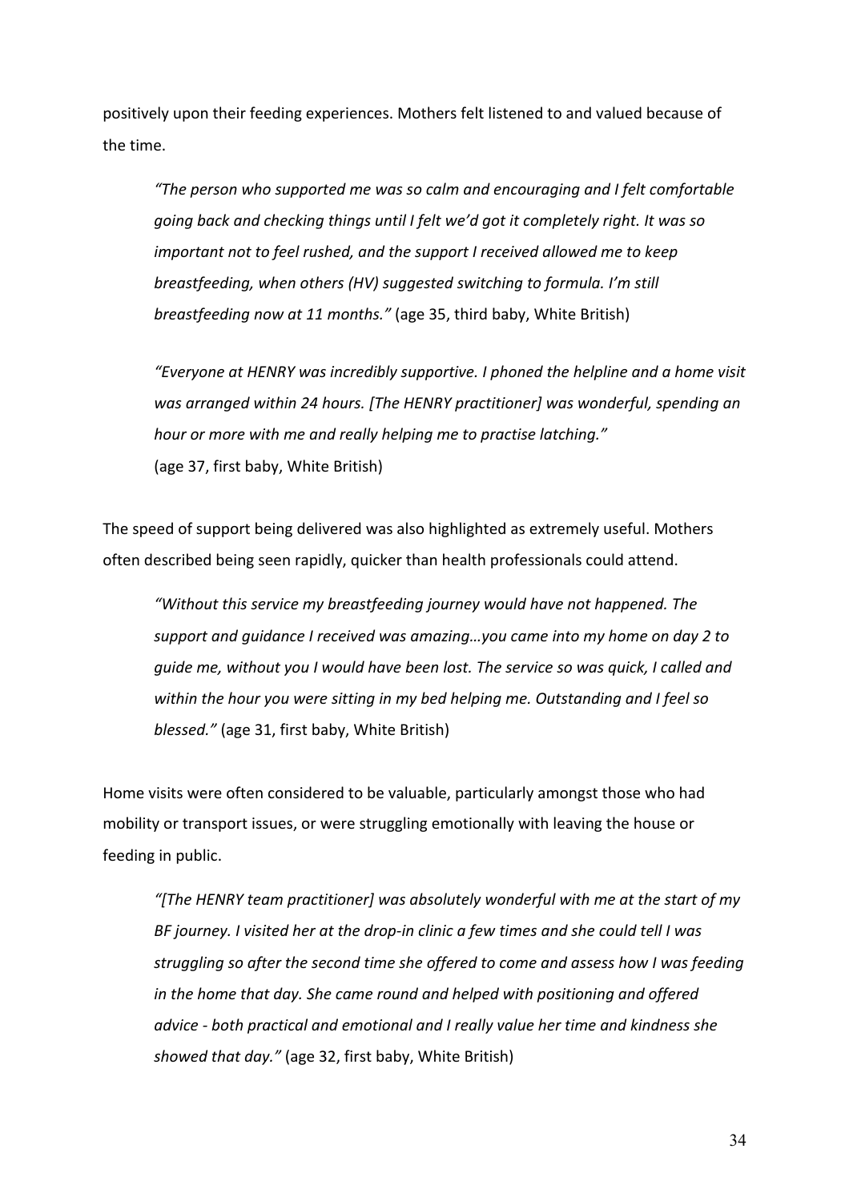positively upon their feeding experiences. Mothers felt listened to and valued because of the time.

> *"The person who supported me was so calm and encouraging and I felt comfortable going back and checking things until I felt we'd got it completely right. It was so important not to feel rushed, and the support I received allowed me to keep breastfeeding, when others (HV) suggested switching to formula. I'm still breastfeeding now at 11 months."* (age 35, third baby, White British)

> *"Everyone at HENRY was incredibly supportive. I phoned the helpline and a home visit was arranged within 24 hours. [The HENRY practitioner] was wonderful, spending an hour or more with me and really helping me to practise latching."* (age 37, first baby, White British)

The speed of support being delivered was also highlighted as extremely useful. Mothers often described being seen rapidly, quicker than health professionals could attend.

> *"Without this service my breastfeeding journey would have not happened. The support and guidance I received was amazing…you came into my home on day 2 to guide me, without you I would have been lost. The service so was quick, I called and within the hour you were sitting in my bed helping me. Outstanding and I feel so blessed."* (age 31, first baby, White British)

Home visits were often considered to be valuable, particularly amongst those who had mobility or transport issues, or were struggling emotionally with leaving the house or feeding in public.

> *"[The HENRY team practitioner] was absolutely wonderful with me at the start of my BF journey. I visited her at the drop-in clinic a few times and she could tell I was struggling so after the second time she offered to come and assess how I was feeding in the home that day. She came round and helped with positioning and offered advice - both practical and emotional and I really value her time and kindness she showed that day."* (age 32, first baby, White British)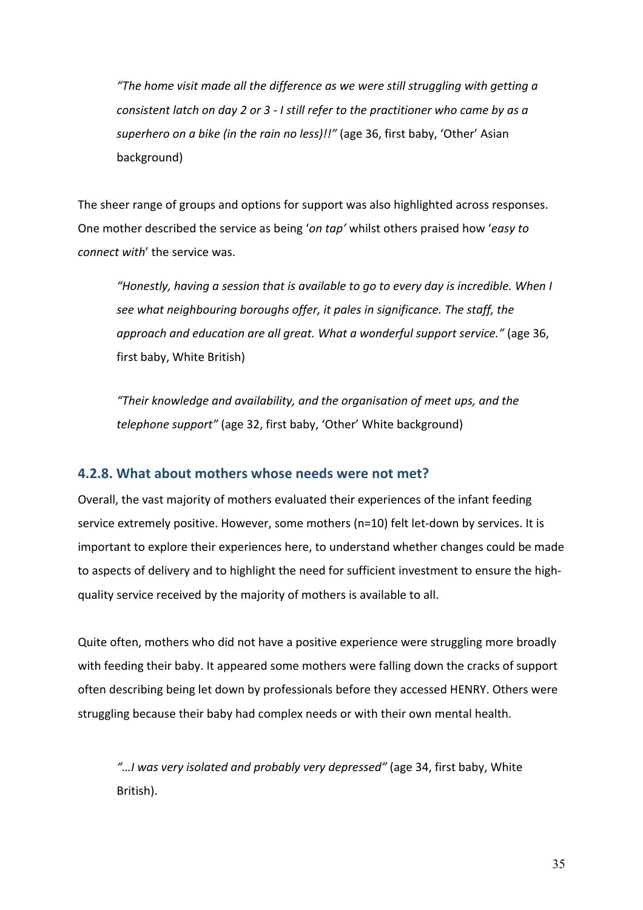> *"The home visit made all the difference as we were still struggling with getting a consistent latch on day 2 or 3 - I still refer to the practitioner who came by as a superhero on a bike (in the rain no less)!!"* (age 36, first baby, 'Other' Asian background)

The sheer range of groups and options for support was also highlighted across responses. One mother described the service as being '*on tap'* whilst others praised how '*easy to connect with*' the service was.

> *"Honestly, having a session that is available to go to every day is incredible. When I see what neighbouring boroughs offer, it pales in significance. The staff, the approach and education are all great. What a wonderful support service."* (age 36, first baby, White British)

> *"Their knowledge and availability, and the organisation of meet ups, and the telephone support"* (age 32, first baby, 'Other' White background)

### 4.2.8. What about mothers whose needs were not met?

Overall, the vast majority of mothers evaluated their experiences of the infant feeding service extremely positive. However, some mothers (n=10) felt let-down by services. It is important to explore their experiences here, to understand whether changes could be made to aspects of delivery and to highlight the need for sufficient investment to ensure the high-quality service received by the majority of mothers is available to all.

Quite often, mothers who did not have a positive experience were struggling more broadly with feeding their baby. It appeared some mothers were falling down the cracks of support often describing being let down by professionals before they accessed HENRY. Others were struggling because their baby had complex needs or with their own mental health.

> *"…I was very isolated and probably very depressed"* (age 34, first baby, White British).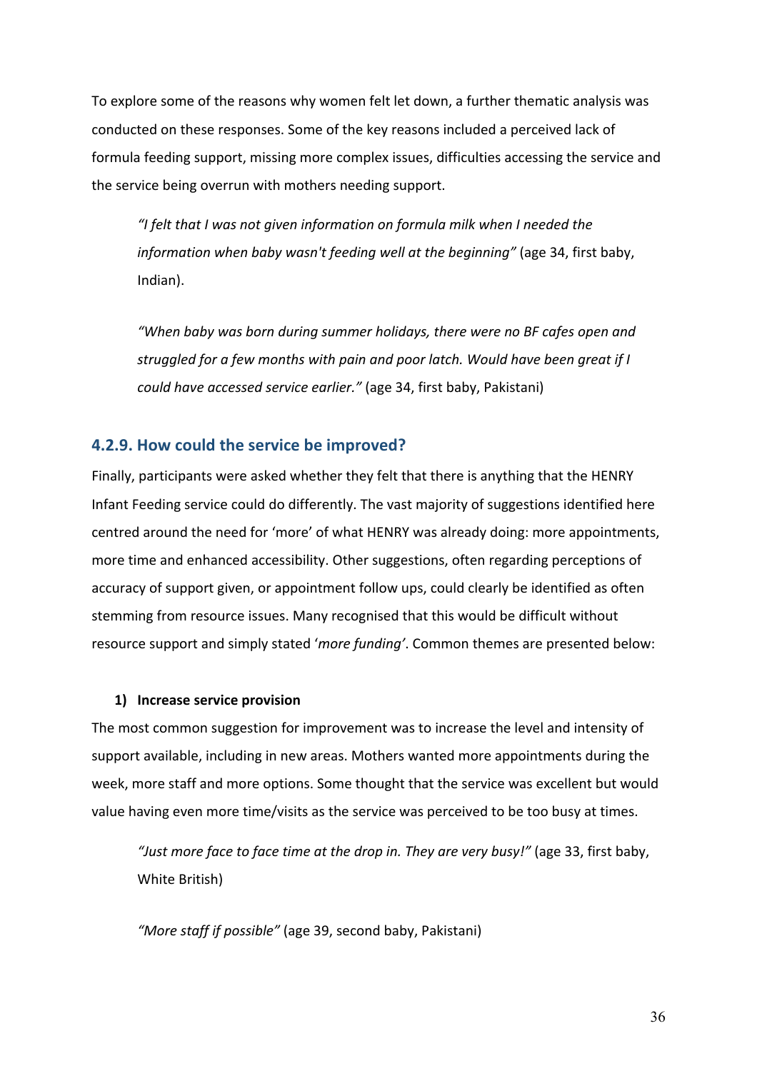To explore some of the reasons why women felt let down, a further thematic analysis was conducted on these responses. Some of the key reasons included a perceived lack of formula feeding support, missing more complex issues, difficulties accessing the service and the service being overrun with mothers needing support.

> *"I felt that I was not given information on formula milk when I needed the information when baby wasn't feeding well at the beginning"* (age 34, first baby, Indian).

> *"When baby was born during summer holidays, there were no BF cafes open and struggled for a few months with pain and poor latch. Would have been great if I could have accessed service earlier."* (age 34, first baby, Pakistani)

### 4.2.9. How could the service be improved?

Finally, participants were asked whether they felt that there is anything that the HENRY Infant Feeding service could do differently. The vast majority of suggestions identified here centred around the need for 'more' of what HENRY was already doing: more appointments, more time and enhanced accessibility. Other suggestions, often regarding perceptions of accuracy of support given, or appointment follow ups, could clearly be identified as often stemming from resource issues. Many recognised that this would be difficult without resource support and simply stated '*more funding*'. Common themes are presented below:

**1) Increase service provision**

The most common suggestion for improvement was to increase the level and intensity of support available, including in new areas. Mothers wanted more appointments during the week, more staff and more options. Some thought that the service was excellent but would value having even more time/visits as the service was perceived to be too busy at times.

> *"Just more face to face time at the drop in. They are very busy!"* (age 33, first baby, White British)

> *"More staff if possible"* (age 39, second baby, Pakistani)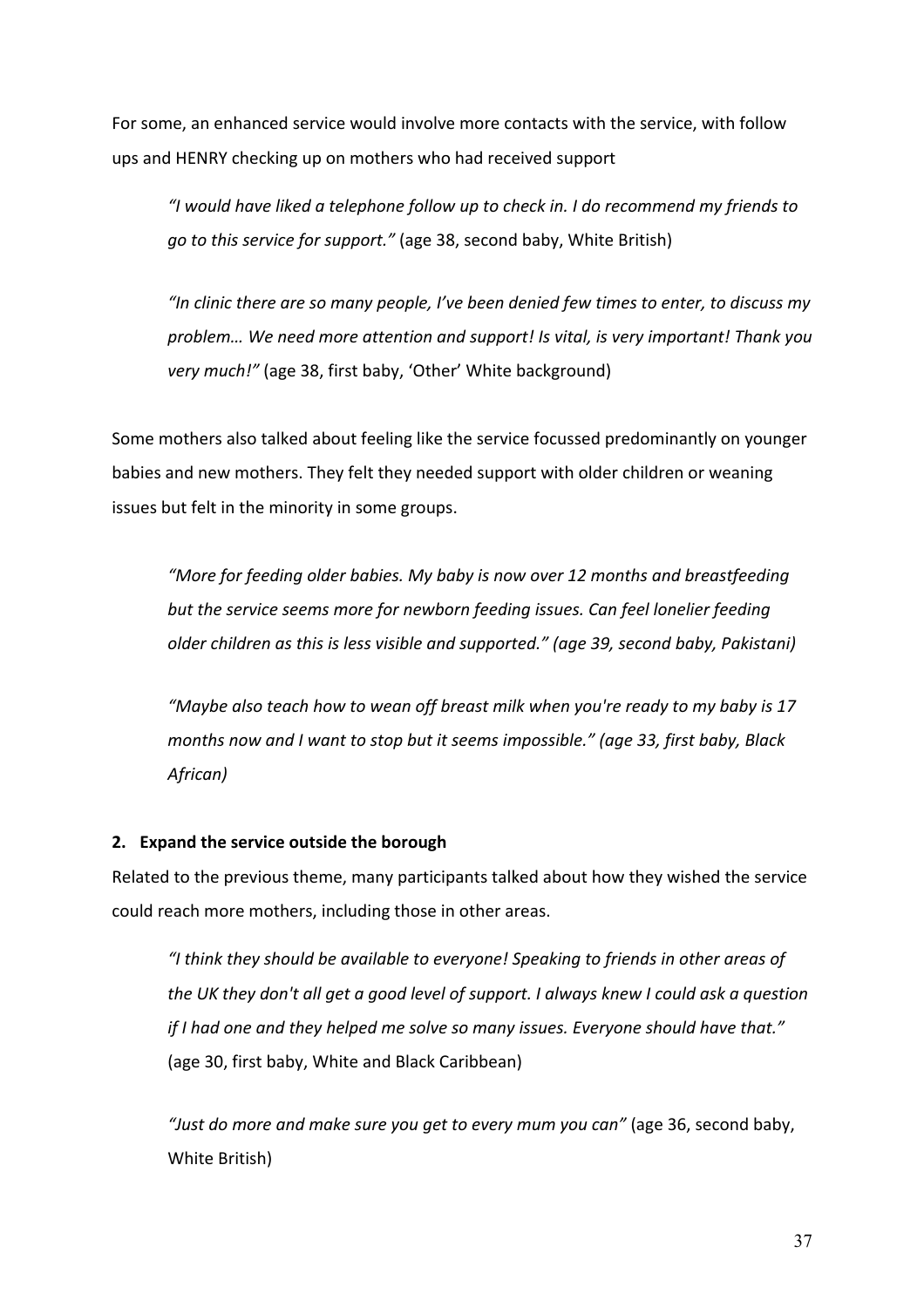For some, an enhanced service would involve more contacts with the service, with follow ups and HENRY checking up on mothers who had received support

> *"I would have liked a telephone follow up to check in. I do recommend my friends to go to this service for support."* (age 38, second baby, White British)

> *"In clinic there are so many people, I've been denied few times to enter, to discuss my problem… We need more attention and support! Is vital, is very important! Thank you very much!"* (age 38, first baby, 'Other' White background)

Some mothers also talked about feeling like the service focussed predominantly on younger babies and new mothers. They felt they needed support with older children or weaning issues but felt in the minority in some groups.

> *"More for feeding older babies. My baby is now over 12 months and breastfeeding but the service seems more for newborn feeding issues. Can feel lonelier feeding older children as this is less visible and supported." (age 39, second baby, Pakistani)*

> *"Maybe also teach how to wean off breast milk when you're ready to my baby is 17 months now and I want to stop but it seems impossible." (age 33, first baby, Black African)*

**2. Expand the service outside the borough**

Related to the previous theme, many participants talked about how they wished the service could reach more mothers, including those in other areas.

> *"I think they should be available to everyone! Speaking to friends in other areas of the UK they don't all get a good level of support. I always knew I could ask a question if I had one and they helped me solve so many issues. Everyone should have that."* (age 30, first baby, White and Black Caribbean)

> *"Just do more and make sure you get to every mum you can"* (age 36, second baby, White British)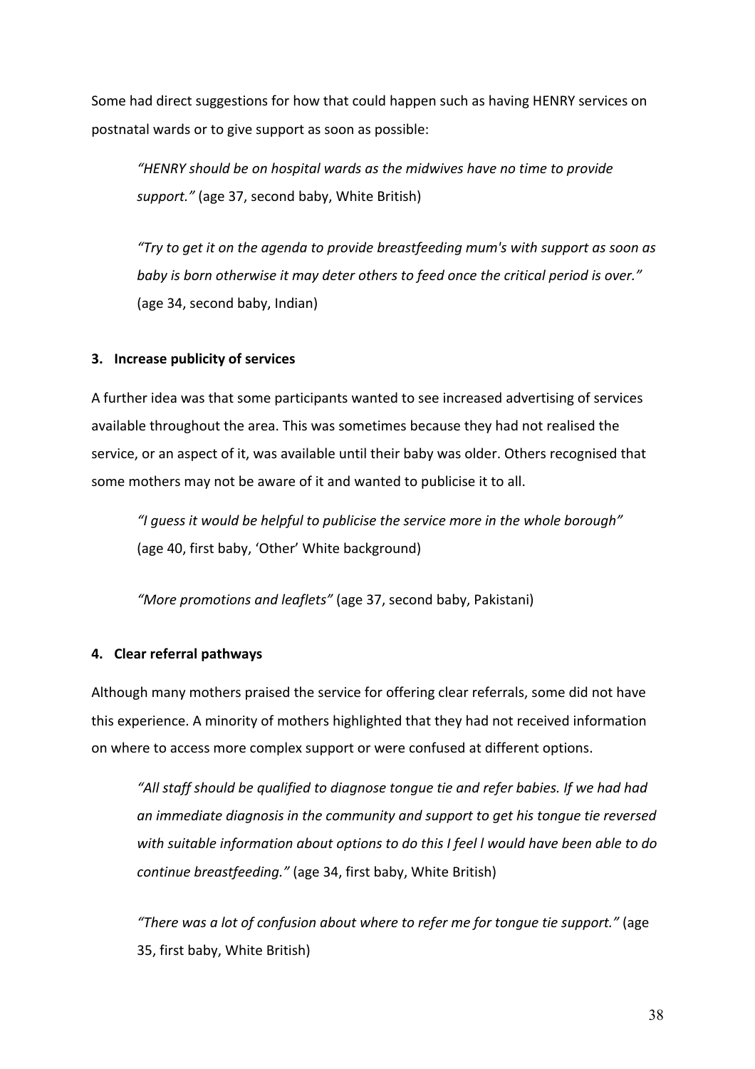Some had direct suggestions for how that could happen such as having HENRY services on postnatal wards or to give support as soon as possible:

> *"HENRY should be on hospital wards as the midwives have no time to provide support."* (age 37, second baby, White British)

> *"Try to get it on the agenda to provide breastfeeding mum's with support as soon as baby is born otherwise it may deter others to feed once the critical period is over."* (age 34, second baby, Indian)

**3. Increase publicity of services**

A further idea was that some participants wanted to see increased advertising of services available throughout the area. This was sometimes because they had not realised the service, or an aspect of it, was available until their baby was older. Others recognised that some mothers may not be aware of it and wanted to publicise it to all.

> *"I guess it would be helpful to publicise the service more in the whole borough"* (age 40, first baby, 'Other' White background)

> *"More promotions and leaflets"* (age 37, second baby, Pakistani)

**4. Clear referral pathways**

Although many mothers praised the service for offering clear referrals, some did not have this experience. A minority of mothers highlighted that they had not received information on where to access more complex support or were confused at different options.

> *"All staff should be qualified to diagnose tongue tie and refer babies. If we had had an immediate diagnosis in the community and support to get his tongue tie reversed with suitable information about options to do this I feel l would have been able to do continue breastfeeding."* (age 34, first baby, White British)

> *"There was a lot of confusion about where to refer me for tongue tie support."* (age 35, first baby, White British)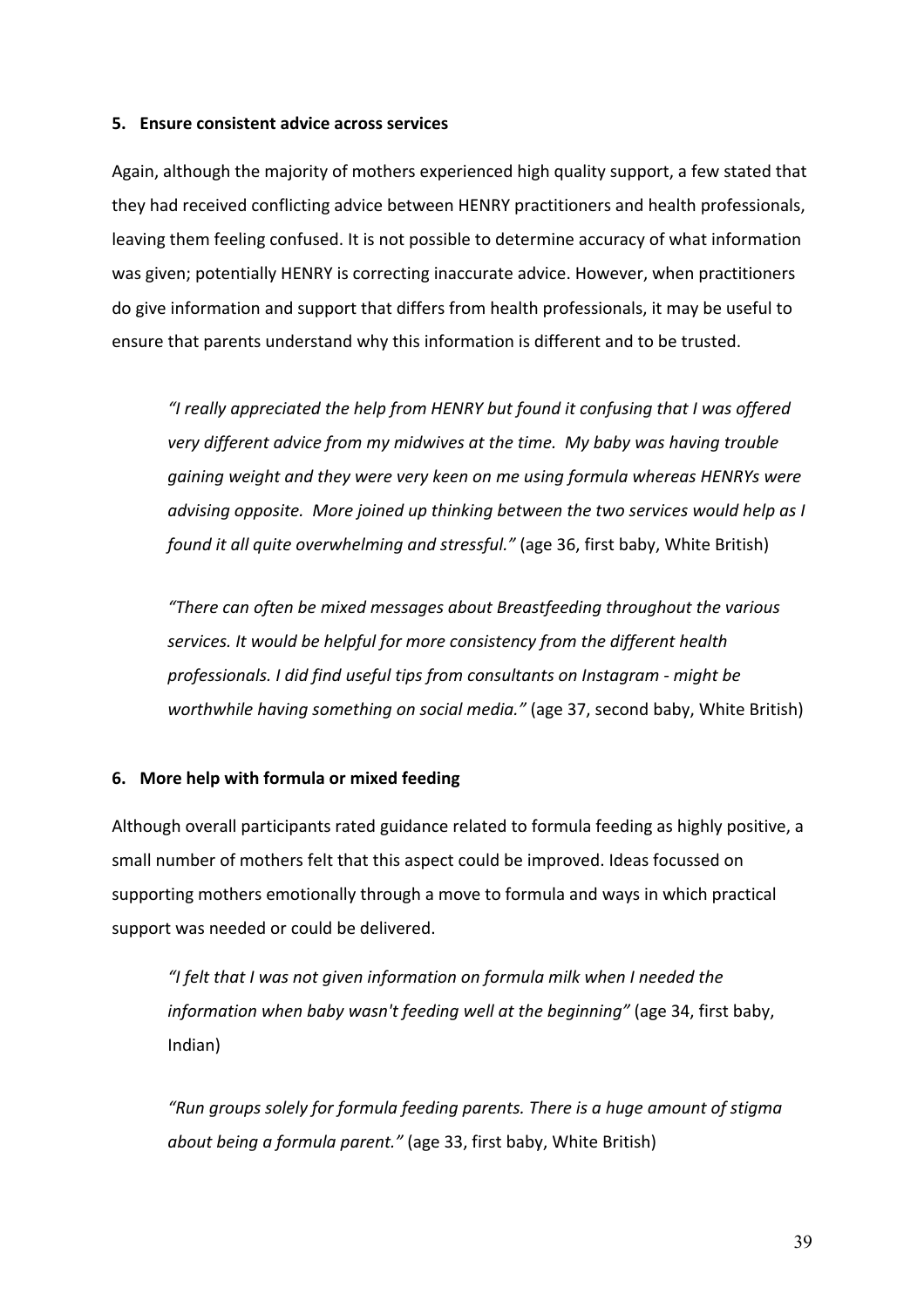**5. Ensure consistent advice across services**

Again, although the majority of mothers experienced high quality support, a few stated that they had received conflicting advice between HENRY practitioners and health professionals, leaving them feeling confused. It is not possible to determine accuracy of what information was given; potentially HENRY is correcting inaccurate advice. However, when practitioners do give information and support that differs from health professionals, it may be useful to ensure that parents understand why this information is different and to be trusted.

> *"I really appreciated the help from HENRY but found it confusing that I was offered very different advice from my midwives at the time. My baby was having trouble gaining weight and they were very keen on me using formula whereas HENRYs were advising opposite. More joined up thinking between the two services would help as I found it all quite overwhelming and stressful."* (age 36, first baby, White British)

> *"There can often be mixed messages about Breastfeeding throughout the various services. It would be helpful for more consistency from the different health professionals. I did find useful tips from consultants on Instagram - might be worthwhile having something on social media."* (age 37, second baby, White British)

**6. More help with formula or mixed feeding**

Although overall participants rated guidance related to formula feeding as highly positive, a small number of mothers felt that this aspect could be improved. Ideas focussed on supporting mothers emotionally through a move to formula and ways in which practical support was needed or could be delivered.

> *"I felt that I was not given information on formula milk when I needed the information when baby wasn't feeding well at the beginning"* (age 34, first baby, Indian)

> *"Run groups solely for formula feeding parents. There is a huge amount of stigma about being a formula parent."* (age 33, first baby, White British)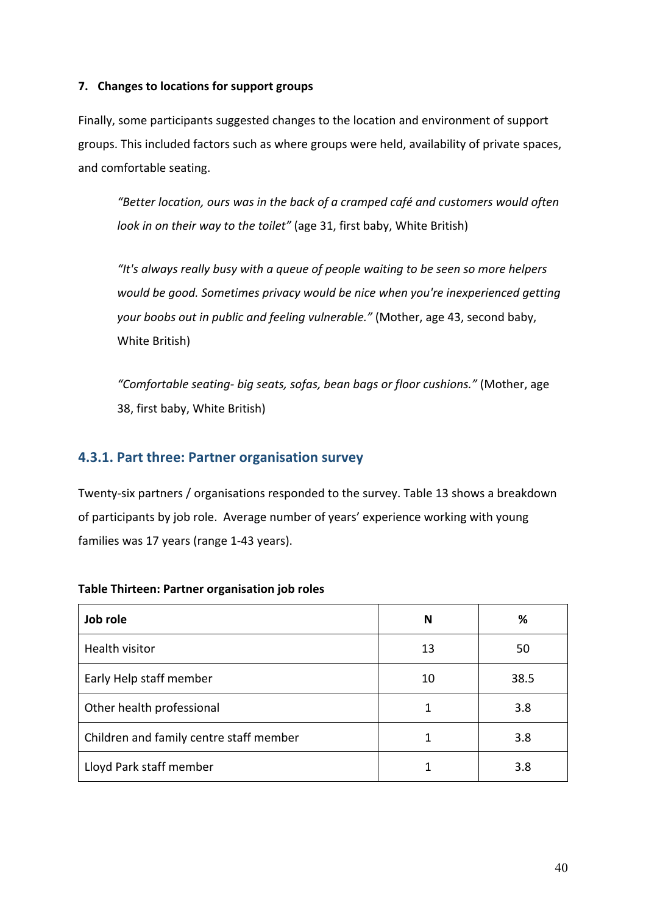**7. Changes to locations for support groups**

Finally, some participants suggested changes to the location and environment of support groups. This included factors such as where groups were held, availability of private spaces, and comfortable seating.

> *"Better location, ours was in the back of a cramped café and customers would often look in on their way to the toilet"* (age 31, first baby, White British)

> *"It's always really busy with a queue of people waiting to be seen so more helpers would be good. Sometimes privacy would be nice when you're inexperienced getting your boobs out in public and feeling vulnerable."* (Mother, age 43, second baby, White British)

> *"Comfortable seating- big seats, sofas, bean bags or floor cushions."* (Mother, age 38, first baby, White British)

## 4.3.1. Part three: Partner organisation survey

Twenty-six partners / organisations responded to the survey. Table 13 shows a breakdown of participants by job role. Average number of years' experience working with young families was 17 years (range 1-43 years).

**Table Thirteen: Partner organisation job roles**

| Job role | N | % |
|---|---|---|
| Health visitor | 13 | 50 |
| Early Help staff member | 10 | 38.5 |
| Other health professional | 1 | 3.8 |
| Children and family centre staff member | 1 | 3.8 |
| Lloyd Park staff member | 1 | 3.8 |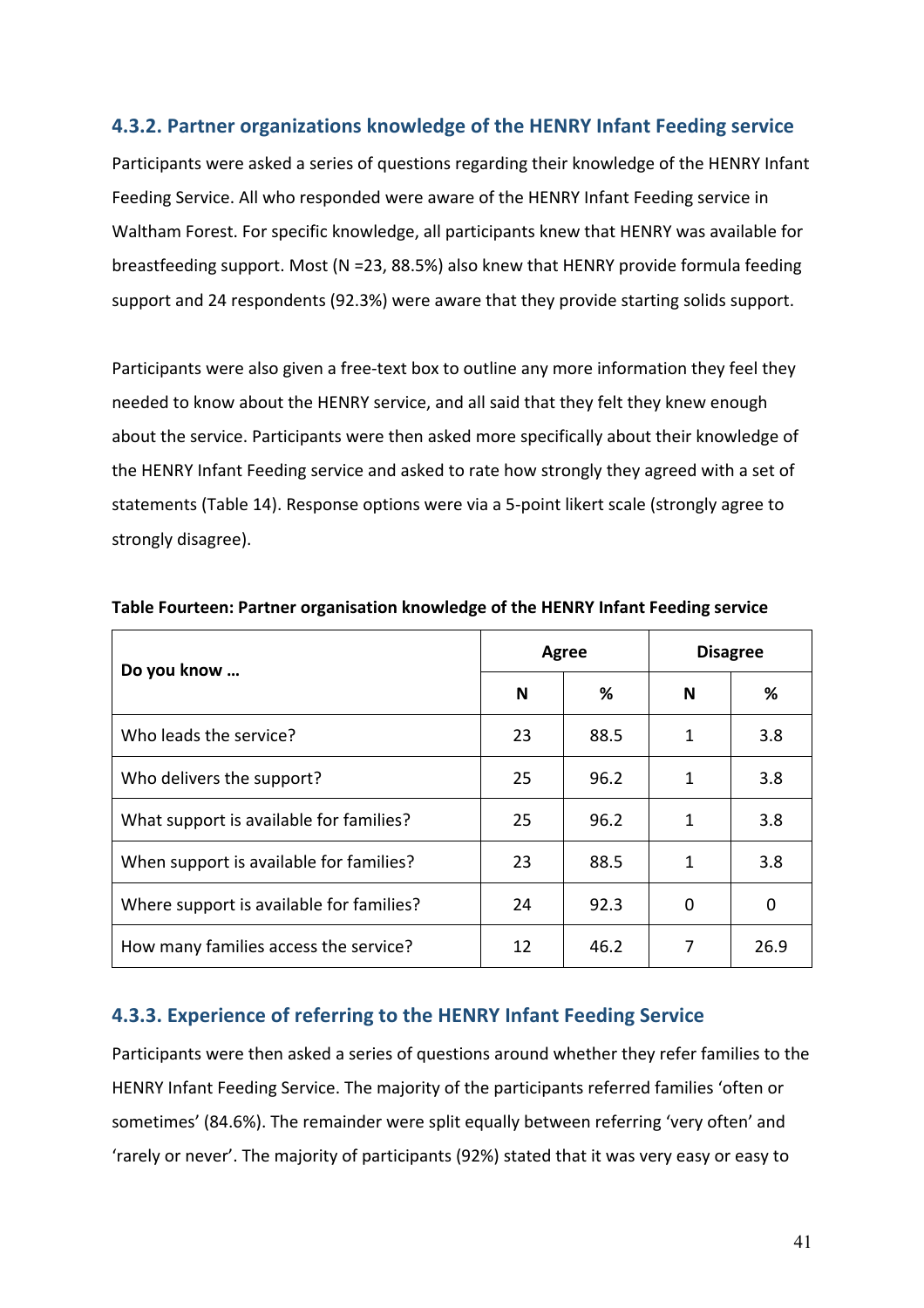### 4.3.2. Partner organizations knowledge of the HENRY Infant Feeding service

Participants were asked a series of questions regarding their knowledge of the HENRY Infant Feeding Service. All who responded were aware of the HENRY Infant Feeding service in Waltham Forest. For specific knowledge, all participants knew that HENRY was available for breastfeeding support. Most (N =23, 88.5%) also knew that HENRY provide formula feeding support and 24 respondents (92.3%) were aware that they provide starting solids support.

Participants were also given a free-text box to outline any more information they feel they needed to know about the HENRY service, and all said that they felt they knew enough about the service. Participants were then asked more specifically about their knowledge of the HENRY Infant Feeding service and asked to rate how strongly they agreed with a set of statements (Table 14). Response options were via a 5-point likert scale (strongly agree to strongly disagree).

**Table Fourteen: Partner organisation knowledge of the HENRY Infant Feeding service**

| Do you know … | Agree | | Disagree | |
|---|---|---|---|---|
| | N | % | N | % |
| Who leads the service? | 23 | 88.5 | 1 | 3.8 |
| Who delivers the support? | 25 | 96.2 | 1 | 3.8 |
| What support is available for families? | 25 | 96.2 | 1 | 3.8 |
| When support is available for families? | 23 | 88.5 | 1 | 3.8 |
| Where support is available for families? | 24 | 92.3 | 0 | 0 |
| How many families access the service? | 12 | 46.2 | 7 | 26.9 |

### 4.3.3. Experience of referring to the HENRY Infant Feeding Service

Participants were then asked a series of questions around whether they refer families to the HENRY Infant Feeding Service. The majority of the participants referred families 'often or sometimes' (84.6%). The remainder were split equally between referring 'very often' and 'rarely or never'. The majority of participants (92%) stated that it was very easy or easy to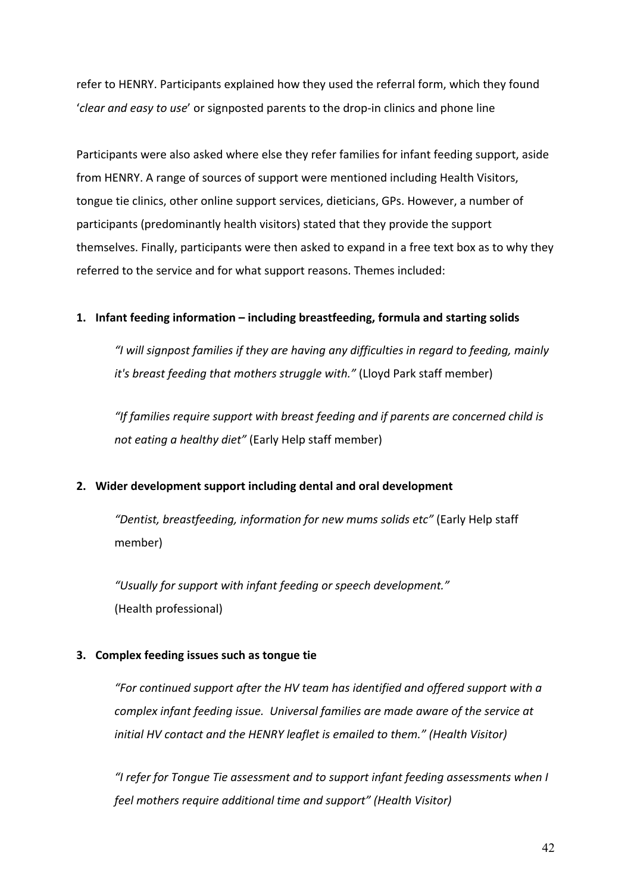refer to HENRY. Participants explained how they used the referral form, which they found '*clear and easy to use*' or signposted parents to the drop-in clinics and phone line

Participants were also asked where else they refer families for infant feeding support, aside from HENRY. A range of sources of support were mentioned including Health Visitors, tongue tie clinics, other online support services, dieticians, GPs. However, a number of participants (predominantly health visitors) stated that they provide the support themselves. Finally, participants were then asked to expand in a free text box as to why they referred to the service and for what support reasons. Themes included:

1. **Infant feeding information – including breastfeeding, formula and starting solids**

   *"I will signpost families if they are having any difficulties in regard to feeding, mainly it's breast feeding that mothers struggle with."* (Lloyd Park staff member)

   *"If families require support with breast feeding and if parents are concerned child is not eating a healthy diet"* (Early Help staff member)

2. **Wider development support including dental and oral development**

   *"Dentist, breastfeeding, information for new mums solids etc"* (Early Help staff member)

   *"Usually for support with infant feeding or speech development."* (Health professional)

3. **Complex feeding issues such as tongue tie**

   *"For continued support after the HV team has identified and offered support with a complex infant feeding issue. Universal families are made aware of the service at initial HV contact and the HENRY leaflet is emailed to them." (Health Visitor)*

   *"I refer for Tongue Tie assessment and to support infant feeding assessments when I feel mothers require additional time and support" (Health Visitor)*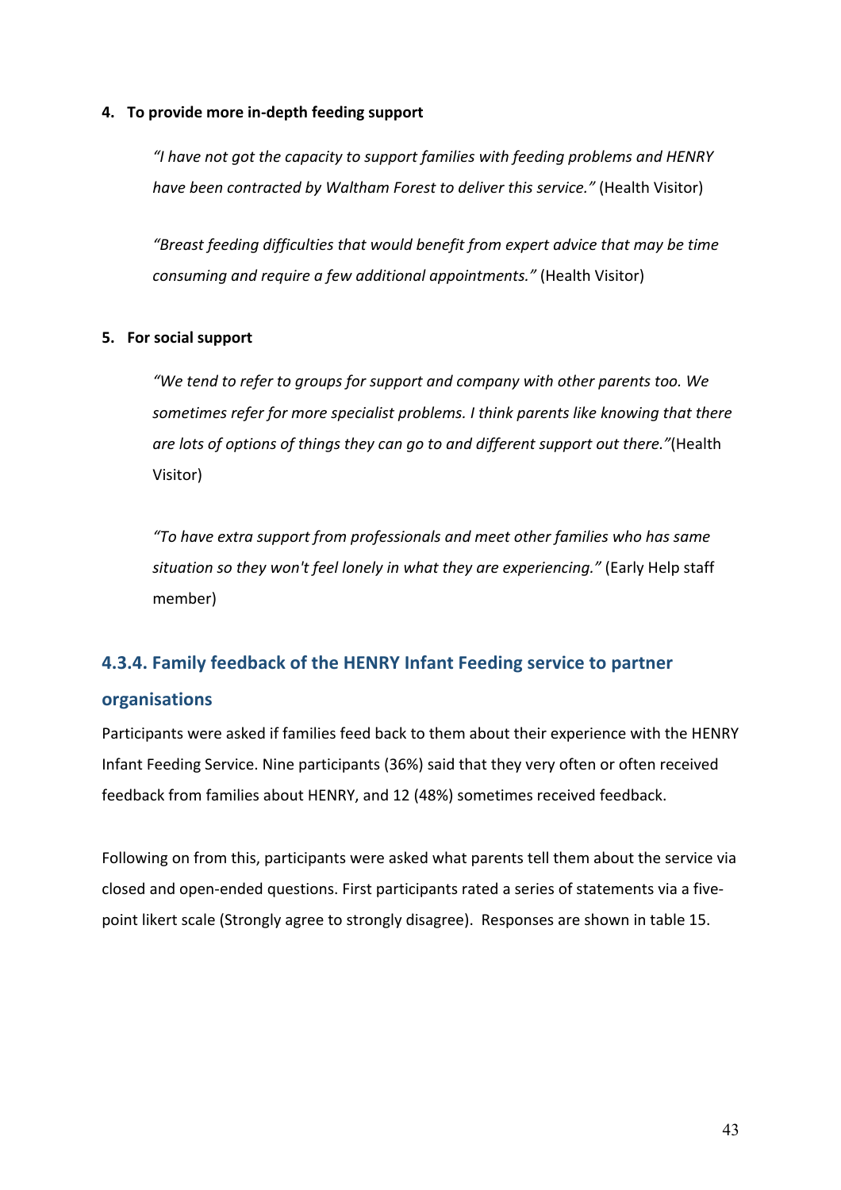**4. To provide more in-depth feeding support**

> *"I have not got the capacity to support families with feeding problems and HENRY have been contracted by Waltham Forest to deliver this service."* (Health Visitor)

> *"Breast feeding difficulties that would benefit from expert advice that may be time consuming and require a few additional appointments."* (Health Visitor)

**5. For social support**

> *"We tend to refer to groups for support and company with other parents too. We sometimes refer for more specialist problems. I think parents like knowing that there are lots of options of things they can go to and different support out there."*(Health Visitor)

> *"To have extra support from professionals and meet other families who has same situation so they won't feel lonely in what they are experiencing."* (Early Help staff member)

### 4.3.4. Family feedback of the HENRY Infant Feeding service to partner organisations

Participants were asked if families feed back to them about their experience with the HENRY Infant Feeding Service. Nine participants (36%) said that they very often or often received feedback from families about HENRY, and 12 (48%) sometimes received feedback.

Following on from this, participants were asked what parents tell them about the service via closed and open-ended questions. First participants rated a series of statements via a five-point likert scale (Strongly agree to strongly disagree). Responses are shown in table 15.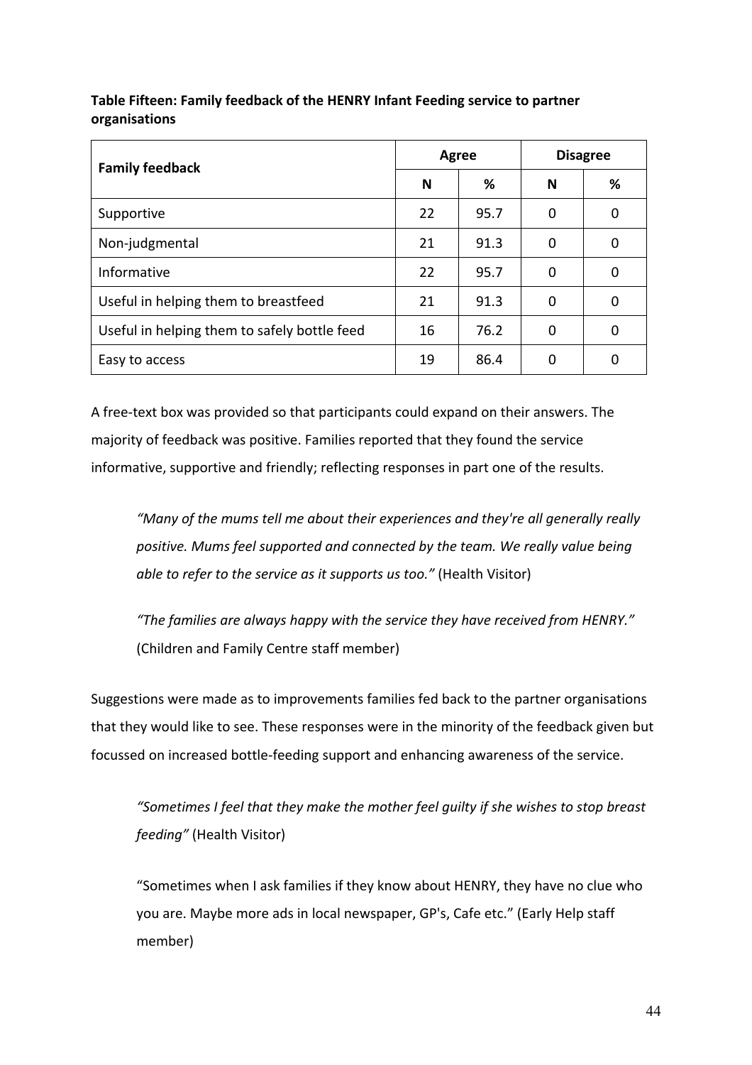**Table Fifteen: Family feedback of the HENRY Infant Feeding service to partner organisations**

| Family feedback | Agree | | Disagree | |
|---|---|---|---|---|
| | N | % | N | % |
| Supportive | 22 | 95.7 | 0 | 0 |
| Non-judgmental | 21 | 91.3 | 0 | 0 |
| Informative | 22 | 95.7 | 0 | 0 |
| Useful in helping them to breastfeed | 21 | 91.3 | 0 | 0 |
| Useful in helping them to safely bottle feed | 16 | 76.2 | 0 | 0 |
| Easy to access | 19 | 86.4 | 0 | 0 |

A free-text box was provided so that participants could expand on their answers. The majority of feedback was positive. Families reported that they found the service informative, supportive and friendly; reflecting responses in part one of the results.

> *"Many of the mums tell me about their experiences and they're all generally really positive. Mums feel supported and connected by the team. We really value being able to refer to the service as it supports us too."* (Health Visitor)

> *"The families are always happy with the service they have received from HENRY."* (Children and Family Centre staff member)

Suggestions were made as to improvements families fed back to the partner organisations that they would like to see. These responses were in the minority of the feedback given but focussed on increased bottle-feeding support and enhancing awareness of the service.

> *"Sometimes I feel that they make the mother feel guilty if she wishes to stop breast feeding"* (Health Visitor)

> "Sometimes when I ask families if they know about HENRY, they have no clue who you are. Maybe more ads in local newspaper, GP's, Cafe etc." (Early Help staff member)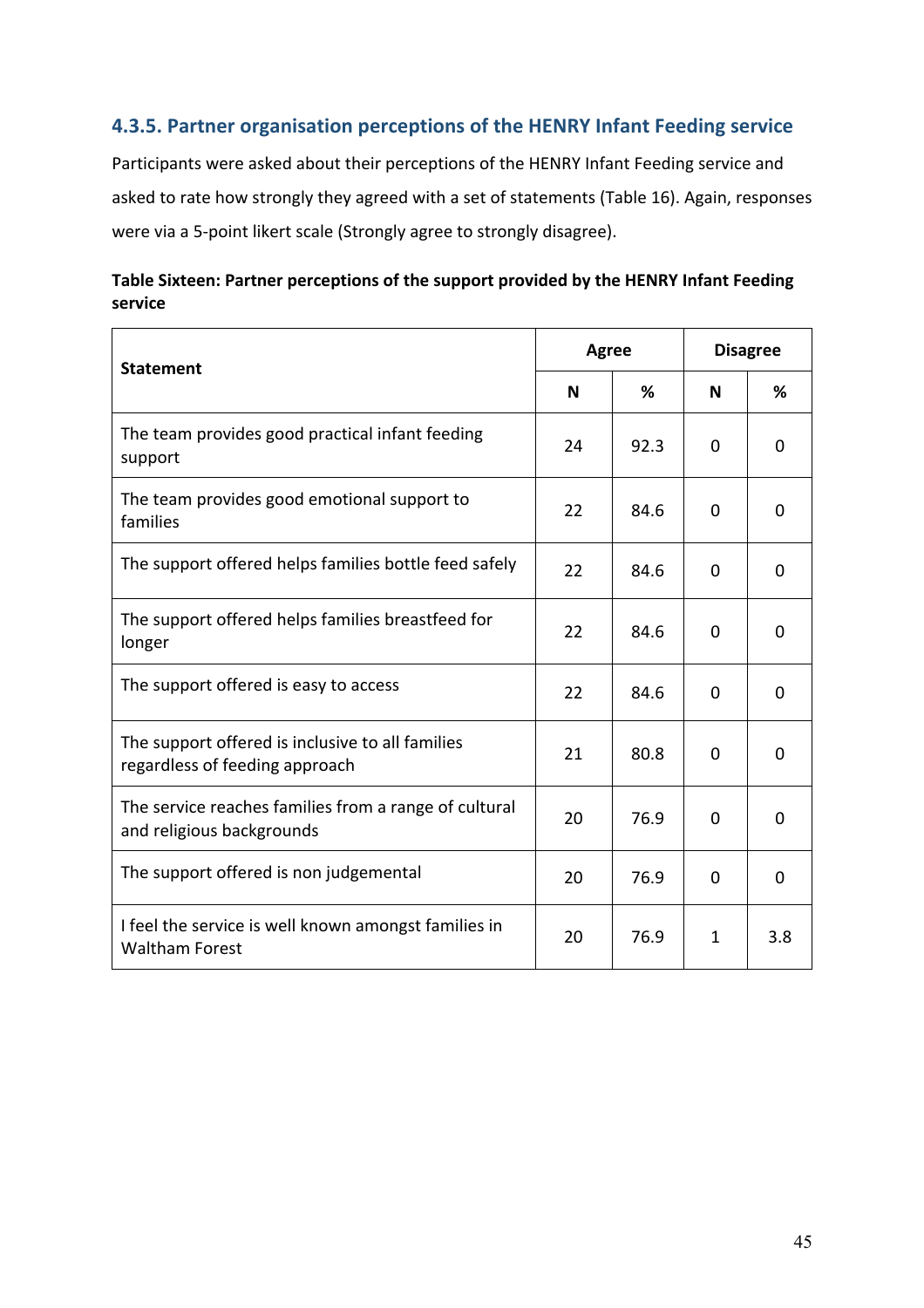### 4.3.5. Partner organisation perceptions of the HENRY Infant Feeding service

Participants were asked about their perceptions of the HENRY Infant Feeding service and asked to rate how strongly they agreed with a set of statements (Table 16). Again, responses were via a 5-point likert scale (Strongly agree to strongly disagree).

**Table Sixteen: Partner perceptions of the support provided by the HENRY Infant Feeding service**

| Statement | Agree | | Disagree | |
|---|---|---|---|---|
| | N | % | N | % |
| The team provides good practical infant feeding support | 24 | 92.3 | 0 | 0 |
| The team provides good emotional support to families | 22 | 84.6 | 0 | 0 |
| The support offered helps families bottle feed safely | 22 | 84.6 | 0 | 0 |
| The support offered helps families breastfeed for longer | 22 | 84.6 | 0 | 0 |
| The support offered is easy to access | 22 | 84.6 | 0 | 0 |
| The support offered is inclusive to all families regardless of feeding approach | 21 | 80.8 | 0 | 0 |
| The service reaches families from a range of cultural and religious backgrounds | 20 | 76.9 | 0 | 0 |
| The support offered is non judgemental | 20 | 76.9 | 0 | 0 |
| I feel the service is well known amongst families in Waltham Forest | 20 | 76.9 | 1 | 3.8 |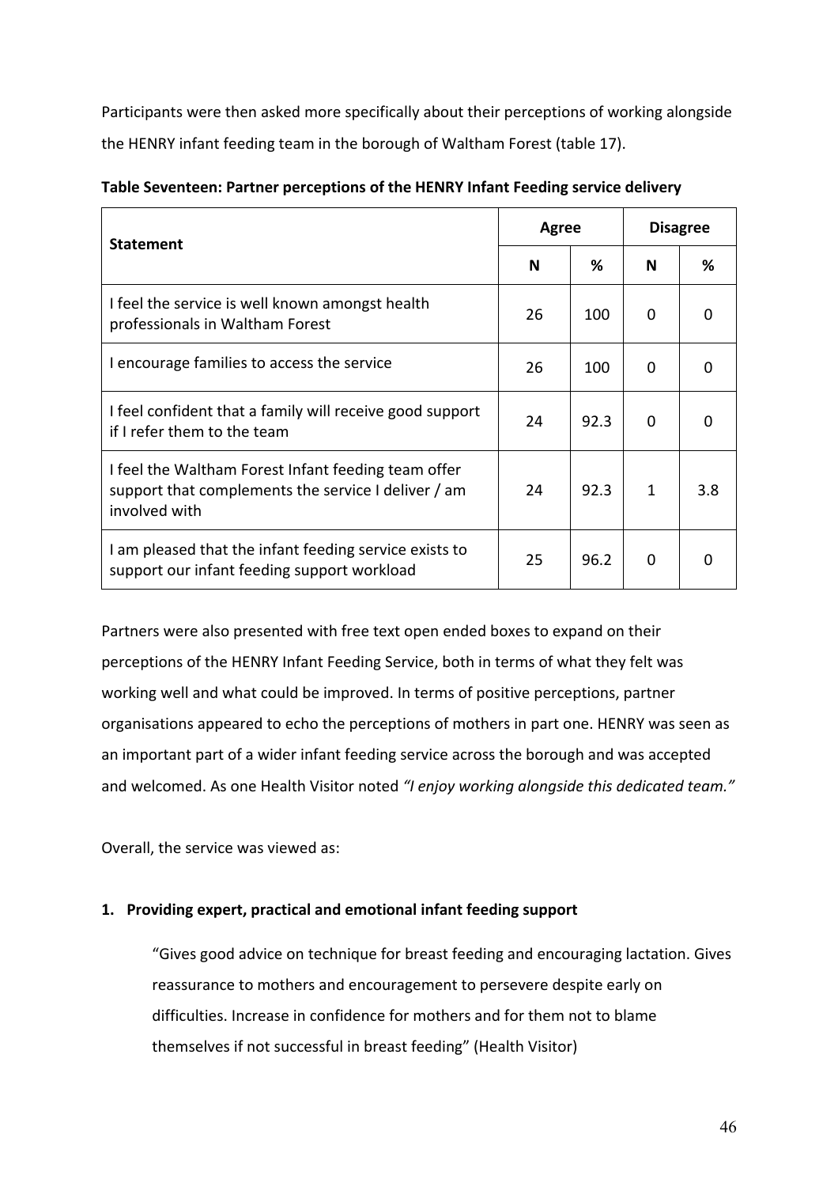Participants were then asked more specifically about their perceptions of working alongside the HENRY infant feeding team in the borough of Waltham Forest (table 17).

**Table Seventeen: Partner perceptions of the HENRY Infant Feeding service delivery**

| Statement | Agree | | Disagree | |
|---|---|---|---|---|
| | N | % | N | % |
| I feel the service is well known amongst health professionals in Waltham Forest | 26 | 100 | 0 | 0 |
| I encourage families to access the service | 26 | 100 | 0 | 0 |
| I feel confident that a family will receive good support if I refer them to the team | 24 | 92.3 | 0 | 0 |
| I feel the Waltham Forest Infant feeding team offer support that complements the service I deliver / am involved with | 24 | 92.3 | 1 | 3.8 |
| I am pleased that the infant feeding service exists to support our infant feeding support workload | 25 | 96.2 | 0 | 0 |

Partners were also presented with free text open ended boxes to expand on their perceptions of the HENRY Infant Feeding Service, both in terms of what they felt was working well and what could be improved. In terms of positive perceptions, partner organisations appeared to echo the perceptions of mothers in part one. HENRY was seen as an important part of a wider infant feeding service across the borough and was accepted and welcomed. As one Health Visitor noted *"I enjoy working alongside this dedicated team."*

Overall, the service was viewed as:

**1. Providing expert, practical and emotional infant feeding support**

> "Gives good advice on technique for breast feeding and encouraging lactation. Gives reassurance to mothers and encouragement to persevere despite early on difficulties. Increase in confidence for mothers and for them not to blame themselves if not successful in breast feeding" (Health Visitor)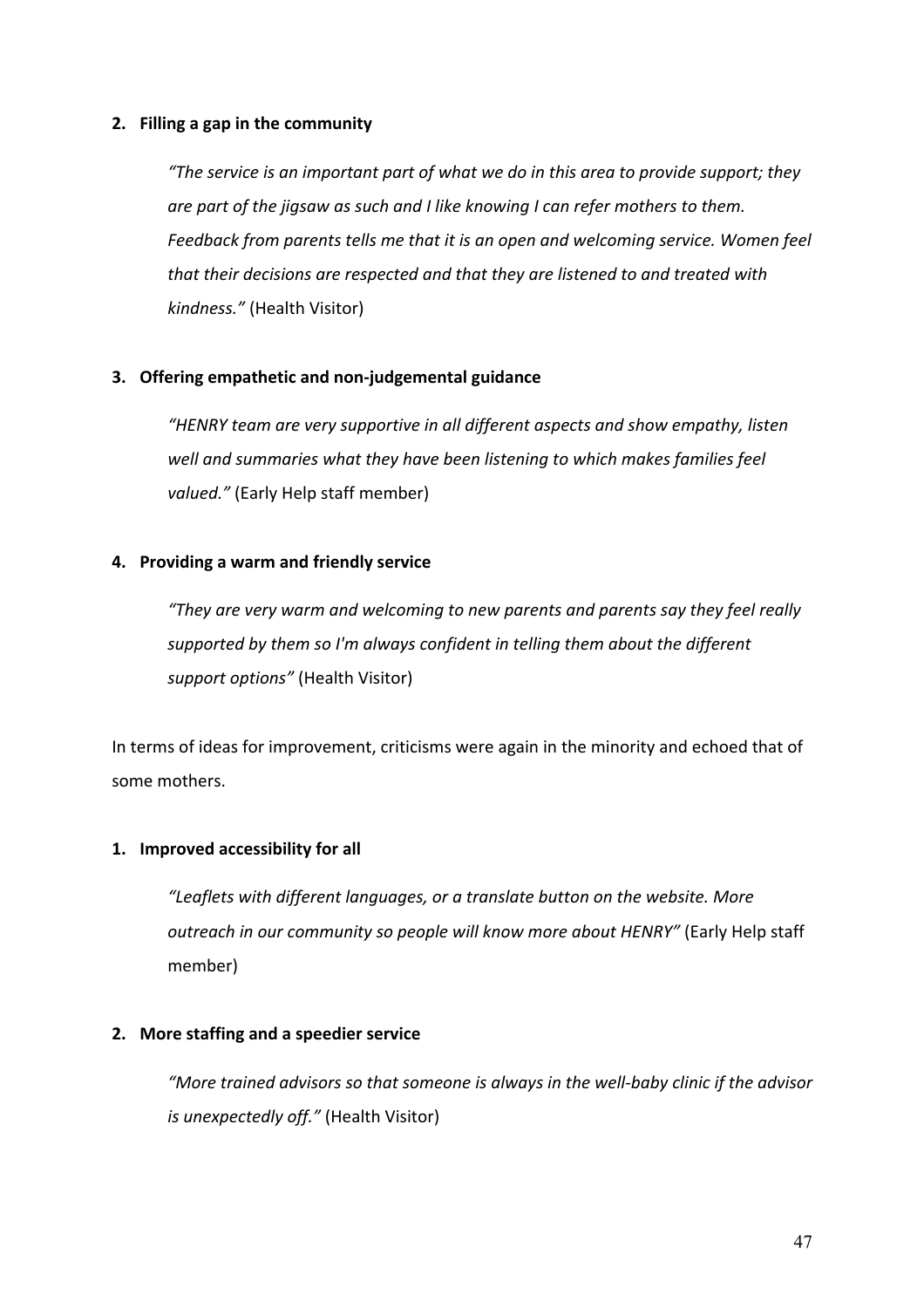**2. Filling a gap in the community**

> *"The service is an important part of what we do in this area to provide support; they are part of the jigsaw as such and I like knowing I can refer mothers to them. Feedback from parents tells me that it is an open and welcoming service. Women feel that their decisions are respected and that they are listened to and treated with kindness."* (Health Visitor)

**3. Offering empathetic and non-judgemental guidance**

> *"HENRY team are very supportive in all different aspects and show empathy, listen well and summaries what they have been listening to which makes families feel valued."* (Early Help staff member)

**4. Providing a warm and friendly service**

> *"They are very warm and welcoming to new parents and parents say they feel really supported by them so I'm always confident in telling them about the different support options"* (Health Visitor)

In terms of ideas for improvement, criticisms were again in the minority and echoed that of some mothers.

**1. Improved accessibility for all**

> *"Leaflets with different languages, or a translate button on the website. More outreach in our community so people will know more about HENRY"* (Early Help staff member)

**2. More staffing and a speedier service**

> *"More trained advisors so that someone is always in the well-baby clinic if the advisor is unexpectedly off."* (Health Visitor)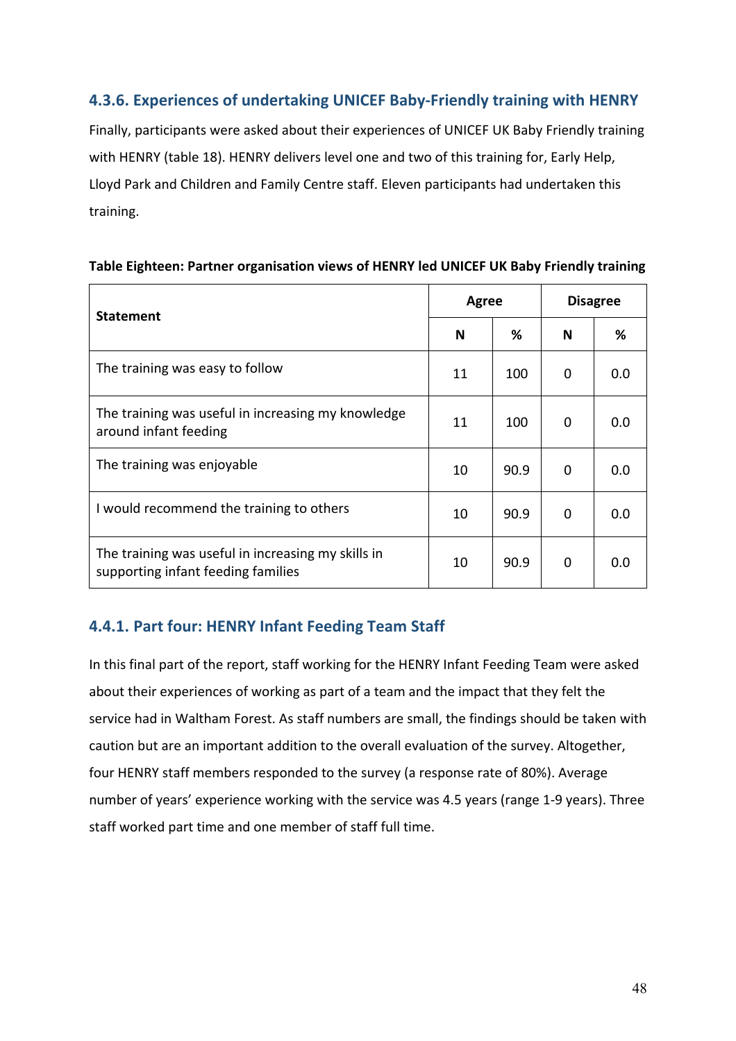### 4.3.6. Experiences of undertaking UNICEF Baby-Friendly training with HENRY

Finally, participants were asked about their experiences of UNICEF UK Baby Friendly training with HENRY (table 18). HENRY delivers level one and two of this training for, Early Help, Lloyd Park and Children and Family Centre staff. Eleven participants had undertaken this training.

**Table Eighteen: Partner organisation views of HENRY led UNICEF UK Baby Friendly training**

| Statement | Agree | | Disagree | |
|---|---|---|---|---|
| | N | % | N | % |
| The training was easy to follow | 11 | 100 | 0 | 0.0 |
| The training was useful in increasing my knowledge around infant feeding | 11 | 100 | 0 | 0.0 |
| The training was enjoyable | 10 | 90.9 | 0 | 0.0 |
| I would recommend the training to others | 10 | 90.9 | 0 | 0.0 |
| The training was useful in increasing my skills in supporting infant feeding families | 10 | 90.9 | 0 | 0.0 |

### 4.4.1. Part four: HENRY Infant Feeding Team Staff

In this final part of the report, staff working for the HENRY Infant Feeding Team were asked about their experiences of working as part of a team and the impact that they felt the service had in Waltham Forest. As staff numbers are small, the findings should be taken with caution but are an important addition to the overall evaluation of the survey. Altogether, four HENRY staff members responded to the survey (a response rate of 80%). Average number of years' experience working with the service was 4.5 years (range 1-9 years). Three staff worked part time and one member of staff full time.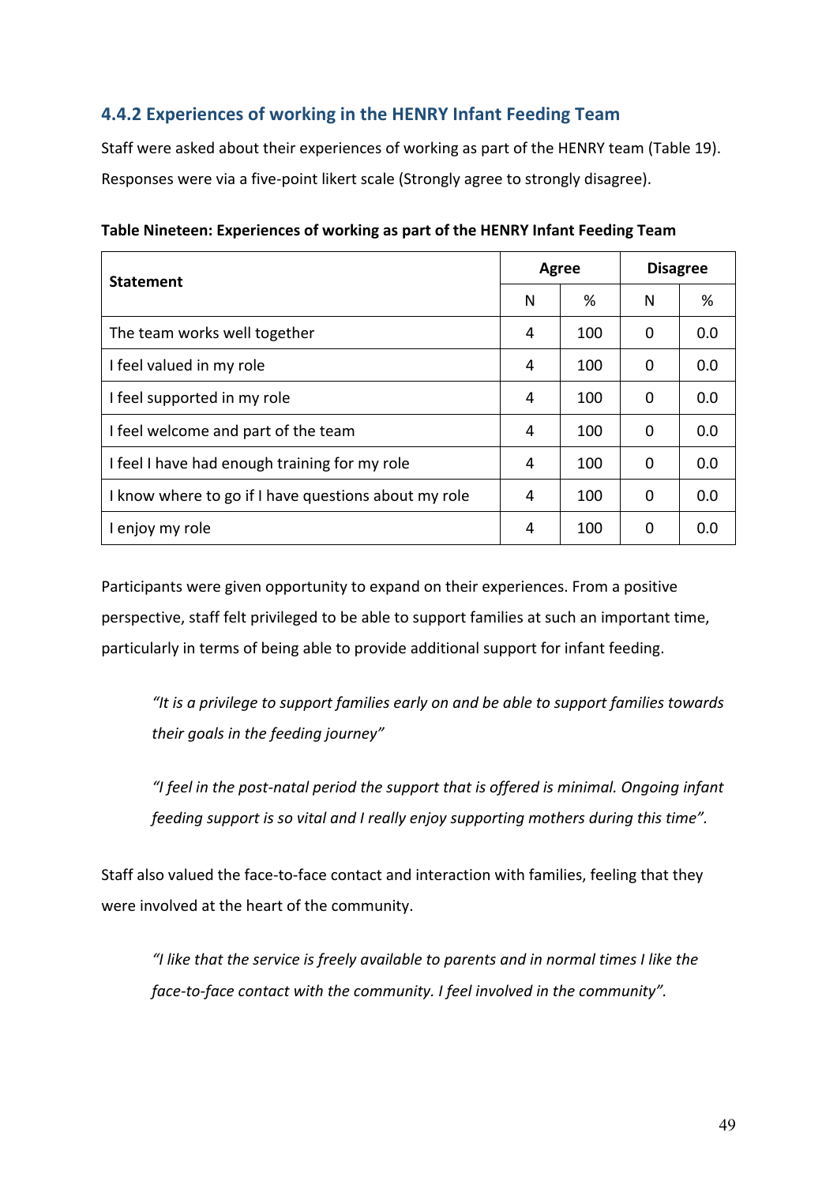### 4.4.2 Experiences of working in the HENRY Infant Feeding Team

Staff were asked about their experiences of working as part of the HENRY team (Table 19). Responses were via a five-point likert scale (Strongly agree to strongly disagree).

**Table Nineteen: Experiences of working as part of the HENRY Infant Feeding Team**

| Statement | Agree | | Disagree | |
|---|---|---|---|---|
| | N | % | N | % |
| The team works well together | 4 | 100 | 0 | 0.0 |
| I feel valued in my role | 4 | 100 | 0 | 0.0 |
| I feel supported in my role | 4 | 100 | 0 | 0.0 |
| I feel welcome and part of the team | 4 | 100 | 0 | 0.0 |
| I feel I have had enough training for my role | 4 | 100 | 0 | 0.0 |
| I know where to go if I have questions about my role | 4 | 100 | 0 | 0.0 |
| I enjoy my role | 4 | 100 | 0 | 0.0 |

Participants were given opportunity to expand on their experiences. From a positive perspective, staff felt privileged to be able to support families at such an important time, particularly in terms of being able to provide additional support for infant feeding.

> *"It is a privilege to support families early on and be able to support families towards their goals in the feeding journey"*

> *"I feel in the post-natal period the support that is offered is minimal. Ongoing infant feeding support is so vital and I really enjoy supporting mothers during this time".*

Staff also valued the face-to-face contact and interaction with families, feeling that they were involved at the heart of the community.

> *"I like that the service is freely available to parents and in normal times I like the face-to-face contact with the community. I feel involved in the community".*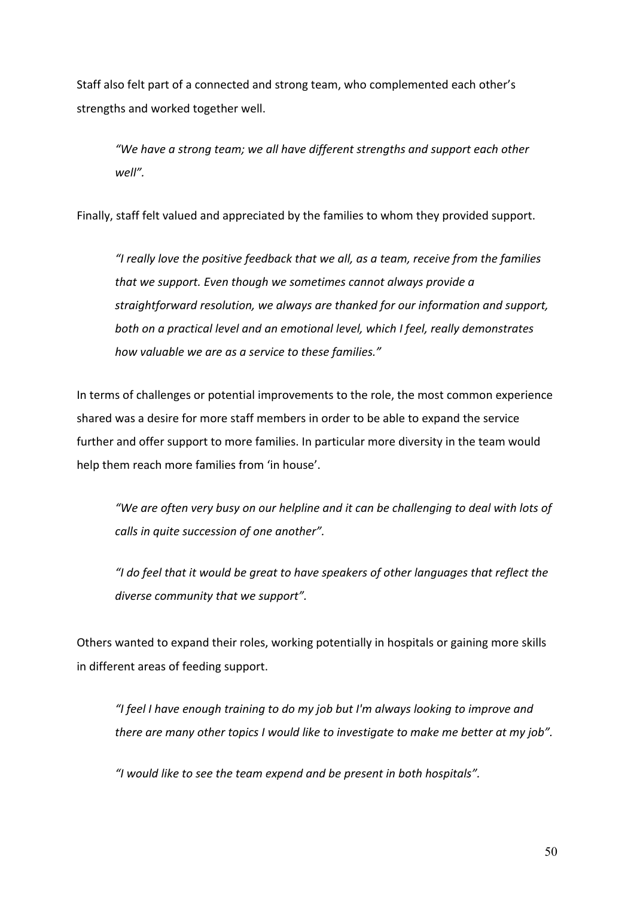Staff also felt part of a connected and strong team, who complemented each other's strengths and worked together well.

> *"We have a strong team; we all have different strengths and support each other well".*

Finally, staff felt valued and appreciated by the families to whom they provided support.

> *"I really love the positive feedback that we all, as a team, receive from the families that we support. Even though we sometimes cannot always provide a straightforward resolution, we always are thanked for our information and support, both on a practical level and an emotional level, which I feel, really demonstrates how valuable we are as a service to these families."*

In terms of challenges or potential improvements to the role, the most common experience shared was a desire for more staff members in order to be able to expand the service further and offer support to more families. In particular more diversity in the team would help them reach more families from 'in house'.

> *"We are often very busy on our helpline and it can be challenging to deal with lots of calls in quite succession of one another".*

> *"I do feel that it would be great to have speakers of other languages that reflect the diverse community that we support".*

Others wanted to expand their roles, working potentially in hospitals or gaining more skills in different areas of feeding support.

> *"I feel I have enough training to do my job but I'm always looking to improve and there are many other topics I would like to investigate to make me better at my job".*

> *"I would like to see the team expend and be present in both hospitals".*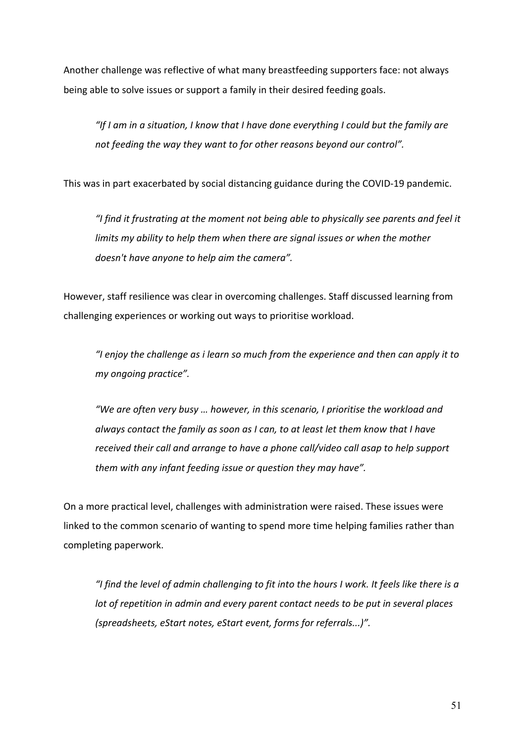Another challenge was reflective of what many breastfeeding supporters face: not always being able to solve issues or support a family in their desired feeding goals.

> *"If I am in a situation, I know that I have done everything I could but the family are not feeding the way they want to for other reasons beyond our control".*

This was in part exacerbated by social distancing guidance during the COVID-19 pandemic.

> *"I find it frustrating at the moment not being able to physically see parents and feel it limits my ability to help them when there are signal issues or when the mother doesn't have anyone to help aim the camera".*

However, staff resilience was clear in overcoming challenges. Staff discussed learning from challenging experiences or working out ways to prioritise workload.

> *"I enjoy the challenge as i learn so much from the experience and then can apply it to my ongoing practice".*

> *"We are often very busy … however, in this scenario, I prioritise the workload and always contact the family as soon as I can, to at least let them know that I have received their call and arrange to have a phone call/video call asap to help support them with any infant feeding issue or question they may have".*

On a more practical level, challenges with administration were raised. These issues were linked to the common scenario of wanting to spend more time helping families rather than completing paperwork.

> *"I find the level of admin challenging to fit into the hours I work. It feels like there is a lot of repetition in admin and every parent contact needs to be put in several places (spreadsheets, eStart notes, eStart event, forms for referrals...)".*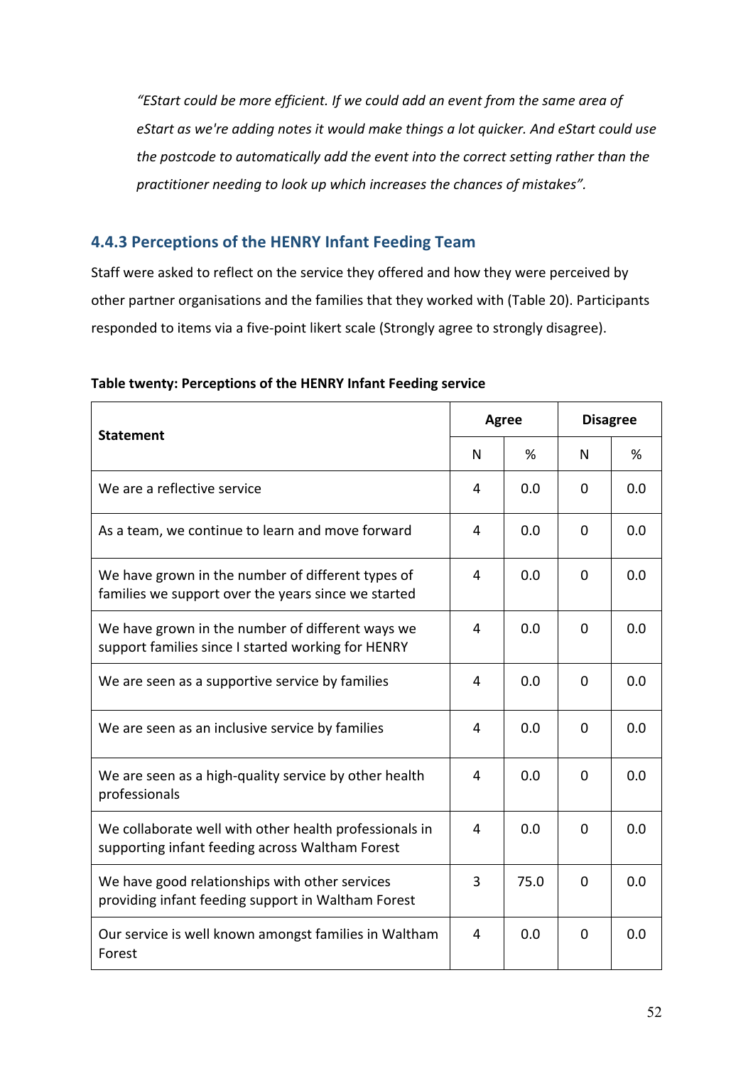*"EStart could be more efficient. If we could add an event from the same area of eStart as we're adding notes it would make things a lot quicker. And eStart could use the postcode to automatically add the event into the correct setting rather than the practitioner needing to look up which increases the chances of mistakes".*

### 4.4.3 Perceptions of the HENRY Infant Feeding Team

Staff were asked to reflect on the service they offered and how they were perceived by other partner organisations and the families that they worked with (Table 20). Participants responded to items via a five-point likert scale (Strongly agree to strongly disagree).

**Table twenty: Perceptions of the HENRY Infant Feeding service**

| Statement | Agree | | Disagree | |
|---|---|---|---|---|
| | N | % | N | % |
| We are a reflective service | 4 | 0.0 | 0 | 0.0 |
| As a team, we continue to learn and move forward | 4 | 0.0 | 0 | 0.0 |
| We have grown in the number of different types of families we support over the years since we started | 4 | 0.0 | 0 | 0.0 |
| We have grown in the number of different ways we support families since I started working for HENRY | 4 | 0.0 | 0 | 0.0 |
| We are seen as a supportive service by families | 4 | 0.0 | 0 | 0.0 |
| We are seen as an inclusive service by families | 4 | 0.0 | 0 | 0.0 |
| We are seen as a high-quality service by other health professionals | 4 | 0.0 | 0 | 0.0 |
| We collaborate well with other health professionals in supporting infant feeding across Waltham Forest | 4 | 0.0 | 0 | 0.0 |
| We have good relationships with other services providing infant feeding support in Waltham Forest | 3 | 75.0 | 0 | 0.0 |
| Our service is well known amongst families in Waltham Forest | 4 | 0.0 | 0 | 0.0 |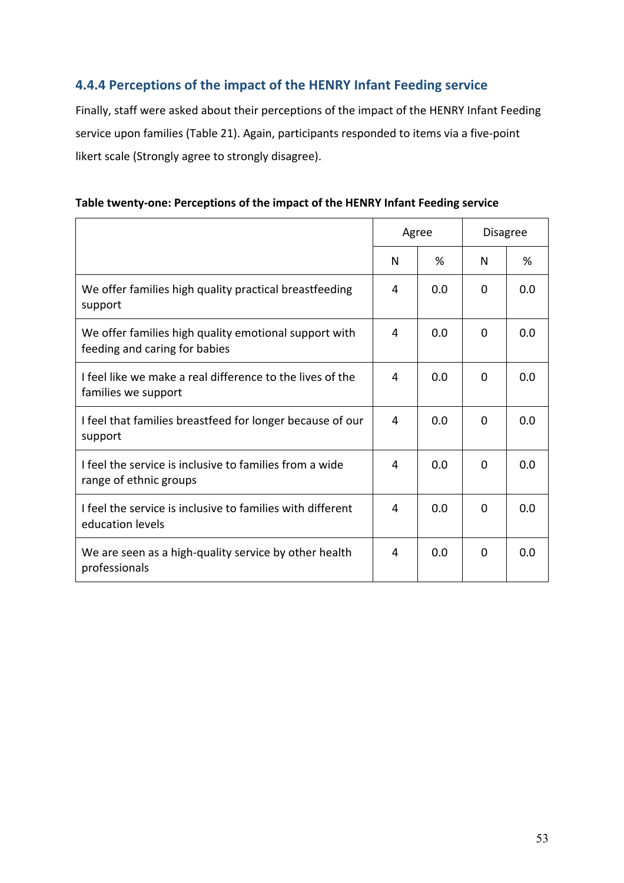### 4.4.4 Perceptions of the impact of the HENRY Infant Feeding service

Finally, staff were asked about their perceptions of the impact of the HENRY Infant Feeding service upon families (Table 21). Again, participants responded to items via a five-point likert scale (Strongly agree to strongly disagree).

**Table twenty-one: Perceptions of the impact of the HENRY Infant Feeding service**

| | Agree | | Disagree | |
|---|---|---|---|---|
| | N | % | N | % |
| We offer families high quality practical breastfeeding support | 4 | 0.0 | 0 | 0.0 |
| We offer families high quality emotional support with feeding and caring for babies | 4 | 0.0 | 0 | 0.0 |
| I feel like we make a real difference to the lives of the families we support | 4 | 0.0 | 0 | 0.0 |
| I feel that families breastfeed for longer because of our support | 4 | 0.0 | 0 | 0.0 |
| I feel the service is inclusive to families from a wide range of ethnic groups | 4 | 0.0 | 0 | 0.0 |
| I feel the service is inclusive to families with different education levels | 4 | 0.0 | 0 | 0.0 |
| We are seen as a high-quality service by other health professionals | 4 | 0.0 | 0 | 0.0 |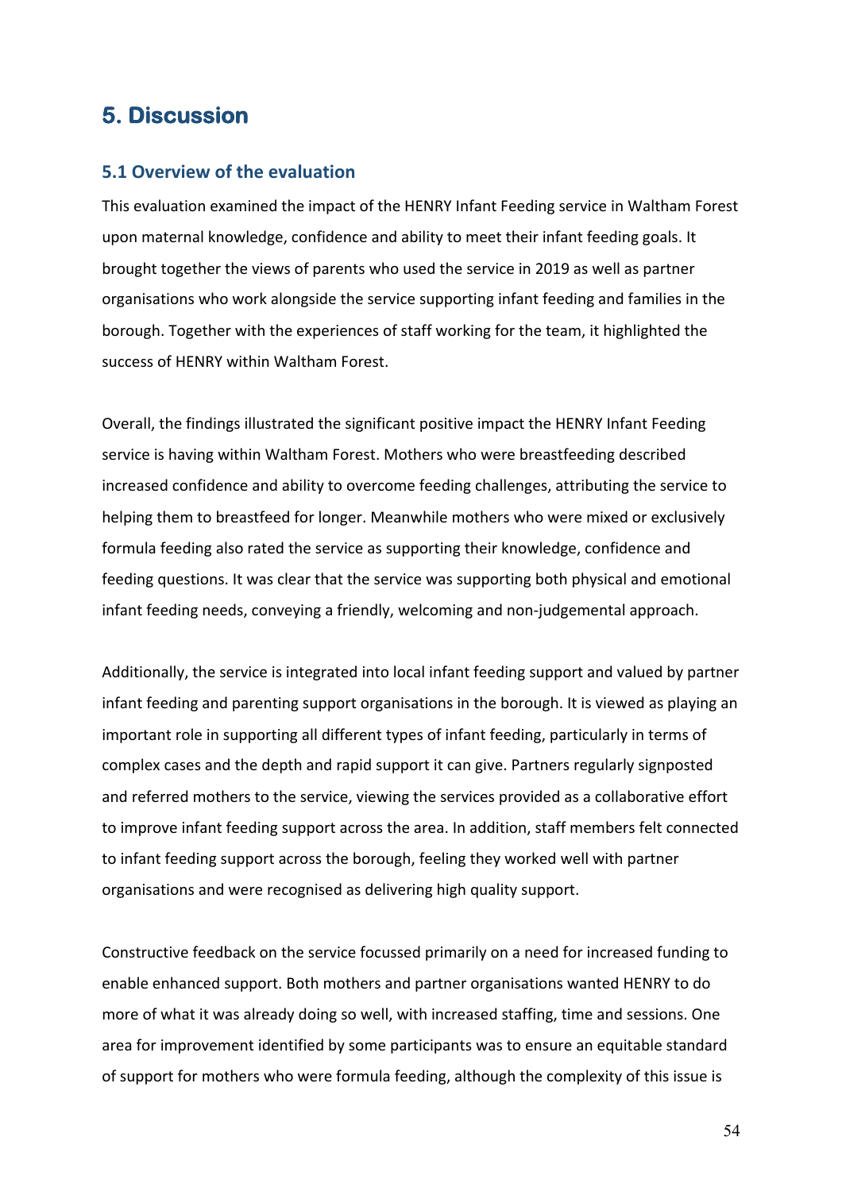# 5. Discussion

## 5.1 Overview of the evaluation

This evaluation examined the impact of the HENRY Infant Feeding service in Waltham Forest upon maternal knowledge, confidence and ability to meet their infant feeding goals. It brought together the views of parents who used the service in 2019 as well as partner organisations who work alongside the service supporting infant feeding and families in the borough. Together with the experiences of staff working for the team, it highlighted the success of HENRY within Waltham Forest.

Overall, the findings illustrated the significant positive impact the HENRY Infant Feeding service is having within Waltham Forest. Mothers who were breastfeeding described increased confidence and ability to overcome feeding challenges, attributing the service to helping them to breastfeed for longer. Meanwhile mothers who were mixed or exclusively formula feeding also rated the service as supporting their knowledge, confidence and feeding questions. It was clear that the service was supporting both physical and emotional infant feeding needs, conveying a friendly, welcoming and non-judgemental approach.

Additionally, the service is integrated into local infant feeding support and valued by partner infant feeding and parenting support organisations in the borough. It is viewed as playing an important role in supporting all different types of infant feeding, particularly in terms of complex cases and the depth and rapid support it can give. Partners regularly signposted and referred mothers to the service, viewing the services provided as a collaborative effort to improve infant feeding support across the area. In addition, staff members felt connected to infant feeding support across the borough, feeling they worked well with partner organisations and were recognised as delivering high quality support.

Constructive feedback on the service focussed primarily on a need for increased funding to enable enhanced support. Both mothers and partner organisations wanted HENRY to do more of what it was already doing so well, with increased staffing, time and sessions. One area for improvement identified by some participants was to ensure an equitable standard of support for mothers who were formula feeding, although the complexity of this issue is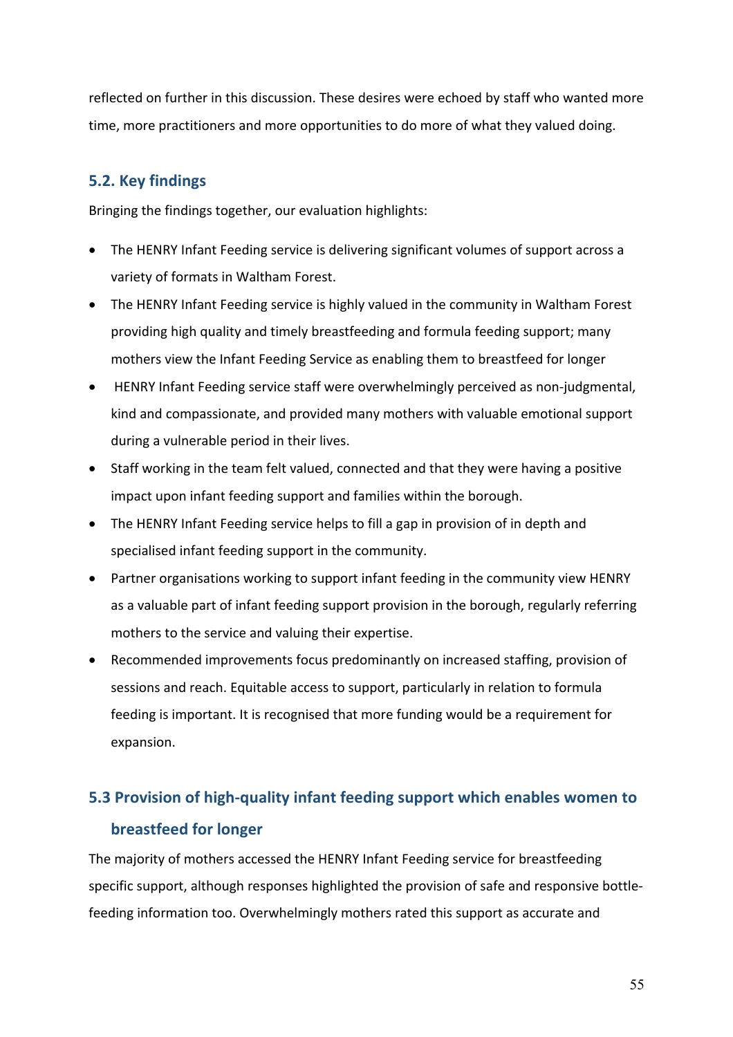reflected on further in this discussion. These desires were echoed by staff who wanted more time, more practitioners and more opportunities to do more of what they valued doing.

## 5.2. Key findings

Bringing the findings together, our evaluation highlights:

- The HENRY Infant Feeding service is delivering significant volumes of support across a variety of formats in Waltham Forest.
- The HENRY Infant Feeding service is highly valued in the community in Waltham Forest providing high quality and timely breastfeeding and formula feeding support; many mothers view the Infant Feeding Service as enabling them to breastfeed for longer
- HENRY Infant Feeding service staff were overwhelmingly perceived as non-judgmental, kind and compassionate, and provided many mothers with valuable emotional support during a vulnerable period in their lives.
- Staff working in the team felt valued, connected and that they were having a positive impact upon infant feeding support and families within the borough.
- The HENRY Infant Feeding service helps to fill a gap in provision of in depth and specialised infant feeding support in the community.
- Partner organisations working to support infant feeding in the community view HENRY as a valuable part of infant feeding support provision in the borough, regularly referring mothers to the service and valuing their expertise.
- Recommended improvements focus predominantly on increased staffing, provision of sessions and reach. Equitable access to support, particularly in relation to formula feeding is important. It is recognised that more funding would be a requirement for expansion.

## 5.3 Provision of high-quality infant feeding support which enables women to breastfeed for longer

The majority of mothers accessed the HENRY Infant Feeding service for breastfeeding specific support, although responses highlighted the provision of safe and responsive bottle-feeding information too. Overwhelmingly mothers rated this support as accurate and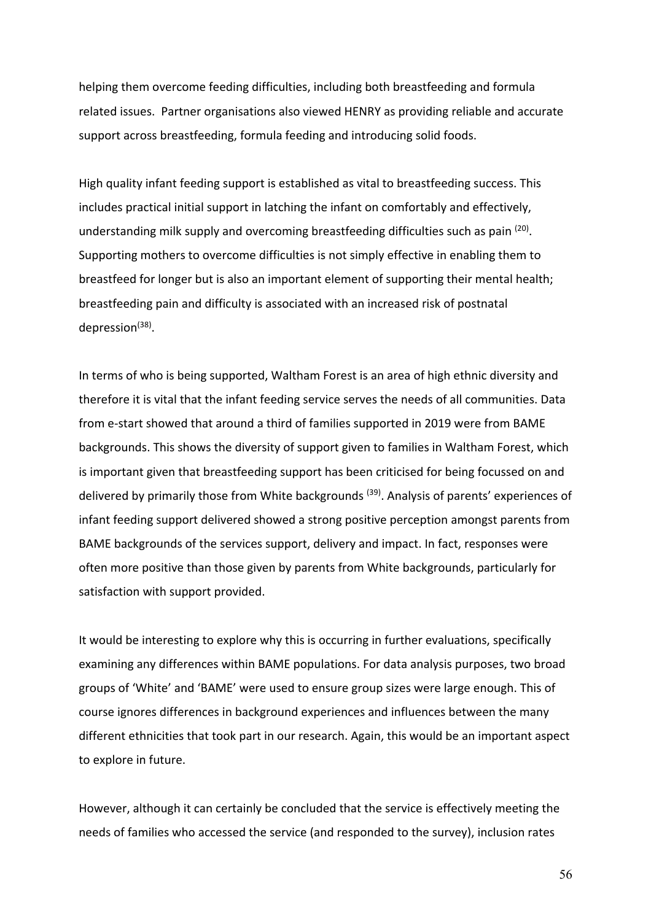helping them overcome feeding difficulties, including both breastfeeding and formula related issues. Partner organisations also viewed HENRY as providing reliable and accurate support across breastfeeding, formula feeding and introducing solid foods.

High quality infant feeding support is established as vital to breastfeeding success. This includes practical initial support in latching the infant on comfortably and effectively, understanding milk supply and overcoming breastfeeding difficulties such as pain [20]. Supporting mothers to overcome difficulties is not simply effective in enabling them to breastfeed for longer but is also an important element of supporting their mental health; breastfeeding pain and difficulty is associated with an increased risk of postnatal depression[38].

In terms of who is being supported, Waltham Forest is an area of high ethnic diversity and therefore it is vital that the infant feeding service serves the needs of all communities. Data from e-start showed that around a third of families supported in 2019 were from BAME backgrounds. This shows the diversity of support given to families in Waltham Forest, which is important given that breastfeeding support has been criticised for being focussed on and delivered by primarily those from White backgrounds [39]. Analysis of parents' experiences of infant feeding support delivered showed a strong positive perception amongst parents from BAME backgrounds of the services support, delivery and impact. In fact, responses were often more positive than those given by parents from White backgrounds, particularly for satisfaction with support provided.

It would be interesting to explore why this is occurring in further evaluations, specifically examining any differences within BAME populations. For data analysis purposes, two broad groups of 'White' and 'BAME' were used to ensure group sizes were large enough. This of course ignores differences in background experiences and influences between the many different ethnicities that took part in our research. Again, this would be an important aspect to explore in future.

However, although it can certainly be concluded that the service is effectively meeting the needs of families who accessed the service (and responded to the survey), inclusion rates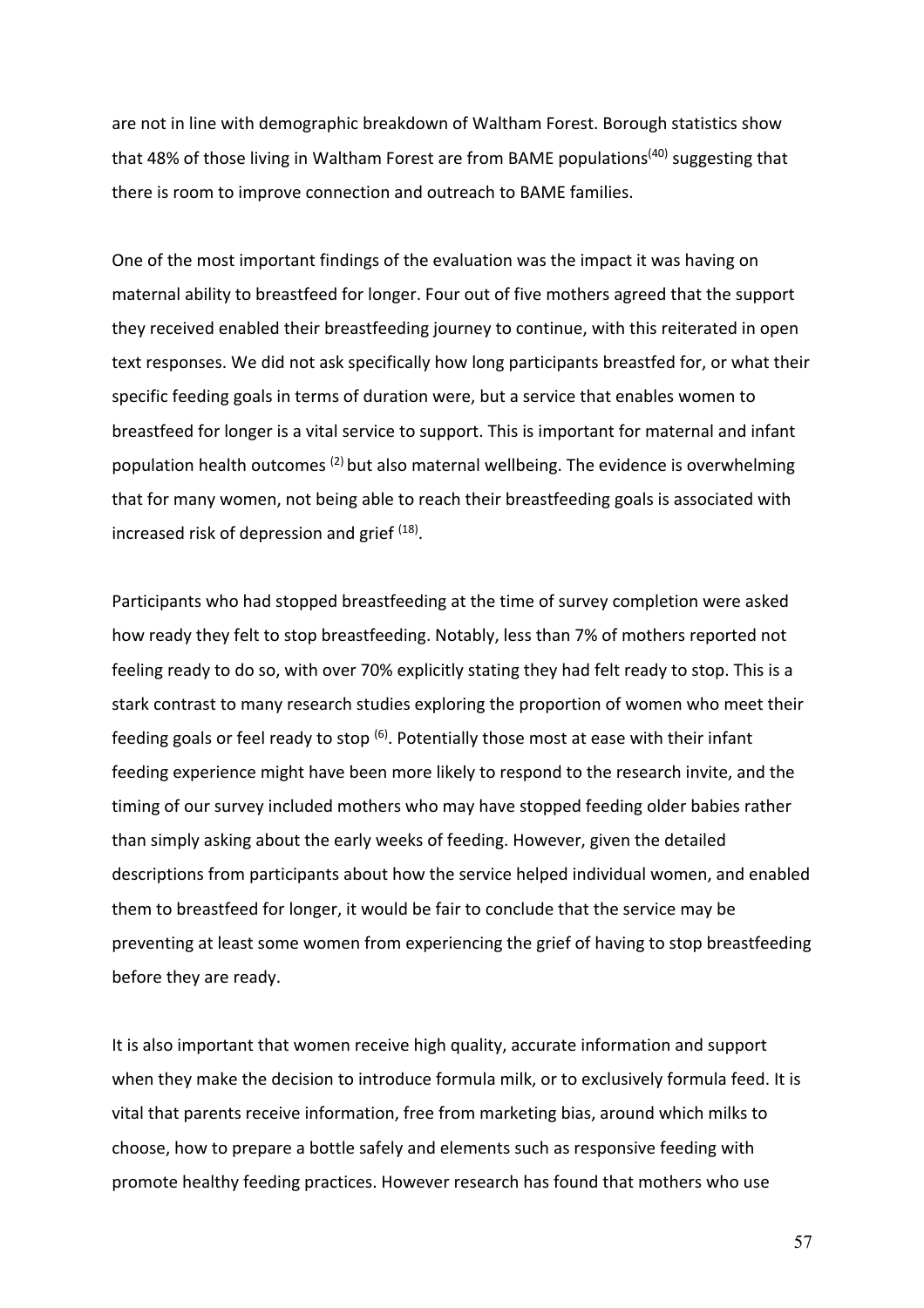are not in line with demographic breakdown of Waltham Forest. Borough statistics show that 48% of those living in Waltham Forest are from BAME populations[40] suggesting that there is room to improve connection and outreach to BAME families.

One of the most important findings of the evaluation was the impact it was having on maternal ability to breastfeed for longer. Four out of five mothers agreed that the support they received enabled their breastfeeding journey to continue, with this reiterated in open text responses. We did not ask specifically how long participants breastfed for, or what their specific feeding goals in terms of duration were, but a service that enables women to breastfeed for longer is a vital service to support. This is important for maternal and infant population health outcomes [2] but also maternal wellbeing. The evidence is overwhelming that for many women, not being able to reach their breastfeeding goals is associated with increased risk of depression and grief [18].

Participants who had stopped breastfeeding at the time of survey completion were asked how ready they felt to stop breastfeeding. Notably, less than 7% of mothers reported not feeling ready to do so, with over 70% explicitly stating they had felt ready to stop. This is a stark contrast to many research studies exploring the proportion of women who meet their feeding goals or feel ready to stop [6]. Potentially those most at ease with their infant feeding experience might have been more likely to respond to the research invite, and the timing of our survey included mothers who may have stopped feeding older babies rather than simply asking about the early weeks of feeding. However, given the detailed descriptions from participants about how the service helped individual women, and enabled them to breastfeed for longer, it would be fair to conclude that the service may be preventing at least some women from experiencing the grief of having to stop breastfeeding before they are ready.

It is also important that women receive high quality, accurate information and support when they make the decision to introduce formula milk, or to exclusively formula feed. It is vital that parents receive information, free from marketing bias, around which milks to choose, how to prepare a bottle safely and elements such as responsive feeding with promote healthy feeding practices. However research has found that mothers who use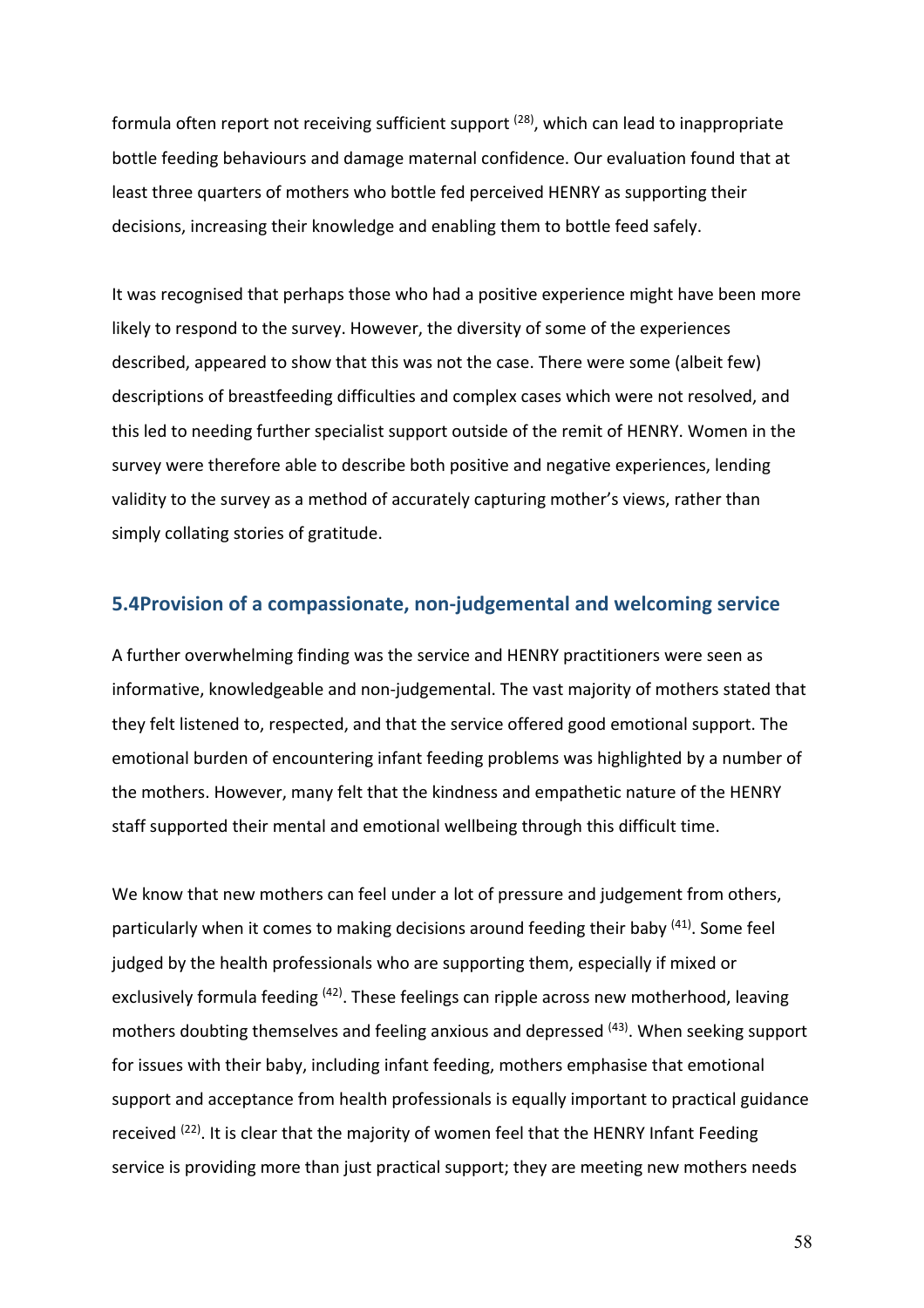formula often report not receiving sufficient support [28], which can lead to inappropriate bottle feeding behaviours and damage maternal confidence. Our evaluation found that at least three quarters of mothers who bottle fed perceived HENRY as supporting their decisions, increasing their knowledge and enabling them to bottle feed safely.

It was recognised that perhaps those who had a positive experience might have been more likely to respond to the survey. However, the diversity of some of the experiences described, appeared to show that this was not the case. There were some (albeit few) descriptions of breastfeeding difficulties and complex cases which were not resolved, and this led to needing further specialist support outside of the remit of HENRY. Women in the survey were therefore able to describe both positive and negative experiences, lending validity to the survey as a method of accurately capturing mother's views, rather than simply collating stories of gratitude.

## 5.4Provision of a compassionate, non-judgemental and welcoming service

A further overwhelming finding was the service and HENRY practitioners were seen as informative, knowledgeable and non-judgemental. The vast majority of mothers stated that they felt listened to, respected, and that the service offered good emotional support. The emotional burden of encountering infant feeding problems was highlighted by a number of the mothers. However, many felt that the kindness and empathetic nature of the HENRY staff supported their mental and emotional wellbeing through this difficult time.

We know that new mothers can feel under a lot of pressure and judgement from others, particularly when it comes to making decisions around feeding their baby [41]. Some feel judged by the health professionals who are supporting them, especially if mixed or exclusively formula feeding [42]. These feelings can ripple across new motherhood, leaving mothers doubting themselves and feeling anxious and depressed [43]. When seeking support for issues with their baby, including infant feeding, mothers emphasise that emotional support and acceptance from health professionals is equally important to practical guidance received [22]. It is clear that the majority of women feel that the HENRY Infant Feeding service is providing more than just practical support; they are meeting new mothers needs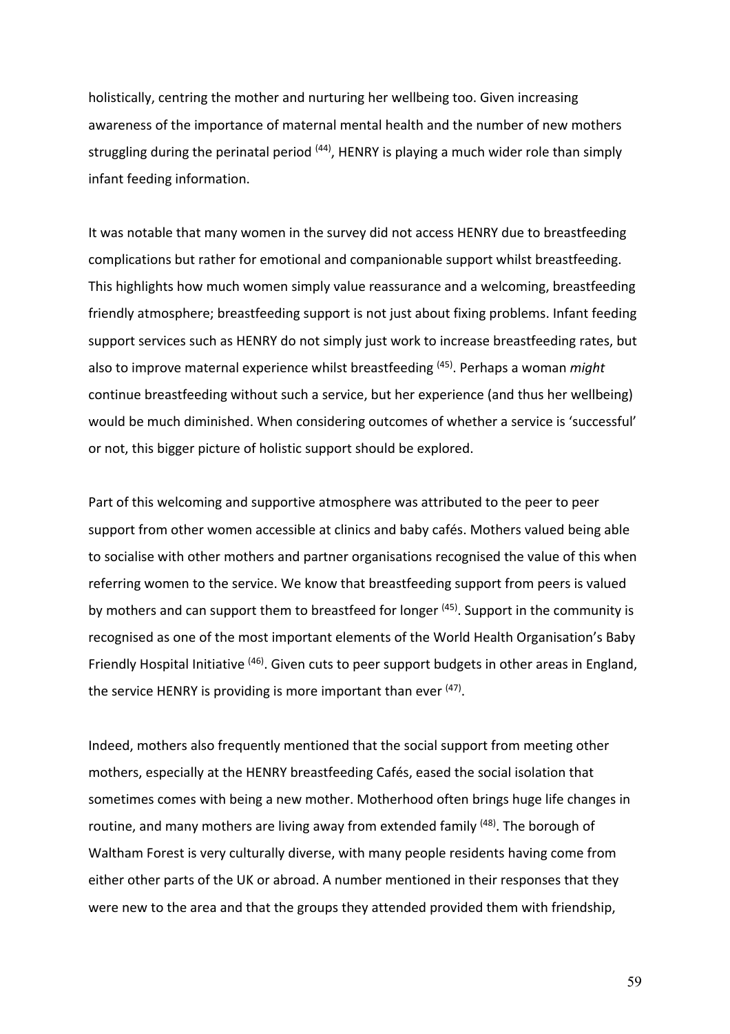holistically, centring the mother and nurturing her wellbeing too. Given increasing awareness of the importance of maternal mental health and the number of new mothers struggling during the perinatal period [44], HENRY is playing a much wider role than simply infant feeding information.

It was notable that many women in the survey did not access HENRY due to breastfeeding complications but rather for emotional and companionable support whilst breastfeeding. This highlights how much women simply value reassurance and a welcoming, breastfeeding friendly atmosphere; breastfeeding support is not just about fixing problems. Infant feeding support services such as HENRY do not simply just work to increase breastfeeding rates, but also to improve maternal experience whilst breastfeeding [45]. Perhaps a woman *might* continue breastfeeding without such a service, but her experience (and thus her wellbeing) would be much diminished. When considering outcomes of whether a service is 'successful' or not, this bigger picture of holistic support should be explored.

Part of this welcoming and supportive atmosphere was attributed to the peer to peer support from other women accessible at clinics and baby cafés. Mothers valued being able to socialise with other mothers and partner organisations recognised the value of this when referring women to the service. We know that breastfeeding support from peers is valued by mothers and can support them to breastfeed for longer [45]. Support in the community is recognised as one of the most important elements of the World Health Organisation's Baby Friendly Hospital Initiative [46]. Given cuts to peer support budgets in other areas in England, the service HENRY is providing is more important than ever [47].

Indeed, mothers also frequently mentioned that the social support from meeting other mothers, especially at the HENRY breastfeeding Cafés, eased the social isolation that sometimes comes with being a new mother. Motherhood often brings huge life changes in routine, and many mothers are living away from extended family [48]. The borough of Waltham Forest is very culturally diverse, with many people residents having come from either other parts of the UK or abroad. A number mentioned in their responses that they were new to the area and that the groups they attended provided them with friendship,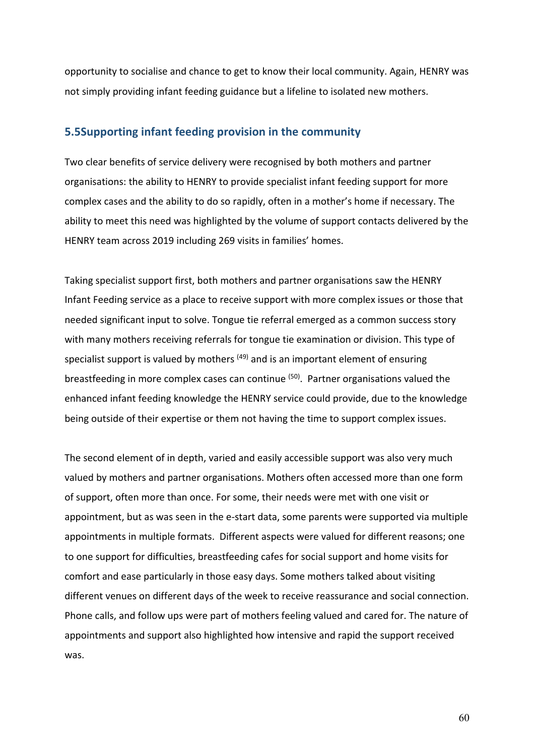opportunity to socialise and chance to get to know their local community. Again, HENRY was not simply providing infant feeding guidance but a lifeline to isolated new mothers.

## 5.5Supporting infant feeding provision in the community

Two clear benefits of service delivery were recognised by both mothers and partner organisations: the ability to HENRY to provide specialist infant feeding support for more complex cases and the ability to do so rapidly, often in a mother's home if necessary. The ability to meet this need was highlighted by the volume of support contacts delivered by the HENRY team across 2019 including 269 visits in families' homes.

Taking specialist support first, both mothers and partner organisations saw the HENRY Infant Feeding service as a place to receive support with more complex issues or those that needed significant input to solve. Tongue tie referral emerged as a common success story with many mothers receiving referrals for tongue tie examination or division. This type of specialist support is valued by mothers [49] and is an important element of ensuring breastfeeding in more complex cases can continue [50]. Partner organisations valued the enhanced infant feeding knowledge the HENRY service could provide, due to the knowledge being outside of their expertise or them not having the time to support complex issues.

The second element of in depth, varied and easily accessible support was also very much valued by mothers and partner organisations. Mothers often accessed more than one form of support, often more than once. For some, their needs were met with one visit or appointment, but as was seen in the e-start data, some parents were supported via multiple appointments in multiple formats. Different aspects were valued for different reasons; one to one support for difficulties, breastfeeding cafes for social support and home visits for comfort and ease particularly in those easy days. Some mothers talked about visiting different venues on different days of the week to receive reassurance and social connection. Phone calls, and follow ups were part of mothers feeling valued and cared for. The nature of appointments and support also highlighted how intensive and rapid the support received was.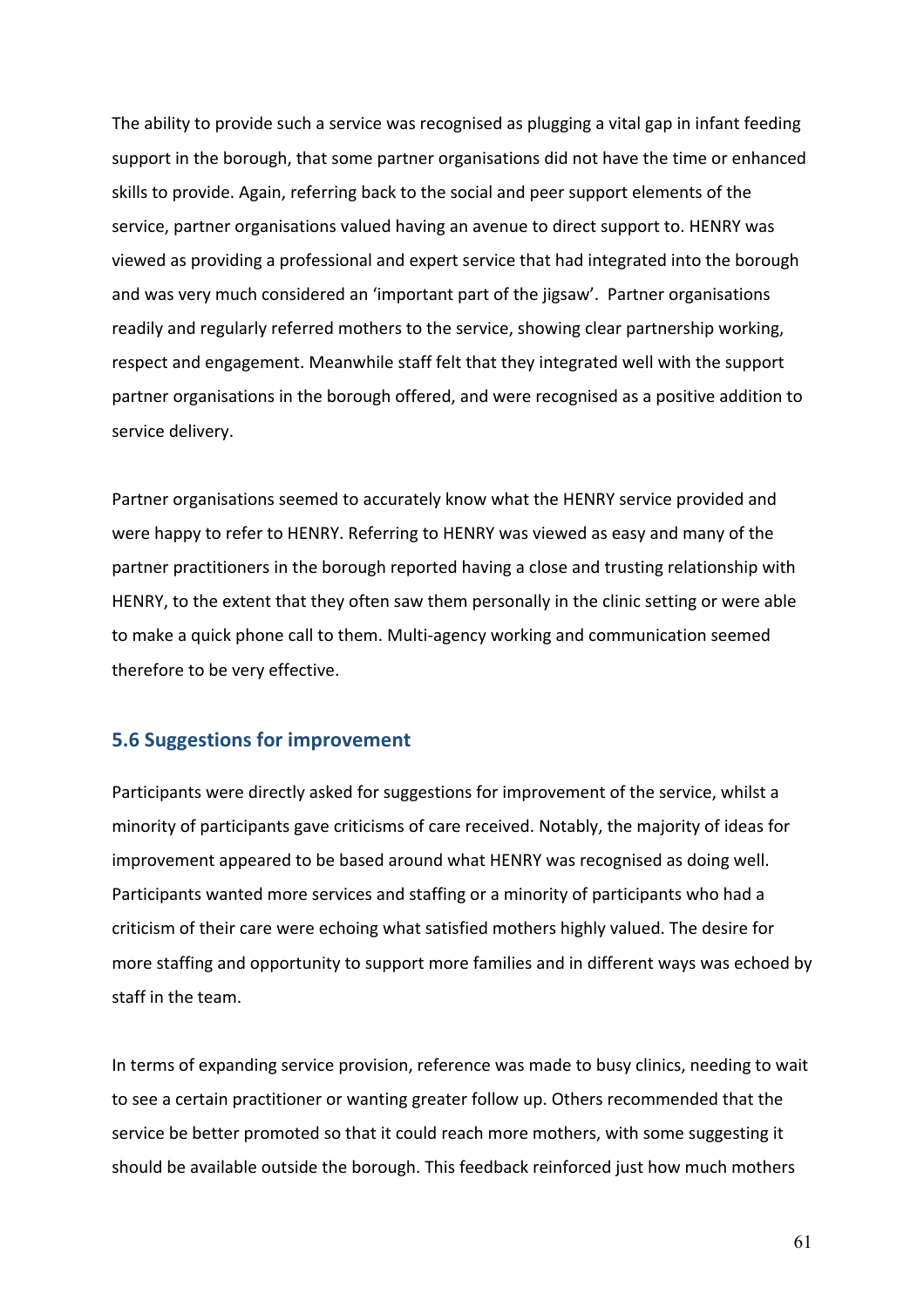The ability to provide such a service was recognised as plugging a vital gap in infant feeding support in the borough, that some partner organisations did not have the time or enhanced skills to provide. Again, referring back to the social and peer support elements of the service, partner organisations valued having an avenue to direct support to. HENRY was viewed as providing a professional and expert service that had integrated into the borough and was very much considered an 'important part of the jigsaw'. Partner organisations readily and regularly referred mothers to the service, showing clear partnership working, respect and engagement. Meanwhile staff felt that they integrated well with the support partner organisations in the borough offered, and were recognised as a positive addition to service delivery.

Partner organisations seemed to accurately know what the HENRY service provided and were happy to refer to HENRY. Referring to HENRY was viewed as easy and many of the partner practitioners in the borough reported having a close and trusting relationship with HENRY, to the extent that they often saw them personally in the clinic setting or were able to make a quick phone call to them. Multi-agency working and communication seemed therefore to be very effective.

### 5.6 Suggestions for improvement

Participants were directly asked for suggestions for improvement of the service, whilst a minority of participants gave criticisms of care received. Notably, the majority of ideas for improvement appeared to be based around what HENRY was recognised as doing well. Participants wanted more services and staffing or a minority of participants who had a criticism of their care were echoing what satisfied mothers highly valued. The desire for more staffing and opportunity to support more families and in different ways was echoed by staff in the team.

In terms of expanding service provision, reference was made to busy clinics, needing to wait to see a certain practitioner or wanting greater follow up. Others recommended that the service be better promoted so that it could reach more mothers, with some suggesting it should be available outside the borough. This feedback reinforced just how much mothers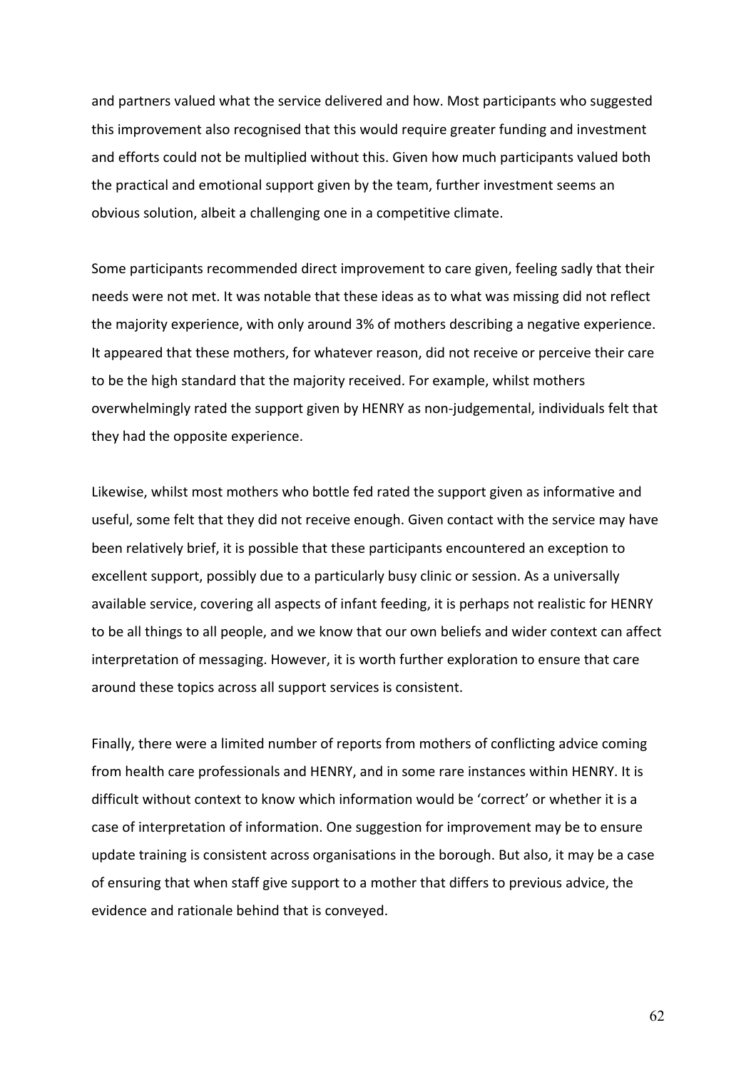and partners valued what the service delivered and how. Most participants who suggested this improvement also recognised that this would require greater funding and investment and efforts could not be multiplied without this. Given how much participants valued both the practical and emotional support given by the team, further investment seems an obvious solution, albeit a challenging one in a competitive climate.

Some participants recommended direct improvement to care given, feeling sadly that their needs were not met. It was notable that these ideas as to what was missing did not reflect the majority experience, with only around 3% of mothers describing a negative experience. It appeared that these mothers, for whatever reason, did not receive or perceive their care to be the high standard that the majority received. For example, whilst mothers overwhelmingly rated the support given by HENRY as non-judgemental, individuals felt that they had the opposite experience.

Likewise, whilst most mothers who bottle fed rated the support given as informative and useful, some felt that they did not receive enough. Given contact with the service may have been relatively brief, it is possible that these participants encountered an exception to excellent support, possibly due to a particularly busy clinic or session. As a universally available service, covering all aspects of infant feeding, it is perhaps not realistic for HENRY to be all things to all people, and we know that our own beliefs and wider context can affect interpretation of messaging. However, it is worth further exploration to ensure that care around these topics across all support services is consistent.

Finally, there were a limited number of reports from mothers of conflicting advice coming from health care professionals and HENRY, and in some rare instances within HENRY. It is difficult without context to know which information would be 'correct' or whether it is a case of interpretation of information. One suggestion for improvement may be to ensure update training is consistent across organisations in the borough. But also, it may be a case of ensuring that when staff give support to a mother that differs to previous advice, the evidence and rationale behind that is conveyed.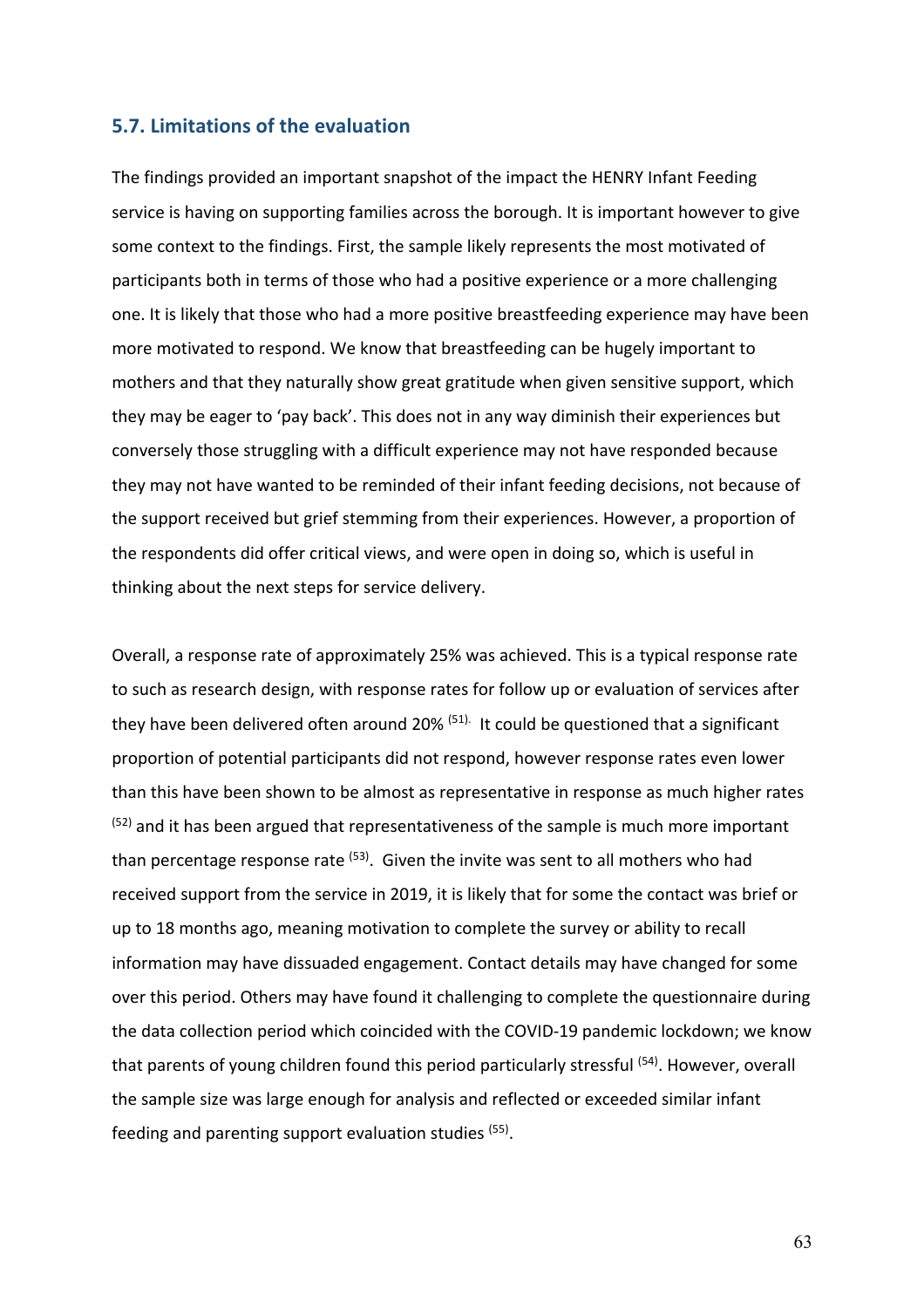## 5.7. Limitations of the evaluation

The findings provided an important snapshot of the impact the HENRY Infant Feeding service is having on supporting families across the borough. It is important however to give some context to the findings. First, the sample likely represents the most motivated of participants both in terms of those who had a positive experience or a more challenging one. It is likely that those who had a more positive breastfeeding experience may have been more motivated to respond. We know that breastfeeding can be hugely important to mothers and that they naturally show great gratitude when given sensitive support, which they may be eager to 'pay back'. This does not in any way diminish their experiences but conversely those struggling with a difficult experience may not have responded because they may not have wanted to be reminded of their infant feeding decisions, not because of the support received but grief stemming from their experiences. However, a proportion of the respondents did offer critical views, and were open in doing so, which is useful in thinking about the next steps for service delivery.

Overall, a response rate of approximately 25% was achieved. This is a typical response rate to such as research design, with response rates for follow up or evaluation of services after they have been delivered often around 20% [51]. It could be questioned that a significant proportion of potential participants did not respond, however response rates even lower than this have been shown to be almost as representative in response as much higher rates [52] and it has been argued that representativeness of the sample is much more important than percentage response rate [53]. Given the invite was sent to all mothers who had received support from the service in 2019, it is likely that for some the contact was brief or up to 18 months ago, meaning motivation to complete the survey or ability to recall information may have dissuaded engagement. Contact details may have changed for some over this period. Others may have found it challenging to complete the questionnaire during the data collection period which coincided with the COVID-19 pandemic lockdown; we know that parents of young children found this period particularly stressful [54]. However, overall the sample size was large enough for analysis and reflected or exceeded similar infant feeding and parenting support evaluation studies [55].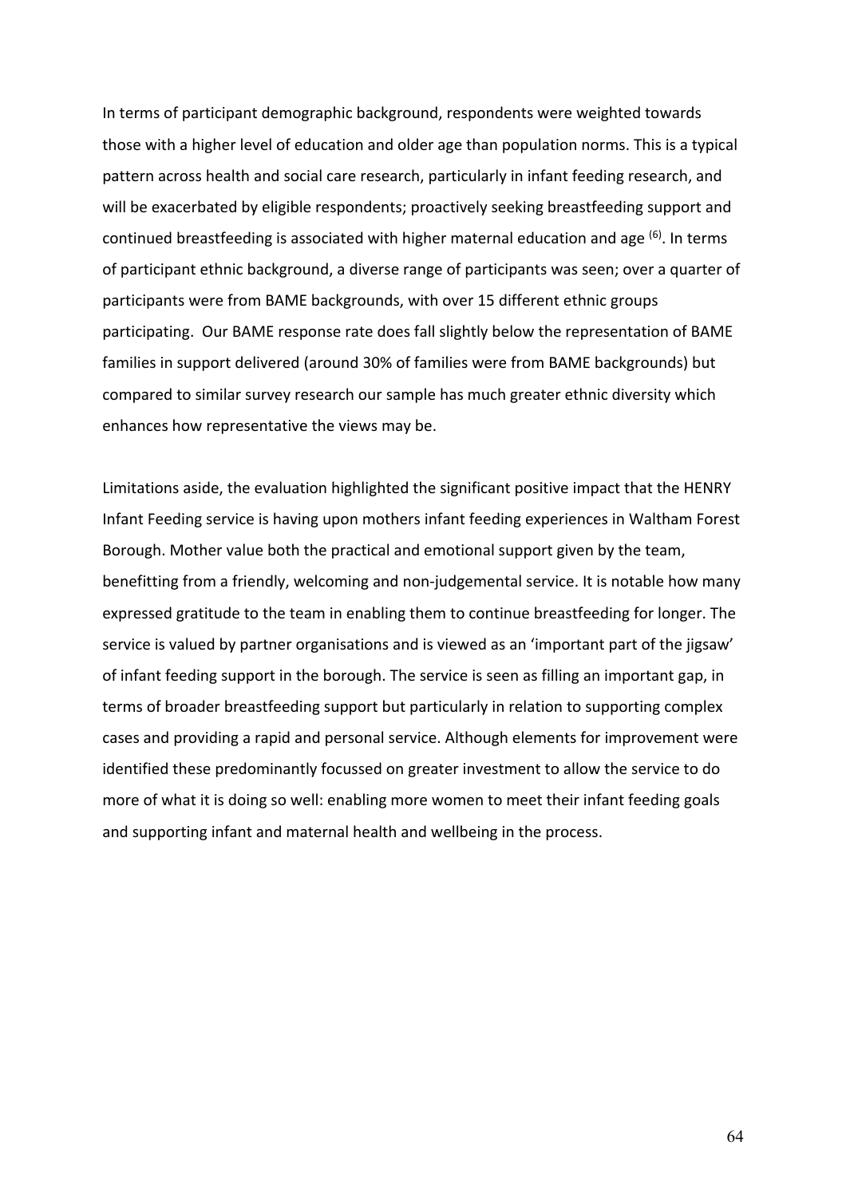In terms of participant demographic background, respondents were weighted towards those with a higher level of education and older age than population norms. This is a typical pattern across health and social care research, particularly in infant feeding research, and will be exacerbated by eligible respondents; proactively seeking breastfeeding support and continued breastfeeding is associated with higher maternal education and age [6]. In terms of participant ethnic background, a diverse range of participants was seen; over a quarter of participants were from BAME backgrounds, with over 15 different ethnic groups participating. Our BAME response rate does fall slightly below the representation of BAME families in support delivered (around 30% of families were from BAME backgrounds) but compared to similar survey research our sample has much greater ethnic diversity which enhances how representative the views may be.

Limitations aside, the evaluation highlighted the significant positive impact that the HENRY Infant Feeding service is having upon mothers infant feeding experiences in Waltham Forest Borough. Mother value both the practical and emotional support given by the team, benefitting from a friendly, welcoming and non-judgemental service. It is notable how many expressed gratitude to the team in enabling them to continue breastfeeding for longer. The service is valued by partner organisations and is viewed as an 'important part of the jigsaw' of infant feeding support in the borough. The service is seen as filling an important gap, in terms of broader breastfeeding support but particularly in relation to supporting complex cases and providing a rapid and personal service. Although elements for improvement were identified these predominantly focussed on greater investment to allow the service to do more of what it is doing so well: enabling more women to meet their infant feeding goals and supporting infant and maternal health and wellbeing in the process.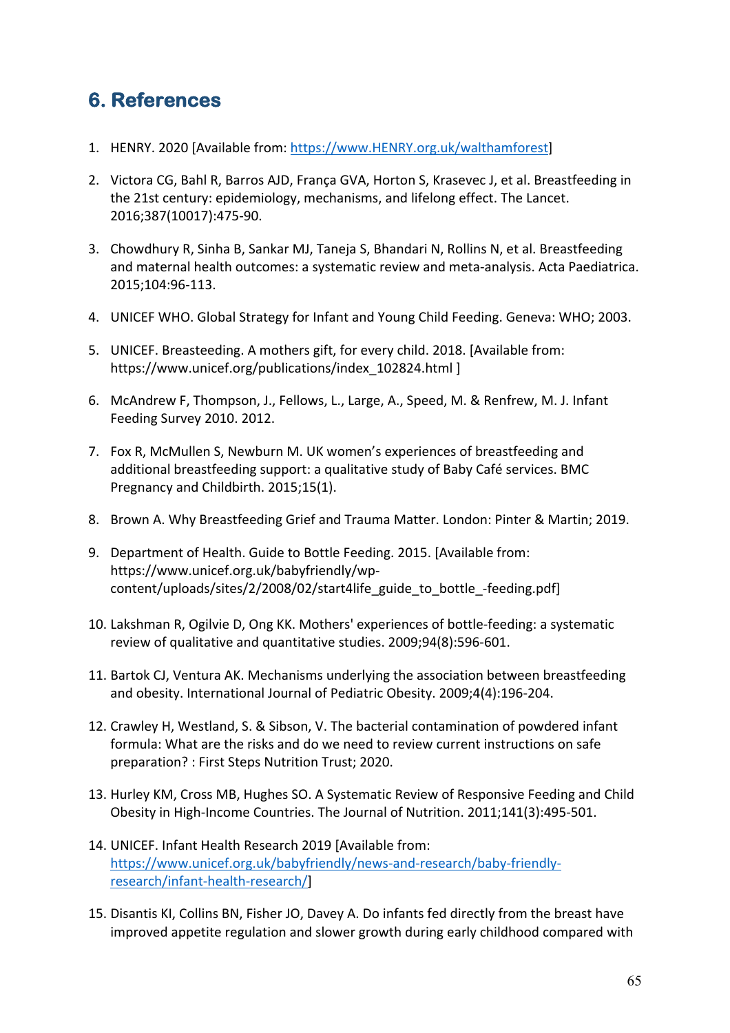# 6. References

1. HENRY. 2020 [Available from: https://www.HENRY.org.uk/walthamforest]

2. Victora CG, Bahl R, Barros AJD, França GVA, Horton S, Krasevec J, et al. Breastfeeding in the 21st century: epidemiology, mechanisms, and lifelong effect. The Lancet. 2016;387(10017):475-90.

3. Chowdhury R, Sinha B, Sankar MJ, Taneja S, Bhandari N, Rollins N, et al. Breastfeeding and maternal health outcomes: a systematic review and meta-analysis. Acta Paediatrica. 2015;104:96-113.

4. UNICEF WHO. Global Strategy for Infant and Young Child Feeding. Geneva: WHO; 2003.

5. UNICEF. Breasteeding. A mothers gift, for every child. 2018. [Available from: https://www.unicef.org/publications/index_102824.html ]

6. McAndrew F, Thompson, J., Fellows, L., Large, A., Speed, M. & Renfrew, M. J. Infant Feeding Survey 2010. 2012.

7. Fox R, McMullen S, Newburn M. UK women's experiences of breastfeeding and additional breastfeeding support: a qualitative study of Baby Café services. BMC Pregnancy and Childbirth. 2015;15(1).

8. Brown A. Why Breastfeeding Grief and Trauma Matter. London: Pinter & Martin; 2019.

9. Department of Health. Guide to Bottle Feeding. 2015. [Available from: https://www.unicef.org.uk/babyfriendly/wp-content/uploads/sites/2/2008/02/start4life_guide_to_bottle_-feeding.pdf]

10. Lakshman R, Ogilvie D, Ong KK. Mothers' experiences of bottle-feeding: a systematic review of qualitative and quantitative studies. 2009;94(8):596-601.

11. Bartok CJ, Ventura AK. Mechanisms underlying the association between breastfeeding and obesity. International Journal of Pediatric Obesity. 2009;4(4):196-204.

12. Crawley H, Westland, S. & Sibson, V. The bacterial contamination of powdered infant formula: What are the risks and do we need to review current instructions on safe preparation? : First Steps Nutrition Trust; 2020.

13. Hurley KM, Cross MB, Hughes SO. A Systematic Review of Responsive Feeding and Child Obesity in High-Income Countries. The Journal of Nutrition. 2011;141(3):495-501.

14. UNICEF. Infant Health Research 2019 [Available from: https://www.unicef.org.uk/babyfriendly/news-and-research/baby-friendly-research/infant-health-research/]

15. Disantis KI, Collins BN, Fisher JO, Davey A. Do infants fed directly from the breast have improved appetite regulation and slower growth during early childhood compared with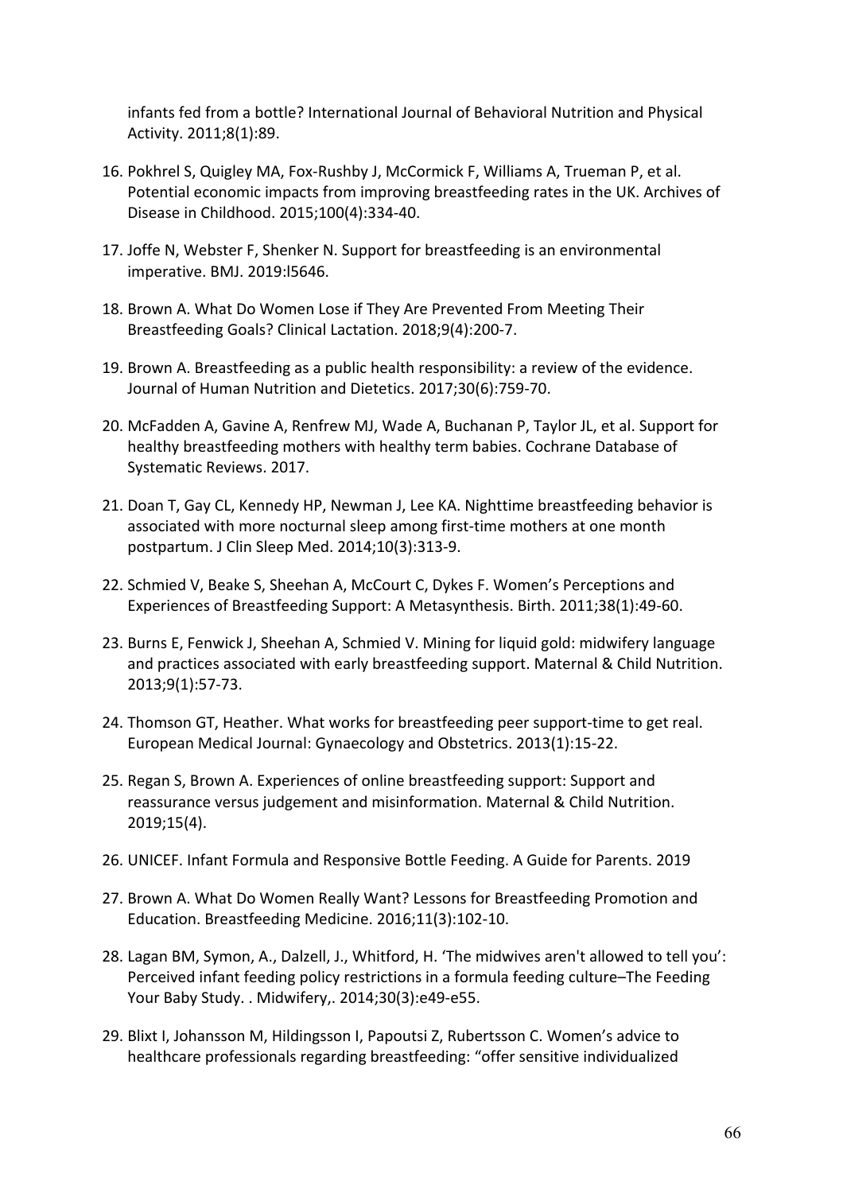infants fed from a bottle? International Journal of Behavioral Nutrition and Physical Activity. 2011;8(1):89.

16. Pokhrel S, Quigley MA, Fox-Rushby J, McCormick F, Williams A, Trueman P, et al. Potential economic impacts from improving breastfeeding rates in the UK. Archives of Disease in Childhood. 2015;100(4):334-40.

17. Joffe N, Webster F, Shenker N. Support for breastfeeding is an environmental imperative. BMJ. 2019:l5646.

18. Brown A. What Do Women Lose if They Are Prevented From Meeting Their Breastfeeding Goals? Clinical Lactation. 2018;9(4):200-7.

19. Brown A. Breastfeeding as a public health responsibility: a review of the evidence. Journal of Human Nutrition and Dietetics. 2017;30(6):759-70.

20. McFadden A, Gavine A, Renfrew MJ, Wade A, Buchanan P, Taylor JL, et al. Support for healthy breastfeeding mothers with healthy term babies. Cochrane Database of Systematic Reviews. 2017.

21. Doan T, Gay CL, Kennedy HP, Newman J, Lee KA. Nighttime breastfeeding behavior is associated with more nocturnal sleep among first-time mothers at one month postpartum. J Clin Sleep Med. 2014;10(3):313-9.

22. Schmied V, Beake S, Sheehan A, McCourt C, Dykes F. Women's Perceptions and Experiences of Breastfeeding Support: A Metasynthesis. Birth. 2011;38(1):49-60.

23. Burns E, Fenwick J, Sheehan A, Schmied V. Mining for liquid gold: midwifery language and practices associated with early breastfeeding support. Maternal & Child Nutrition. 2013;9(1):57-73.

24. Thomson GT, Heather. What works for breastfeeding peer support-time to get real. European Medical Journal: Gynaecology and Obstetrics. 2013(1):15-22.

25. Regan S, Brown A. Experiences of online breastfeeding support: Support and reassurance versus judgement and misinformation. Maternal & Child Nutrition. 2019;15(4).

26. UNICEF. Infant Formula and Responsive Bottle Feeding. A Guide for Parents. 2019

27. Brown A. What Do Women Really Want? Lessons for Breastfeeding Promotion and Education. Breastfeeding Medicine. 2016;11(3):102-10.

28. Lagan BM, Symon, A., Dalzell, J., Whitford, H. 'The midwives aren't allowed to tell you': Perceived infant feeding policy restrictions in a formula feeding culture–The Feeding Your Baby Study. . Midwifery,. 2014;30(3):e49-e55.

29. Blixt I, Johansson M, Hildingsson I, Papoutsi Z, Rubertsson C. Women's advice to healthcare professionals regarding breastfeeding: "offer sensitive individualized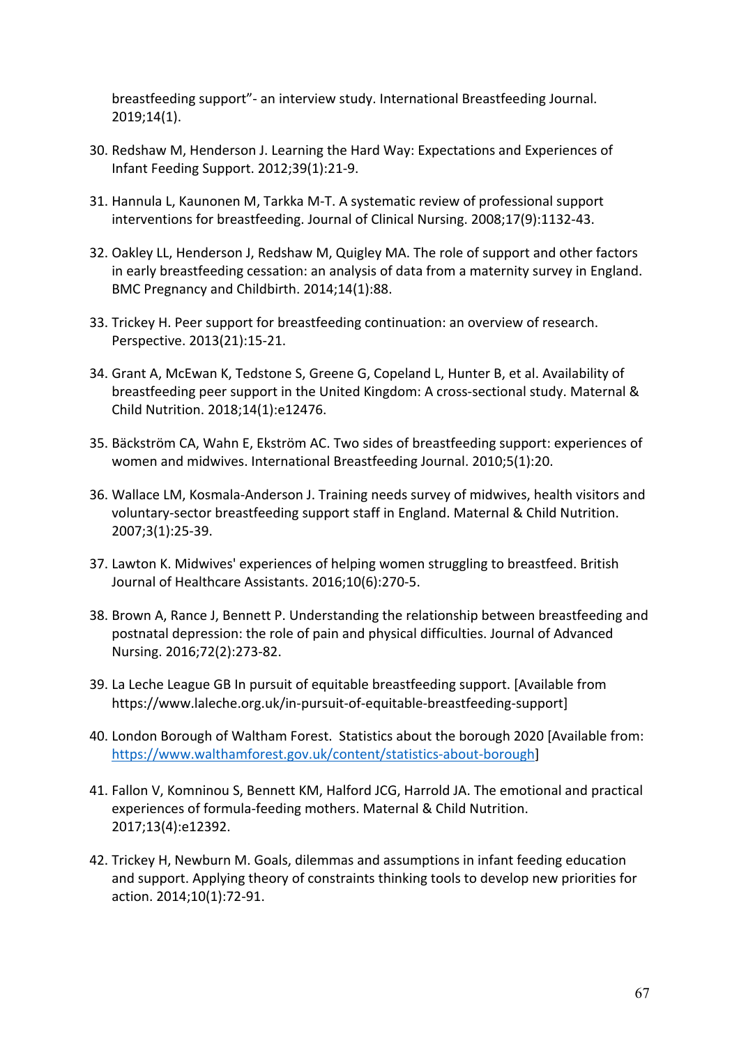breastfeeding support"- an interview study. International Breastfeeding Journal. 2019;14(1).

30. Redshaw M, Henderson J. Learning the Hard Way: Expectations and Experiences of Infant Feeding Support. 2012;39(1):21-9.

31. Hannula L, Kaunonen M, Tarkka M-T. A systematic review of professional support interventions for breastfeeding. Journal of Clinical Nursing. 2008;17(9):1132-43.

32. Oakley LL, Henderson J, Redshaw M, Quigley MA. The role of support and other factors in early breastfeeding cessation: an analysis of data from a maternity survey in England. BMC Pregnancy and Childbirth. 2014;14(1):88.

33. Trickey H. Peer support for breastfeeding continuation: an overview of research. Perspective. 2013(21):15-21.

34. Grant A, McEwan K, Tedstone S, Greene G, Copeland L, Hunter B, et al. Availability of breastfeeding peer support in the United Kingdom: A cross-sectional study. Maternal & Child Nutrition. 2018;14(1):e12476.

35. Bäckström CA, Wahn E, Ekström AC. Two sides of breastfeeding support: experiences of women and midwives. International Breastfeeding Journal. 2010;5(1):20.

36. Wallace LM, Kosmala-Anderson J. Training needs survey of midwives, health visitors and voluntary-sector breastfeeding support staff in England. Maternal & Child Nutrition. 2007;3(1):25-39.

37. Lawton K. Midwives' experiences of helping women struggling to breastfeed. British Journal of Healthcare Assistants. 2016;10(6):270-5.

38. Brown A, Rance J, Bennett P. Understanding the relationship between breastfeeding and postnatal depression: the role of pain and physical difficulties. Journal of Advanced Nursing. 2016;72(2):273-82.

39. La Leche League GB In pursuit of equitable breastfeeding support. [Available from https://www.laleche.org.uk/in-pursuit-of-equitable-breastfeeding-support]

40. London Borough of Waltham Forest. Statistics about the borough 2020 [Available from: https://www.walthamforest.gov.uk/content/statistics-about-borough]

41. Fallon V, Komninou S, Bennett KM, Halford JCG, Harrold JA. The emotional and practical experiences of formula-feeding mothers. Maternal & Child Nutrition. 2017;13(4):e12392.

42. Trickey H, Newburn M. Goals, dilemmas and assumptions in infant feeding education and support. Applying theory of constraints thinking tools to develop new priorities for action. 2014;10(1):72-91.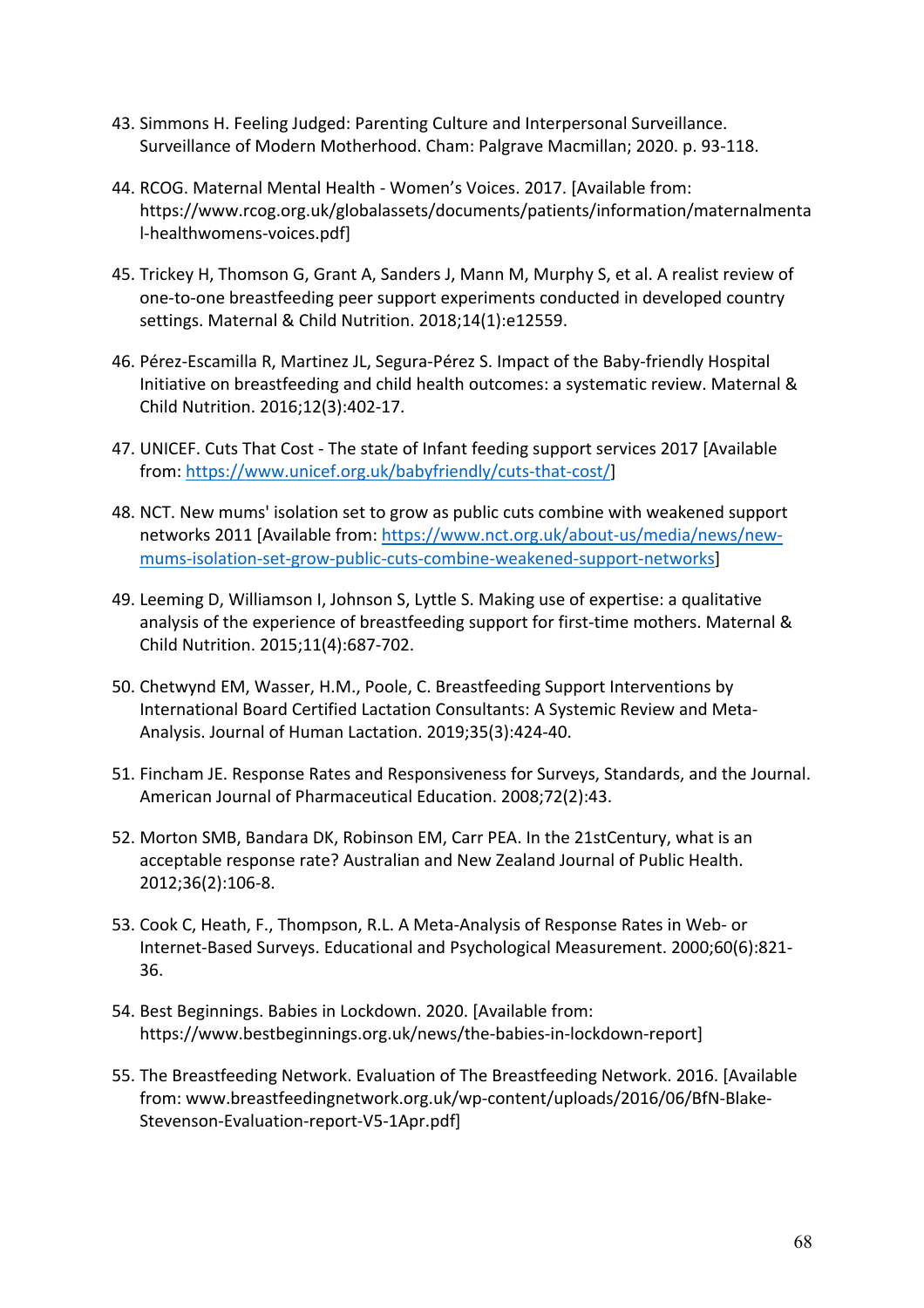43. Simmons H. Feeling Judged: Parenting Culture and Interpersonal Surveillance. Surveillance of Modern Motherhood. Cham: Palgrave Macmillan; 2020. p. 93-118.

44. RCOG. Maternal Mental Health - Women's Voices. 2017. [Available from: https://www.rcog.org.uk/globalassets/documents/patients/information/maternalmental-healthwomens-voices.pdf]

45. Trickey H, Thomson G, Grant A, Sanders J, Mann M, Murphy S, et al. A realist review of one-to-one breastfeeding peer support experiments conducted in developed country settings. Maternal & Child Nutrition. 2018;14(1):e12559.

46. Pérez-Escamilla R, Martinez JL, Segura-Pérez S. Impact of the Baby-friendly Hospital Initiative on breastfeeding and child health outcomes: a systematic review. Maternal & Child Nutrition. 2016;12(3):402-17.

47. UNICEF. Cuts That Cost - The state of Infant feeding support services 2017 [Available from: https://www.unicef.org.uk/babyfriendly/cuts-that-cost/]

48. NCT. New mums' isolation set to grow as public cuts combine with weakened support networks 2011 [Available from: https://www.nct.org.uk/about-us/media/news/new-mums-isolation-set-grow-public-cuts-combine-weakened-support-networks]

49. Leeming D, Williamson I, Johnson S, Lyttle S. Making use of expertise: a qualitative analysis of the experience of breastfeeding support for first-time mothers. Maternal & Child Nutrition. 2015;11(4):687-702.

50. Chetwynd EM, Wasser, H.M., Poole, C. Breastfeeding Support Interventions by International Board Certified Lactation Consultants: A Systemic Review and Meta-Analysis. Journal of Human Lactation. 2019;35(3):424-40.

51. Fincham JE. Response Rates and Responsiveness for Surveys, Standards, and the Journal. American Journal of Pharmaceutical Education. 2008;72(2):43.

52. Morton SMB, Bandara DK, Robinson EM, Carr PEA. In the 21stCentury, what is an acceptable response rate? Australian and New Zealand Journal of Public Health. 2012;36(2):106-8.

53. Cook C, Heath, F., Thompson, R.L. A Meta-Analysis of Response Rates in Web- or Internet-Based Surveys. Educational and Psychological Measurement. 2000;60(6):821-36.

54. Best Beginnings. Babies in Lockdown. 2020. [Available from: https://www.bestbeginnings.org.uk/news/the-babies-in-lockdown-report]

55. The Breastfeeding Network. Evaluation of The Breastfeeding Network. 2016. [Available from: www.breastfeedingnetwork.org.uk/wp-content/uploads/2016/06/BfN-Blake-Stevenson-Evaluation-report-V5-1Apr.pdf]